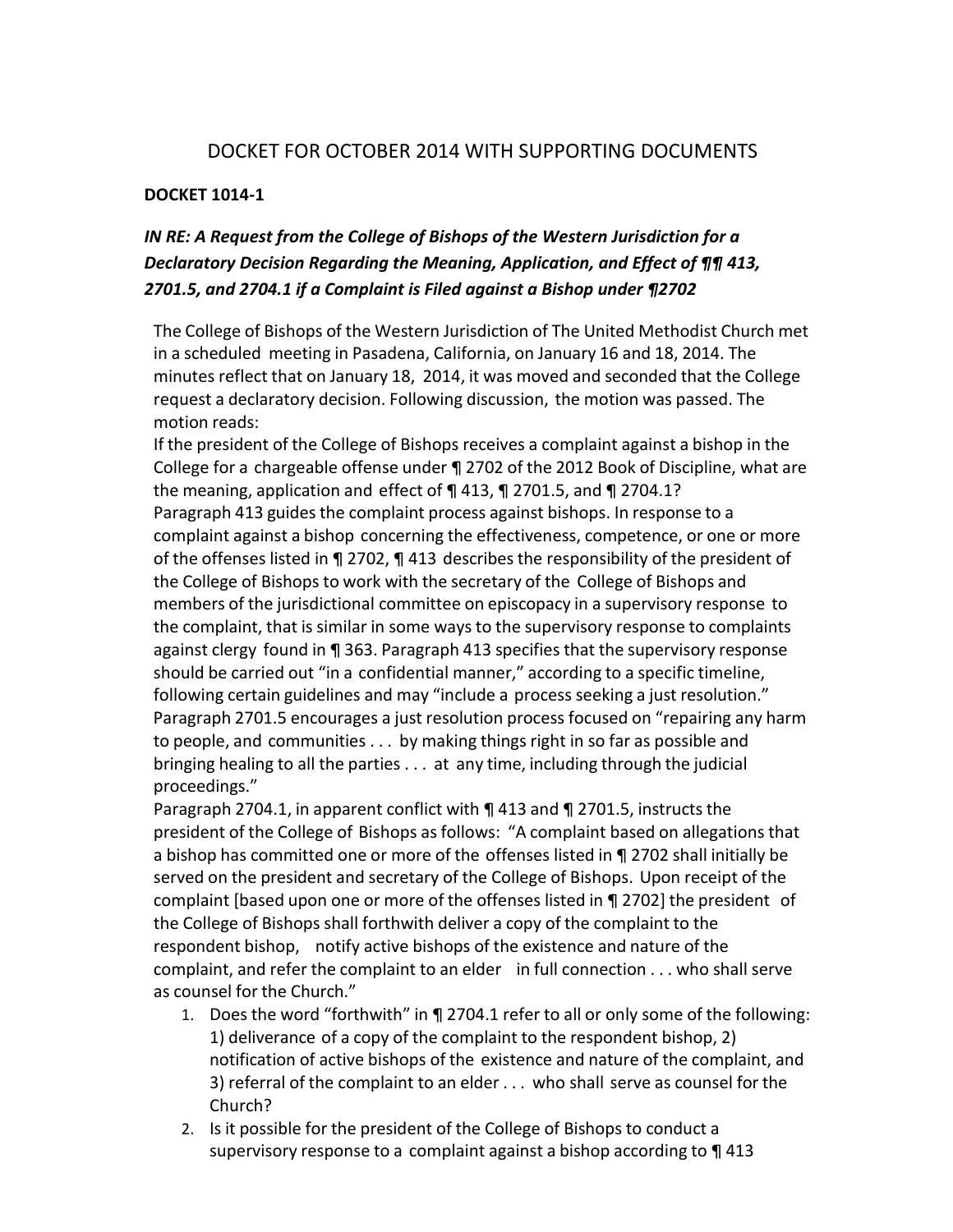# DOCKET FOR OCTOBER 2014 WITH SUPPORTING DOCUMENTS

**DOCKET 1014-1**

## *IN RE: A Request from the College of Bishops of the Western Jurisdiction for a Declaratory Decision Regarding the Meaning, Application, and Effect of ¶¶ 413, 2701.5, and 2704.1 if a Complaint is Filed against a Bishop under ¶2702*

The College of Bishops of the Western Jurisdiction of The United Methodist Church met in a scheduled meeting in Pasadena, California, on January 16 and 18, 2014. The minutes reflect that on January 18, 2014, it was moved and seconded that the College request a declaratory decision. Following discussion, the motion was passed. The motion reads:

If the president of the College of Bishops receives a complaint against a bishop in the College for a chargeable offense under ¶ 2702 of the 2012 Book of Discipline, what are the meaning, application and effect of ¶ 413, ¶ 2701.5, and ¶ 2704.1?

Paragraph 413 guides the complaint process against bishops. In response to a complaint against a bishop concerning the effectiveness, competence, or one or more of the offenses listed in ¶ 2702, ¶ 413 describes the responsibility of the president of the College of Bishops to work with the secretary of the College of Bishops and members of the jurisdictional committee on episcopacy in a supervisory response to the complaint, that is similar in some ways to the supervisory response to complaints against clergy found in ¶ 363. Paragraph 413 specifies that the supervisory response should be carried out "in a confidential manner," according to a specific timeline, following certain guidelines and may "include a process seeking a just resolution."

Paragraph 2701.5 encourages a just resolution process focused on "repairing any harm to people, and communities . . . by making things right in so far as possible and bringing healing to all the parties . . . at any time, including through the judicial proceedings."

Paragraph 2704.1, in apparent conflict with ¶ 413 and ¶ 2701.5, instructs the president of the College of Bishops as follows: "A complaint based on allegations that a bishop has committed one or more of the offenses listed in ¶ 2702 shall initially be served on the president and secretary of the College of Bishops. Upon receipt of the complaint [based upon one or more of the offenses listed in ¶ 2702] the president of the College of Bishops shall forthwith deliver a copy of the complaint to the respondent bishop, notify active bishops of the existence and nature of the complaint, and refer the complaint to an elder in full connection . . . who shall serve as counsel for the Church."

1. Does the word "forthwith" in ¶ 2704.1 refer to all or only some of the following: 1) deliverance of a copy of the complaint to the respondent bishop, 2) notification of active bishops of the existence and nature of the complaint, and 3) referral of the complaint to an elder . . . who shall serve as counsel for the Church?
2. Is it possible for the president of the College of Bishops to conduct a supervisory response to a complaint against a bishop according to ¶ 413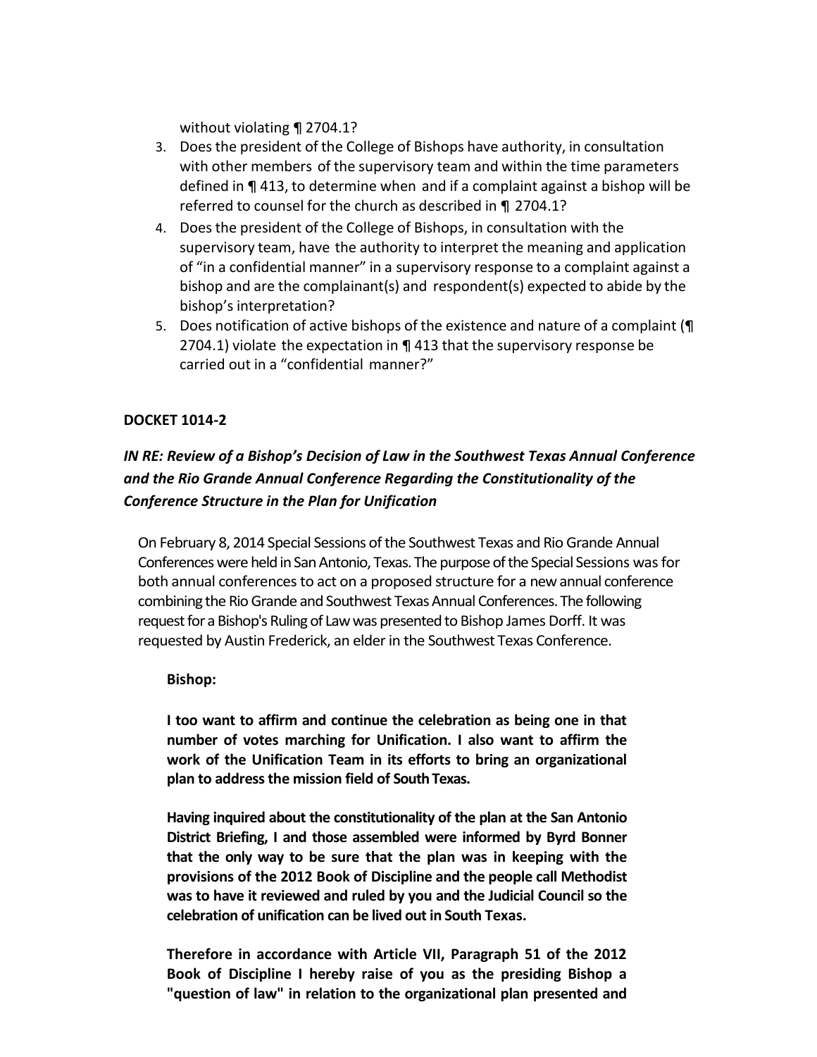without violating ¶ 2704.1?

3. Does the president of the College of Bishops have authority, in consultation with other members of the supervisory team and within the time parameters defined in ¶ 413, to determine when and if a complaint against a bishop will be referred to counsel for the church as described in ¶ 2704.1?
4. Does the president of the College of Bishops, in consultation with the supervisory team, have the authority to interpret the meaning and application of "in a confidential manner" in a supervisory response to a complaint against a bishop and are the complainant(s) and respondent(s) expected to abide by the bishop's interpretation?
5. Does notification of active bishops of the existence and nature of a complaint (¶ 2704.1) violate the expectation in ¶ 413 that the supervisory response be carried out in a "confidential manner?"

**DOCKET 1014-2**

***IN RE: Review of a Bishop's Decision of Law in the Southwest Texas Annual Conference and the Rio Grande Annual Conference Regarding the Constitutionality of the Conference Structure in the Plan for Unification***

On February 8, 2014 Special Sessions of the Southwest Texas and Rio Grande Annual Conferences were held in San Antonio, Texas. The purpose of the Special Sessions was for both annual conferences to act on a proposed structure for a new annual conference combining the Rio Grande and Southwest Texas Annual Conferences. The following request for a Bishop's Ruling of Law was presented to Bishop James Dorff. It was requested by Austin Frederick, an elder in the Southwest Texas Conference.

**Bishop:**

**I too want to affirm and continue the celebration as being one in that number of votes marching for Unification. I also want to affirm the work of the Unification Team in its efforts to bring an organizational plan to address the mission field of South Texas.**

**Having inquired about the constitutionality of the plan at the San Antonio District Briefing, I and those assembled were informed by Byrd Bonner that the only way to be sure that the plan was in keeping with the provisions of the 2012 Book of Discipline and the people call Methodist was to have it reviewed and ruled by you and the Judicial Council so the celebration of unification can be lived out in South Texas.**

**Therefore in accordance with Article VII, Paragraph 51 of the 2012 Book of Discipline I hereby raise of you as the presiding Bishop a "question of law" in relation to the organizational plan presented and**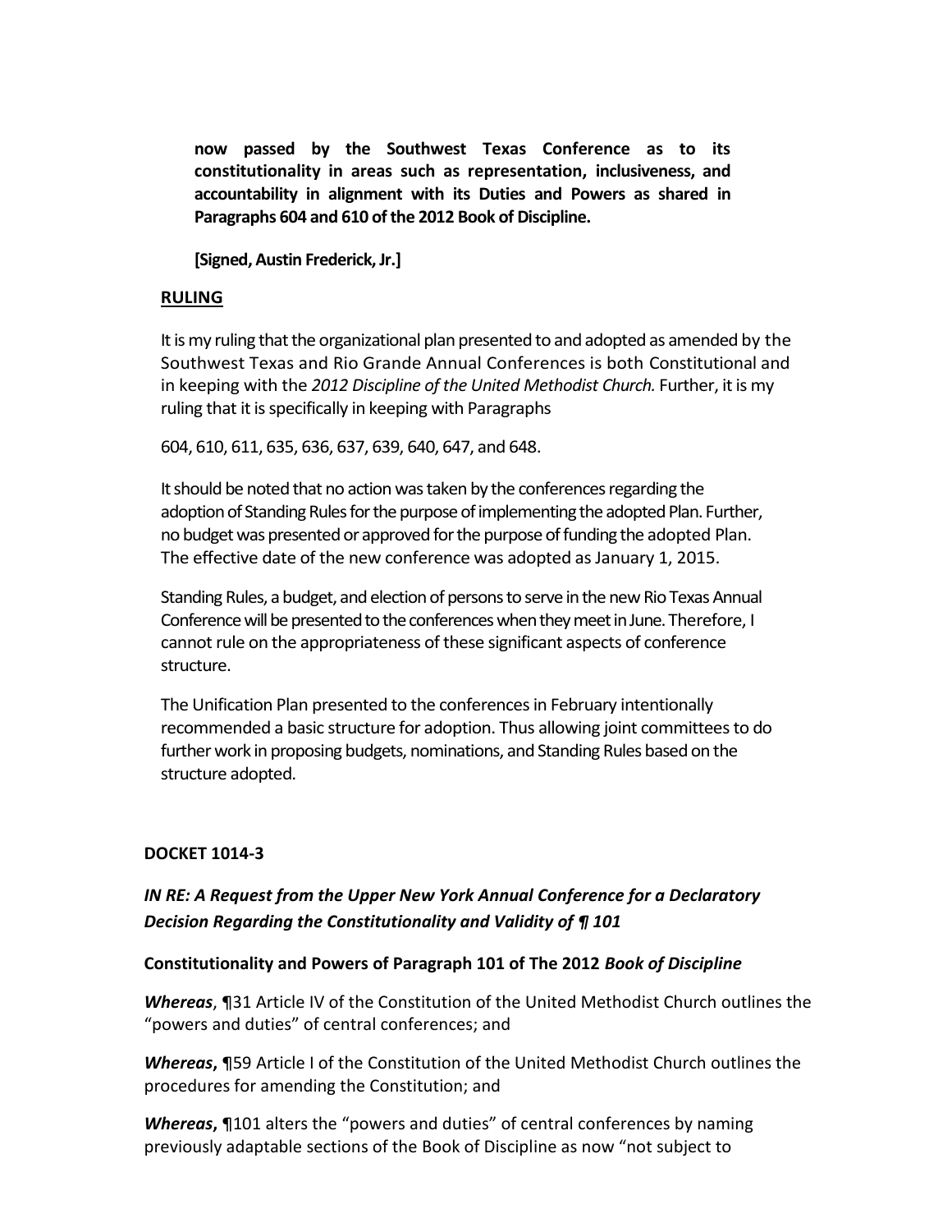**now passed by the Southwest Texas Conference as to its constitutionality in areas such as representation, inclusiveness, and accountability in alignment with its Duties and Powers as shared in Paragraphs 604 and 610 of the 2012 Book of Discipline.**

**[Signed, Austin Frederick, Jr.]**

**RULING**

It is my ruling that the organizational plan presented to and adopted as amended by the Southwest Texas and Rio Grande Annual Conferences is both Constitutional and in keeping with the *2012 Discipline of the United Methodist Church.* Further, it is my ruling that it is specifically in keeping with Paragraphs

604, 610, 611, 635, 636, 637, 639, 640, 647, and 648.

It should be noted that no action was taken by the conferences regarding the adoption of Standing Rules for the purpose of implementing the adopted Plan. Further, no budget was presented or approved for the purpose of funding the adopted Plan. The effective date of the new conference was adopted as January 1, 2015.

Standing Rules, a budget, and election of persons to serve in the new Rio Texas Annual Conference will be presented to the conferences when they meet in June. Therefore, I cannot rule on the appropriateness of these significant aspects of conference structure.

The Unification Plan presented to the conferences in February intentionally recommended a basic structure for adoption. Thus allowing joint committees to do further work in proposing budgets, nominations, and Standing Rules based on the structure adopted.

**DOCKET 1014-3**

***IN RE: A Request from the Upper New York Annual Conference for a Declaratory Decision Regarding the Constitutionality and Validity of ¶ 101***

**Constitutionality and Powers of Paragraph 101 of The 2012 *Book of Discipline***

***Whereas***, ¶31 Article IV of the Constitution of the United Methodist Church outlines the "powers and duties" of central conferences; and

***Whereas*, ¶**59 Article I of the Constitution of the United Methodist Church outlines the procedures for amending the Constitution; and

***Whereas*, ¶**101 alters the "powers and duties" of central conferences by naming previously adaptable sections of the Book of Discipline as now "not subject to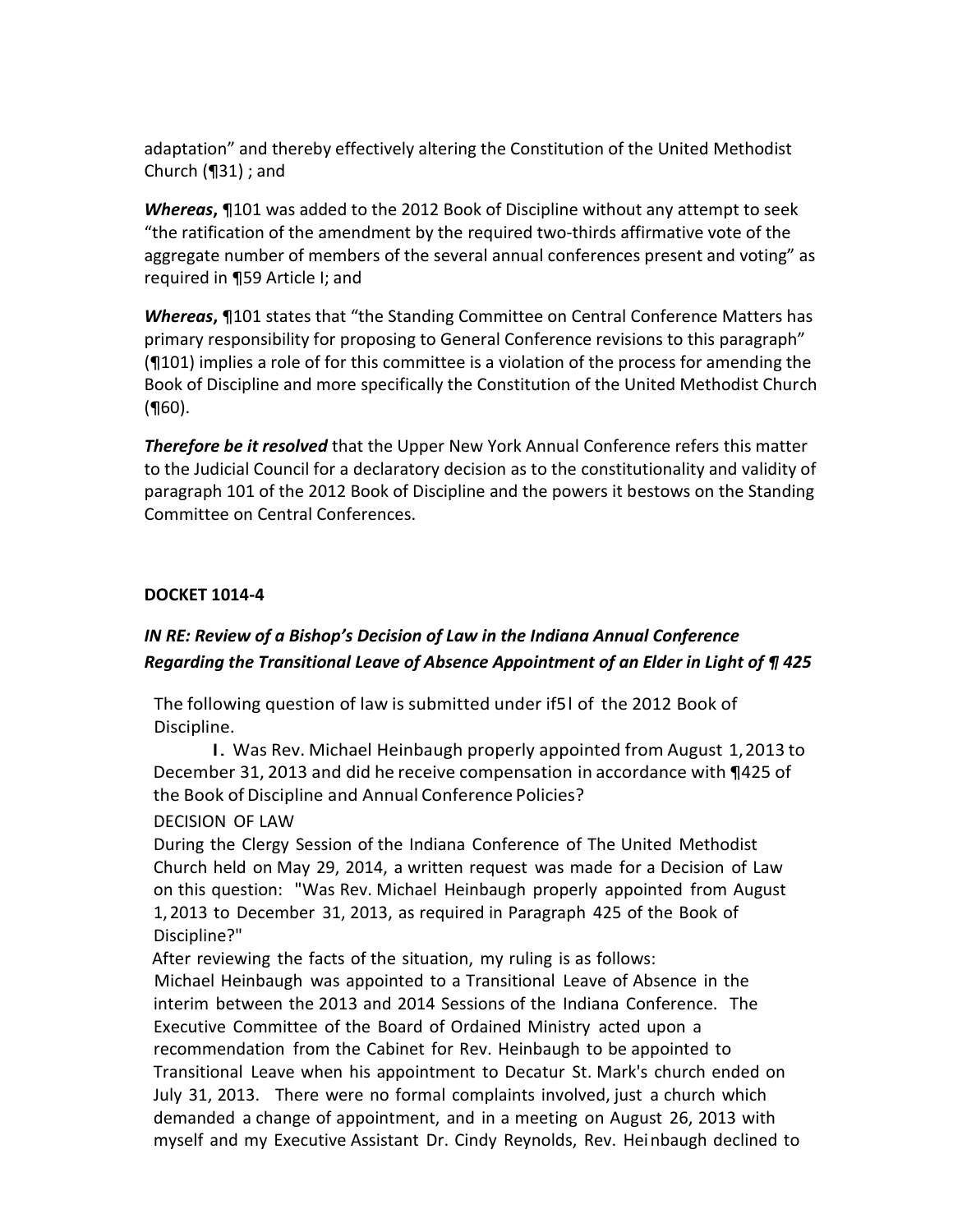adaptation" and thereby effectively altering the Constitution of the United Methodist Church (¶31) ; and

***Whereas***, ¶101 was added to the 2012 Book of Discipline without any attempt to seek "the ratification of the amendment by the required two-thirds affirmative vote of the aggregate number of members of the several annual conferences present and voting" as required in ¶59 Article I; and

***Whereas***, ¶101 states that "the Standing Committee on Central Conference Matters has primary responsibility for proposing to General Conference revisions to this paragraph" (¶101) implies a role of for this committee is a violation of the process for amending the Book of Discipline and more specifically the Constitution of the United Methodist Church (¶60).

***Therefore be it resolved*** that the Upper New York Annual Conference refers this matter to the Judicial Council for a declaratory decision as to the constitutionality and validity of paragraph 101 of the 2012 Book of Discipline and the powers it bestows on the Standing Committee on Central Conferences.

**DOCKET 1014-4**

***IN RE: Review of a Bishop's Decision of Law in the Indiana Annual Conference Regarding the Transitional Leave of Absence Appointment of an Elder in Light of ¶ 425***

The following question of law is submitted under if5l of the 2012 Book of Discipline.

I. Was Rev. Michael Heinbaugh properly appointed from August 1, 2013 to December 31, 2013 and did he receive compensation in accordance with ¶425 of the Book of Discipline and Annual Conference Policies?

DECISION OF LAW

During the Clergy Session of the Indiana Conference of The United Methodist Church held on May 29, 2014, a written request was made for a Decision of Law on this question: "Was Rev. Michael Heinbaugh properly appointed from August 1, 2013 to December 31, 2013, as required in Paragraph 425 of the Book of Discipline?"

After reviewing the facts of the situation, my ruling is as follows:

Michael Heinbaugh was appointed to a Transitional Leave of Absence in the interim between the 2013 and 2014 Sessions of the Indiana Conference. The Executive Committee of the Board of Ordained Ministry acted upon a recommendation from the Cabinet for Rev. Heinbaugh to be appointed to Transitional Leave when his appointment to Decatur St. Mark's church ended on July 31, 2013. There were no formal complaints involved, just a church which demanded a change of appointment, and in a meeting on August 26, 2013 with myself and my Executive Assistant Dr. Cindy Reynolds, Rev. Heinbaugh declined to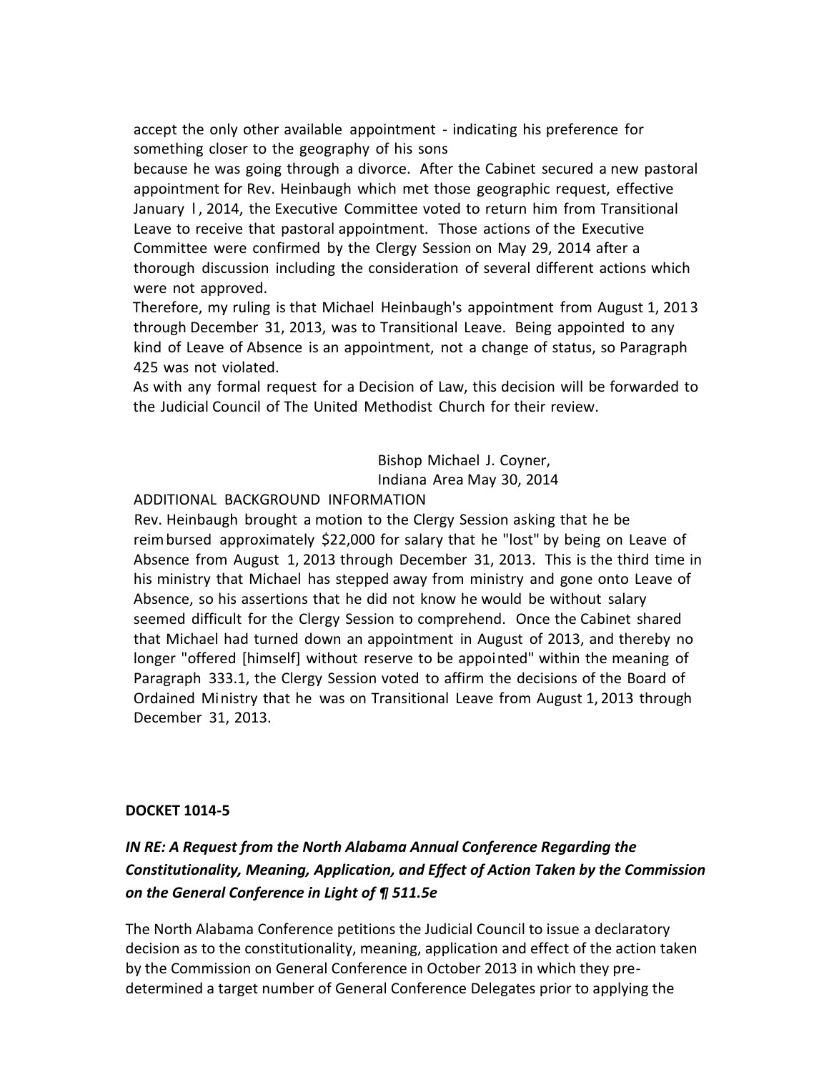accept the only other available appointment - indicating his preference for something closer to the geography of his sons because he was going through a divorce. After the Cabinet secured a new pastoral appointment for Rev. Heinbaugh which met those geographic request, effective January l, 2014, the Executive Committee voted to return him from Transitional Leave to receive that pastoral appointment. Those actions of the Executive Committee were confirmed by the Clergy Session on May 29, 2014 after a thorough discussion including the consideration of several different actions which were not approved.

Therefore, my ruling is that Michael Heinbaugh's appointment from August 1, 2013 through December 31, 2013, was to Transitional Leave. Being appointed to any kind of Leave of Absence is an appointment, not a change of status, so Paragraph 425 was not violated.

As with any formal request for a Decision of Law, this decision will be forwarded to the Judicial Council of The United Methodist Church for their review.

Bishop Michael J. Coyner,
Indiana Area May 30, 2014

ADDITIONAL BACKGROUND INFORMATION

Rev. Heinbaugh brought a motion to the Clergy Session asking that he be reimbursed approximately $22,000 for salary that he "lost" by being on Leave of Absence from August 1, 2013 through December 31, 2013. This is the third time in his ministry that Michael has stepped away from ministry and gone onto Leave of Absence, so his assertions that he did not know he would be without salary seemed difficult for the Clergy Session to comprehend. Once the Cabinet shared that Michael had turned down an appointment in August of 2013, and thereby no longer "offered [himself] without reserve to be appointed" within the meaning of Paragraph 333.1, the Clergy Session voted to affirm the decisions of the Board of Ordained Ministry that he was on Transitional Leave from August 1, 2013 through December 31, 2013.

**DOCKET 1014-5**

***IN RE: A Request from the North Alabama Annual Conference Regarding the Constitutionality, Meaning, Application, and Effect of Action Taken by the Commission on the General Conference in Light of ¶ 511.5e***

The North Alabama Conference petitions the Judicial Council to issue a declaratory decision as to the constitutionality, meaning, application and effect of the action taken by the Commission on General Conference in October 2013 in which they pre-determined a target number of General Conference Delegates prior to applying the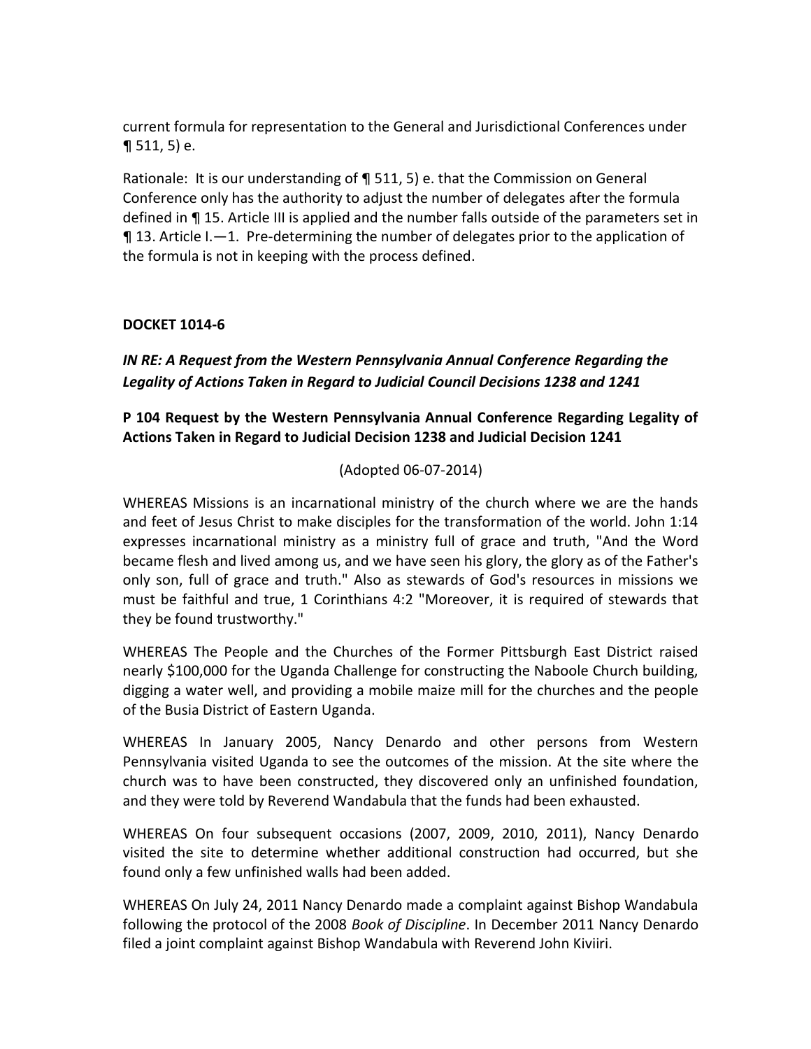current formula for representation to the General and Jurisdictional Conferences under ¶ 511, 5) e.

Rationale: It is our understanding of ¶ 511, 5) e. that the Commission on General Conference only has the authority to adjust the number of delegates after the formula defined in ¶ 15. Article III is applied and the number falls outside of the parameters set in ¶ 13. Article I.—1. Pre-determining the number of delegates prior to the application of the formula is not in keeping with the process defined.

**DOCKET 1014-6**

***IN RE: A Request from the Western Pennsylvania Annual Conference Regarding the Legality of Actions Taken in Regard to Judicial Council Decisions 1238 and 1241***

**P 104 Request by the Western Pennsylvania Annual Conference Regarding Legality of Actions Taken in Regard to Judicial Decision 1238 and Judicial Decision 1241**

(Adopted 06-07-2014)

WHEREAS Missions is an incarnational ministry of the church where we are the hands and feet of Jesus Christ to make disciples for the transformation of the world. John 1:14 expresses incarnational ministry as a ministry full of grace and truth, "And the Word became flesh and lived among us, and we have seen his glory, the glory as of the Father's only son, full of grace and truth." Also as stewards of God's resources in missions we must be faithful and true, 1 Corinthians 4:2 "Moreover, it is required of stewards that they be found trustworthy."

WHEREAS The People and the Churches of the Former Pittsburgh East District raised nearly $100,000 for the Uganda Challenge for constructing the Naboole Church building, digging a water well, and providing a mobile maize mill for the churches and the people of the Busia District of Eastern Uganda.

WHEREAS In January 2005, Nancy Denardo and other persons from Western Pennsylvania visited Uganda to see the outcomes of the mission. At the site where the church was to have been constructed, they discovered only an unfinished foundation, and they were told by Reverend Wandabula that the funds had been exhausted.

WHEREAS On four subsequent occasions (2007, 2009, 2010, 2011), Nancy Denardo visited the site to determine whether additional construction had occurred, but she found only a few unfinished walls had been added.

WHEREAS On July 24, 2011 Nancy Denardo made a complaint against Bishop Wandabula following the protocol of the 2008 *Book of Discipline*. In December 2011 Nancy Denardo filed a joint complaint against Bishop Wandabula with Reverend John Kiviiri.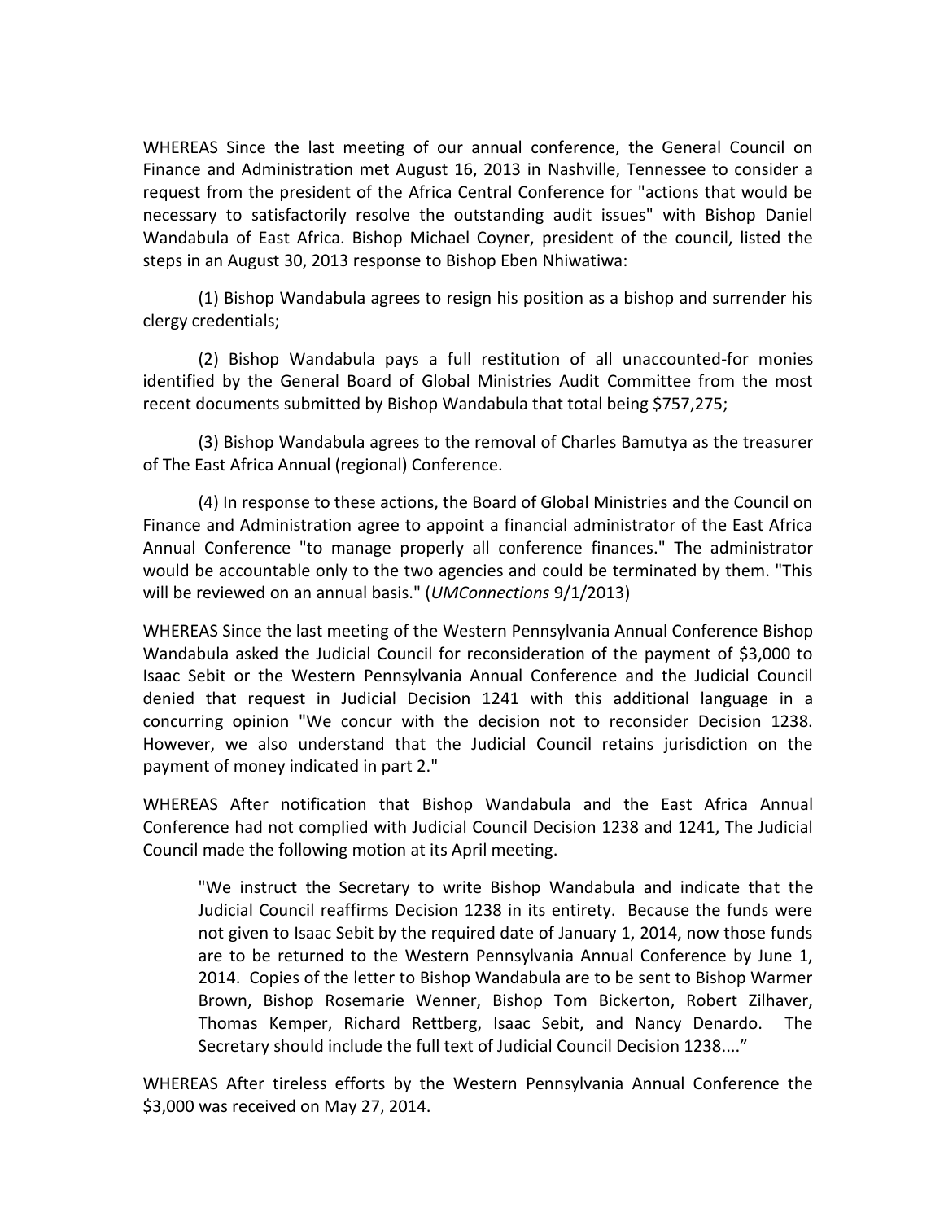WHEREAS Since the last meeting of our annual conference, the General Council on Finance and Administration met August 16, 2013 in Nashville, Tennessee to consider a request from the president of the Africa Central Conference for "actions that would be necessary to satisfactorily resolve the outstanding audit issues" with Bishop Daniel Wandabula of East Africa. Bishop Michael Coyner, president of the council, listed the steps in an August 30, 2013 response to Bishop Eben Nhiwatiwa:

(1) Bishop Wandabula agrees to resign his position as a bishop and surrender his clergy credentials;

(2) Bishop Wandabula pays a full restitution of all unaccounted-for monies identified by the General Board of Global Ministries Audit Committee from the most recent documents submitted by Bishop Wandabula that total being $757,275;

(3) Bishop Wandabula agrees to the removal of Charles Bamutya as the treasurer of The East Africa Annual (regional) Conference.

(4) In response to these actions, the Board of Global Ministries and the Council on Finance and Administration agree to appoint a financial administrator of the East Africa Annual Conference "to manage properly all conference finances." The administrator would be accountable only to the two agencies and could be terminated by them. "This will be reviewed on an annual basis." (*UMConnections* 9/1/2013)

WHEREAS Since the last meeting of the Western Pennsylvania Annual Conference Bishop Wandabula asked the Judicial Council for reconsideration of the payment of $3,000 to Isaac Sebit or the Western Pennsylvania Annual Conference and the Judicial Council denied that request in Judicial Decision 1241 with this additional language in a concurring opinion "We concur with the decision not to reconsider Decision 1238. However, we also understand that the Judicial Council retains jurisdiction on the payment of money indicated in part 2."

WHEREAS After notification that Bishop Wandabula and the East Africa Annual Conference had not complied with Judicial Council Decision 1238 and 1241, The Judicial Council made the following motion at its April meeting.

> "We instruct the Secretary to write Bishop Wandabula and indicate that the Judicial Council reaffirms Decision 1238 in its entirety. Because the funds were not given to Isaac Sebit by the required date of January 1, 2014, now those funds are to be returned to the Western Pennsylvania Annual Conference by June 1, 2014. Copies of the letter to Bishop Wandabula are to be sent to Bishop Warmer Brown, Bishop Rosemarie Wenner, Bishop Tom Bickerton, Robert Zilhaver, Thomas Kemper, Richard Rettberg, Isaac Sebit, and Nancy Denardo. The Secretary should include the full text of Judicial Council Decision 1238...."

WHEREAS After tireless efforts by the Western Pennsylvania Annual Conference the $3,000 was received on May 27, 2014.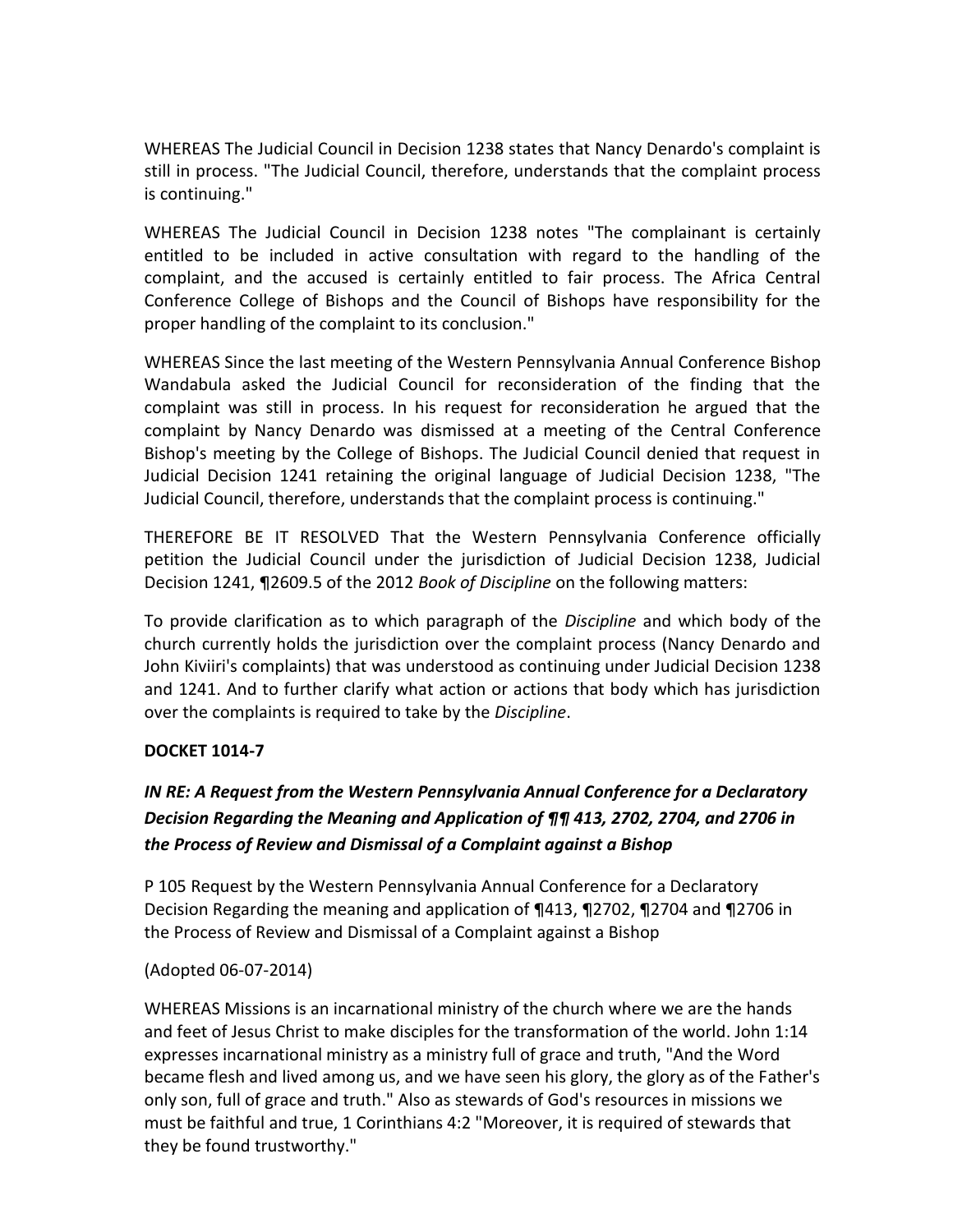WHEREAS The Judicial Council in Decision 1238 states that Nancy Denardo's complaint is still in process. "The Judicial Council, therefore, understands that the complaint process is continuing."

WHEREAS The Judicial Council in Decision 1238 notes "The complainant is certainly entitled to be included in active consultation with regard to the handling of the complaint, and the accused is certainly entitled to fair process. The Africa Central Conference College of Bishops and the Council of Bishops have responsibility for the proper handling of the complaint to its conclusion."

WHEREAS Since the last meeting of the Western Pennsylvania Annual Conference Bishop Wandabula asked the Judicial Council for reconsideration of the finding that the complaint was still in process. In his request for reconsideration he argued that the complaint by Nancy Denardo was dismissed at a meeting of the Central Conference Bishop's meeting by the College of Bishops. The Judicial Council denied that request in Judicial Decision 1241 retaining the original language of Judicial Decision 1238, "The Judicial Council, therefore, understands that the complaint process is continuing."

THEREFORE BE IT RESOLVED That the Western Pennsylvania Conference officially petition the Judicial Council under the jurisdiction of Judicial Decision 1238, Judicial Decision 1241, ¶2609.5 of the 2012 *Book of Discipline* on the following matters:

To provide clarification as to which paragraph of the *Discipline* and which body of the church currently holds the jurisdiction over the complaint process (Nancy Denardo and John Kiviiri's complaints) that was understood as continuing under Judicial Decision 1238 and 1241. And to further clarify what action or actions that body which has jurisdiction over the complaints is required to take by the *Discipline*.

**DOCKET 1014-7**

***IN RE: A Request from the Western Pennsylvania Annual Conference for a Declaratory Decision Regarding the Meaning and Application of ¶¶ 413, 2702, 2704, and 2706 in the Process of Review and Dismissal of a Complaint against a Bishop***

P 105 Request by the Western Pennsylvania Annual Conference for a Declaratory Decision Regarding the meaning and application of ¶413, ¶2702, ¶2704 and ¶2706 in the Process of Review and Dismissal of a Complaint against a Bishop

(Adopted 06-07-2014)

WHEREAS Missions is an incarnational ministry of the church where we are the hands and feet of Jesus Christ to make disciples for the transformation of the world. John 1:14 expresses incarnational ministry as a ministry full of grace and truth, "And the Word became flesh and lived among us, and we have seen his glory, the glory as of the Father's only son, full of grace and truth." Also as stewards of God's resources in missions we must be faithful and true, 1 Corinthians 4:2 "Moreover, it is required of stewards that they be found trustworthy."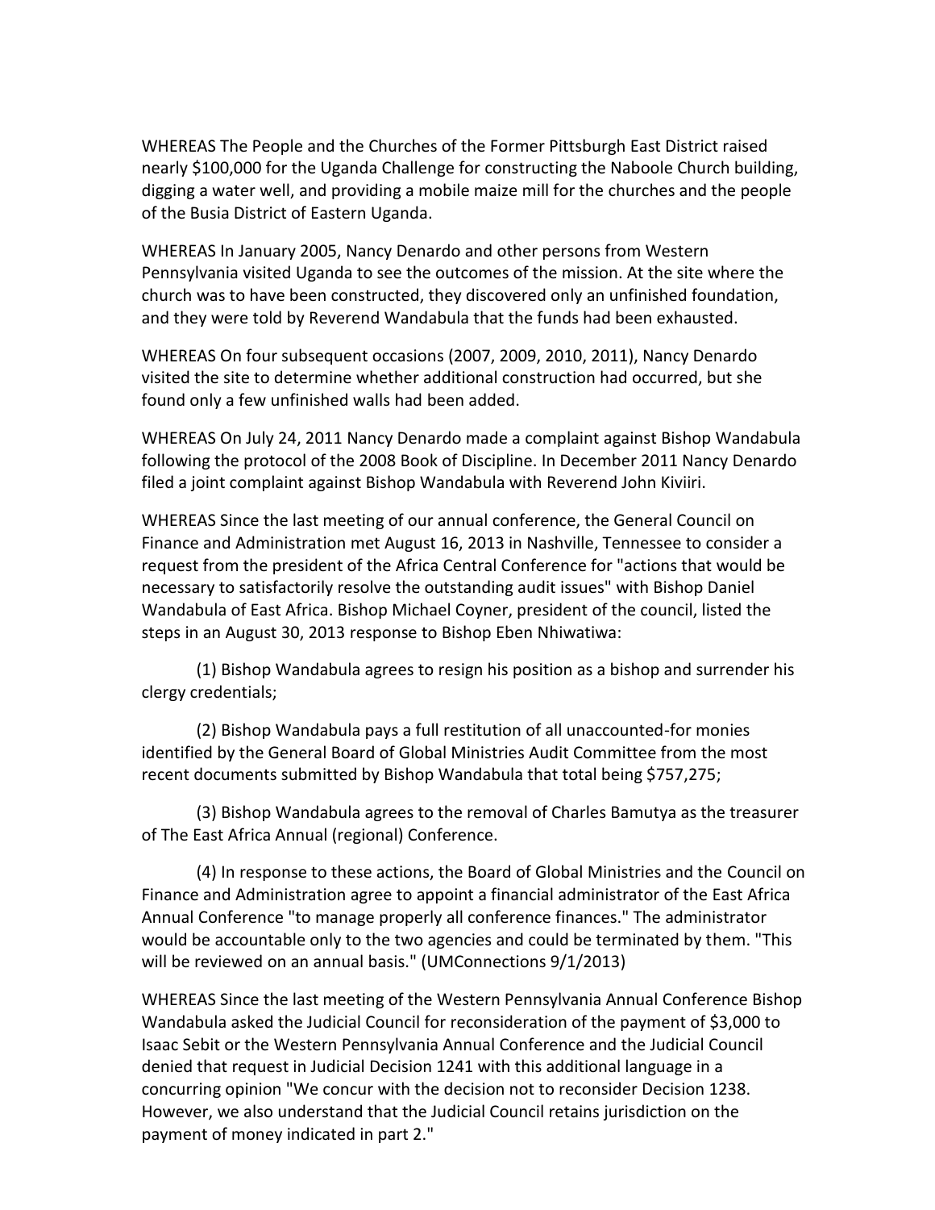WHEREAS The People and the Churches of the Former Pittsburgh East District raised nearly $100,000 for the Uganda Challenge for constructing the Naboole Church building, digging a water well, and providing a mobile maize mill for the churches and the people of the Busia District of Eastern Uganda.

WHEREAS In January 2005, Nancy Denardo and other persons from Western Pennsylvania visited Uganda to see the outcomes of the mission. At the site where the church was to have been constructed, they discovered only an unfinished foundation, and they were told by Reverend Wandabula that the funds had been exhausted.

WHEREAS On four subsequent occasions (2007, 2009, 2010, 2011), Nancy Denardo visited the site to determine whether additional construction had occurred, but she found only a few unfinished walls had been added.

WHEREAS On July 24, 2011 Nancy Denardo made a complaint against Bishop Wandabula following the protocol of the 2008 Book of Discipline. In December 2011 Nancy Denardo filed a joint complaint against Bishop Wandabula with Reverend John Kiviiri.

WHEREAS Since the last meeting of our annual conference, the General Council on Finance and Administration met August 16, 2013 in Nashville, Tennessee to consider a request from the president of the Africa Central Conference for "actions that would be necessary to satisfactorily resolve the outstanding audit issues" with Bishop Daniel Wandabula of East Africa. Bishop Michael Coyner, president of the council, listed the steps in an August 30, 2013 response to Bishop Eben Nhiwatiwa:

(1) Bishop Wandabula agrees to resign his position as a bishop and surrender his clergy credentials;

(2) Bishop Wandabula pays a full restitution of all unaccounted-for monies identified by the General Board of Global Ministries Audit Committee from the most recent documents submitted by Bishop Wandabula that total being $757,275;

(3) Bishop Wandabula agrees to the removal of Charles Bamutya as the treasurer of The East Africa Annual (regional) Conference.

(4) In response to these actions, the Board of Global Ministries and the Council on Finance and Administration agree to appoint a financial administrator of the East Africa Annual Conference "to manage properly all conference finances." The administrator would be accountable only to the two agencies and could be terminated by them. "This will be reviewed on an annual basis." (UMConnections 9/1/2013)

WHEREAS Since the last meeting of the Western Pennsylvania Annual Conference Bishop Wandabula asked the Judicial Council for reconsideration of the payment of $3,000 to Isaac Sebit or the Western Pennsylvania Annual Conference and the Judicial Council denied that request in Judicial Decision 1241 with this additional language in a concurring opinion "We concur with the decision not to reconsider Decision 1238. However, we also understand that the Judicial Council retains jurisdiction on the payment of money indicated in part 2."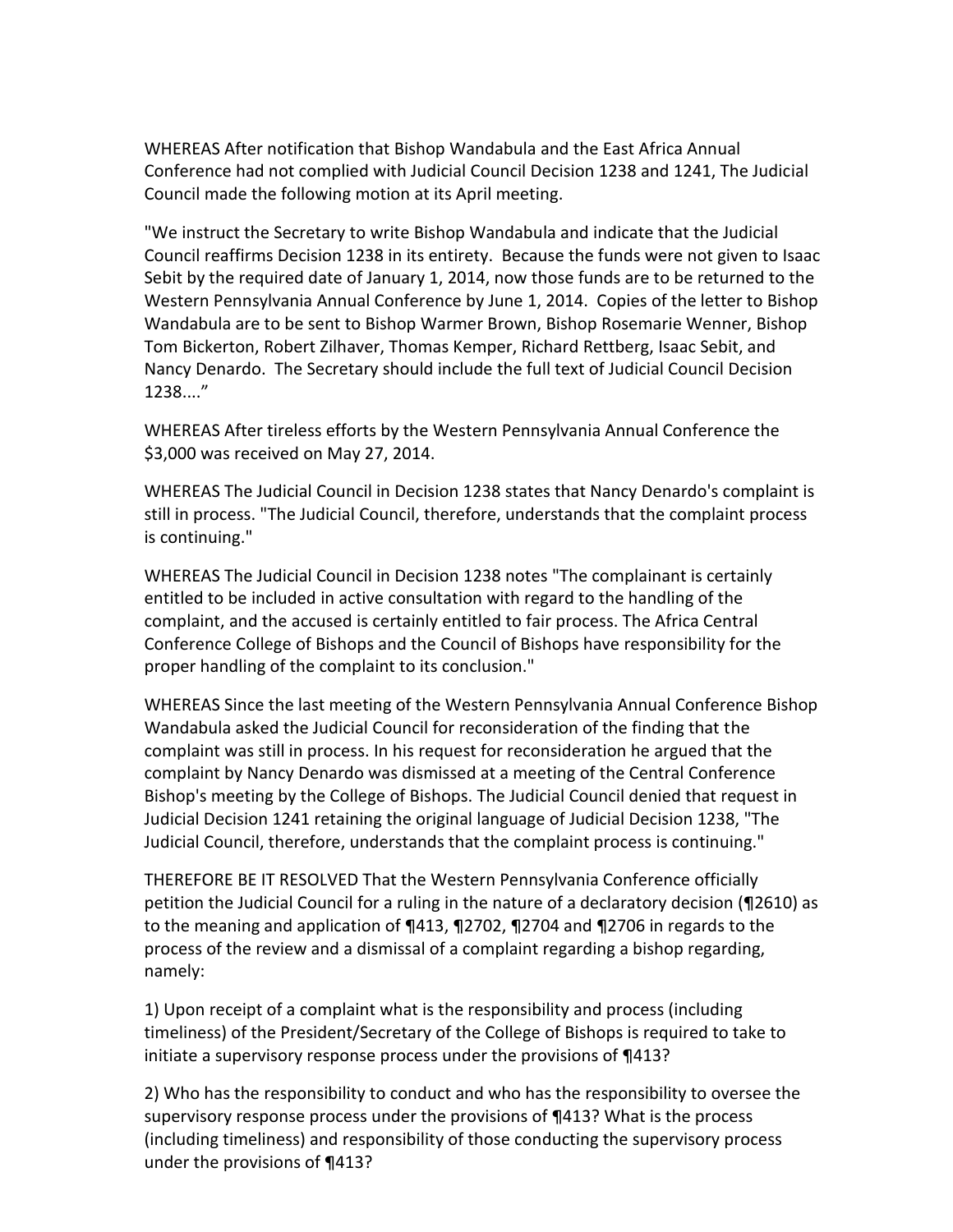WHEREAS After notification that Bishop Wandabula and the East Africa Annual Conference had not complied with Judicial Council Decision 1238 and 1241, The Judicial Council made the following motion at its April meeting.

"We instruct the Secretary to write Bishop Wandabula and indicate that the Judicial Council reaffirms Decision 1238 in its entirety. Because the funds were not given to Isaac Sebit by the required date of January 1, 2014, now those funds are to be returned to the Western Pennsylvania Annual Conference by June 1, 2014. Copies of the letter to Bishop Wandabula are to be sent to Bishop Warmer Brown, Bishop Rosemarie Wenner, Bishop Tom Bickerton, Robert Zilhaver, Thomas Kemper, Richard Rettberg, Isaac Sebit, and Nancy Denardo. The Secretary should include the full text of Judicial Council Decision 1238...."

WHEREAS After tireless efforts by the Western Pennsylvania Annual Conference the $3,000 was received on May 27, 2014.

WHEREAS The Judicial Council in Decision 1238 states that Nancy Denardo's complaint is still in process. "The Judicial Council, therefore, understands that the complaint process is continuing."

WHEREAS The Judicial Council in Decision 1238 notes "The complainant is certainly entitled to be included in active consultation with regard to the handling of the complaint, and the accused is certainly entitled to fair process. The Africa Central Conference College of Bishops and the Council of Bishops have responsibility for the proper handling of the complaint to its conclusion."

WHEREAS Since the last meeting of the Western Pennsylvania Annual Conference Bishop Wandabula asked the Judicial Council for reconsideration of the finding that the complaint was still in process. In his request for reconsideration he argued that the complaint by Nancy Denardo was dismissed at a meeting of the Central Conference Bishop's meeting by the College of Bishops. The Judicial Council denied that request in Judicial Decision 1241 retaining the original language of Judicial Decision 1238, "The Judicial Council, therefore, understands that the complaint process is continuing."

THEREFORE BE IT RESOLVED That the Western Pennsylvania Conference officially petition the Judicial Council for a ruling in the nature of a declaratory decision (¶2610) as to the meaning and application of ¶413, ¶2702, ¶2704 and ¶2706 in regards to the process of the review and a dismissal of a complaint regarding a bishop regarding, namely:

1) Upon receipt of a complaint what is the responsibility and process (including timeliness) of the President/Secretary of the College of Bishops is required to take to initiate a supervisory response process under the provisions of ¶413?

2) Who has the responsibility to conduct and who has the responsibility to oversee the supervisory response process under the provisions of ¶413? What is the process (including timeliness) and responsibility of those conducting the supervisory process under the provisions of ¶413?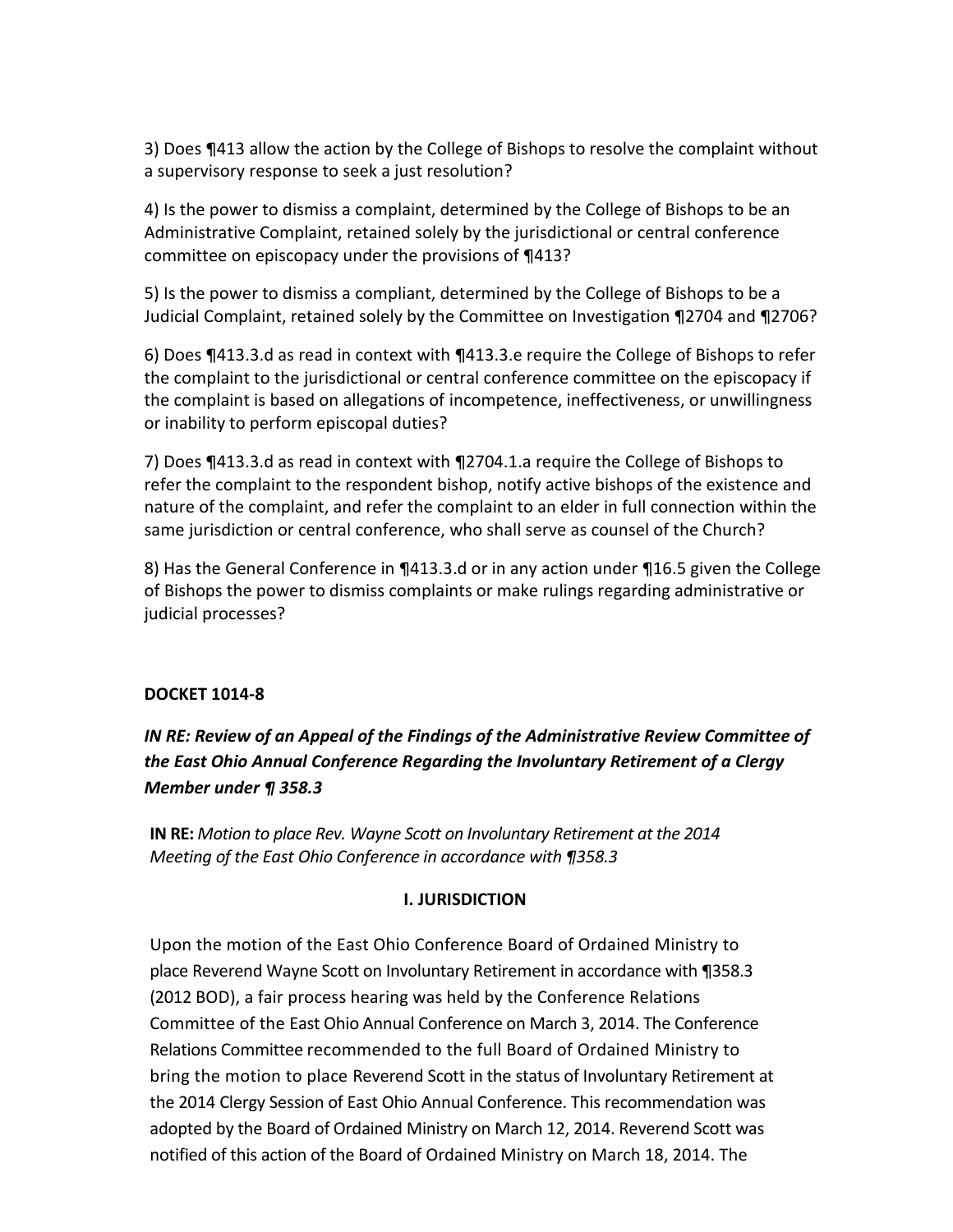3) Does ¶413 allow the action by the College of Bishops to resolve the complaint without a supervisory response to seek a just resolution?

4) Is the power to dismiss a complaint, determined by the College of Bishops to be an Administrative Complaint, retained solely by the jurisdictional or central conference committee on episcopacy under the provisions of ¶413?

5) Is the power to dismiss a compliant, determined by the College of Bishops to be a Judicial Complaint, retained solely by the Committee on Investigation ¶2704 and ¶2706?

6) Does ¶413.3.d as read in context with ¶413.3.e require the College of Bishops to refer the complaint to the jurisdictional or central conference committee on the episcopacy if the complaint is based on allegations of incompetence, ineffectiveness, or unwillingness or inability to perform episcopal duties?

7) Does ¶413.3.d as read in context with ¶2704.1.a require the College of Bishops to refer the complaint to the respondent bishop, notify active bishops of the existence and nature of the complaint, and refer the complaint to an elder in full connection within the same jurisdiction or central conference, who shall serve as counsel of the Church?

8) Has the General Conference in ¶413.3.d or in any action under ¶16.5 given the College of Bishops the power to dismiss complaints or make rulings regarding administrative or judicial processes?

**DOCKET 1014-8**

***IN RE: Review of an Appeal of the Findings of the Administrative Review Committee of the East Ohio Annual Conference Regarding the Involuntary Retirement of a Clergy Member under ¶ 358.3***

**IN RE:** *Motion to place Rev. Wayne Scott on Involuntary Retirement at the 2014 Meeting of the East Ohio Conference in accordance with ¶358.3*

**I. JURISDICTION**

Upon the motion of the East Ohio Conference Board of Ordained Ministry to place Reverend Wayne Scott on Involuntary Retirement in accordance with ¶358.3 (2012 BOD), a fair process hearing was held by the Conference Relations Committee of the East Ohio Annual Conference on March 3, 2014. The Conference Relations Committee recommended to the full Board of Ordained Ministry to bring the motion to place Reverend Scott in the status of Involuntary Retirement at the 2014 Clergy Session of East Ohio Annual Conference. This recommendation was adopted by the Board of Ordained Ministry on March 12, 2014. Reverend Scott was notified of this action of the Board of Ordained Ministry on March 18, 2014. The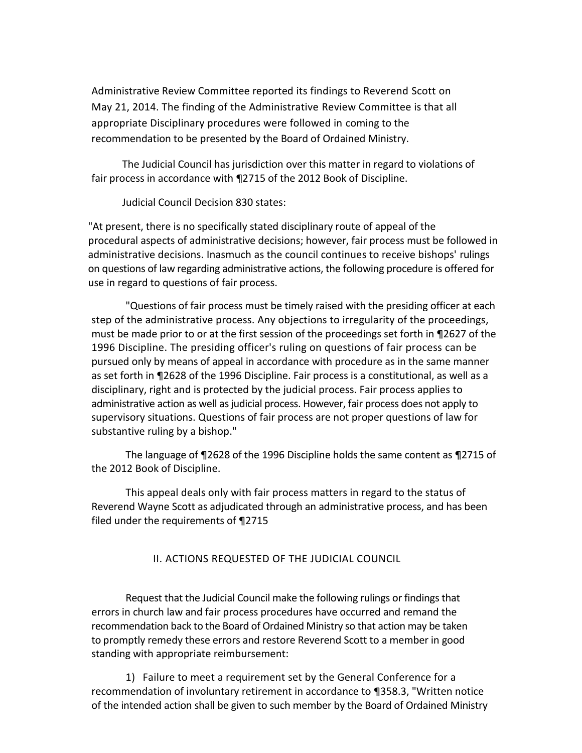Administrative Review Committee reported its findings to Reverend Scott on May 21, 2014. The finding of the Administrative Review Committee is that all appropriate Disciplinary procedures were followed in coming to the recommendation to be presented by the Board of Ordained Ministry.

The Judicial Council has jurisdiction over this matter in regard to violations of fair process in accordance with ¶2715 of the 2012 Book of Discipline.

Judicial Council Decision 830 states:

"At present, there is no specifically stated disciplinary route of appeal of the procedural aspects of administrative decisions; however, fair process must be followed in administrative decisions. Inasmuch as the council continues to receive bishops' rulings on questions of law regarding administrative actions, the following procedure is offered for use in regard to questions of fair process.

"Questions of fair process must be timely raised with the presiding officer at each step of the administrative process. Any objections to irregularity of the proceedings, must be made prior to or at the first session of the proceedings set forth in ¶2627 of the 1996 Discipline. The presiding officer's ruling on questions of fair process can be pursued only by means of appeal in accordance with procedure as in the same manner as set forth in ¶2628 of the 1996 Discipline. Fair process is a constitutional, as well as a disciplinary, right and is protected by the judicial process. Fair process applies to administrative action as well as judicial process. However, fair process does not apply to supervisory situations. Questions of fair process are not proper questions of law for substantive ruling by a bishop."

The language of ¶2628 of the 1996 Discipline holds the same content as ¶2715 of the 2012 Book of Discipline.

This appeal deals only with fair process matters in regard to the status of Reverend Wayne Scott as adjudicated through an administrative process, and has been filed under the requirements of ¶2715

## II. ACTIONS REQUESTED OF THE JUDICIAL COUNCIL

Request that the Judicial Council make the following rulings or findings that errors in church law and fair process procedures have occurred and remand the recommendation back to the Board of Ordained Ministry so that action may be taken to promptly remedy these errors and restore Reverend Scott to a member in good standing with appropriate reimbursement:

1) Failure to meet a requirement set by the General Conference for a recommendation of involuntary retirement in accordance to ¶358.3, "Written notice of the intended action shall be given to such member by the Board of Ordained Ministry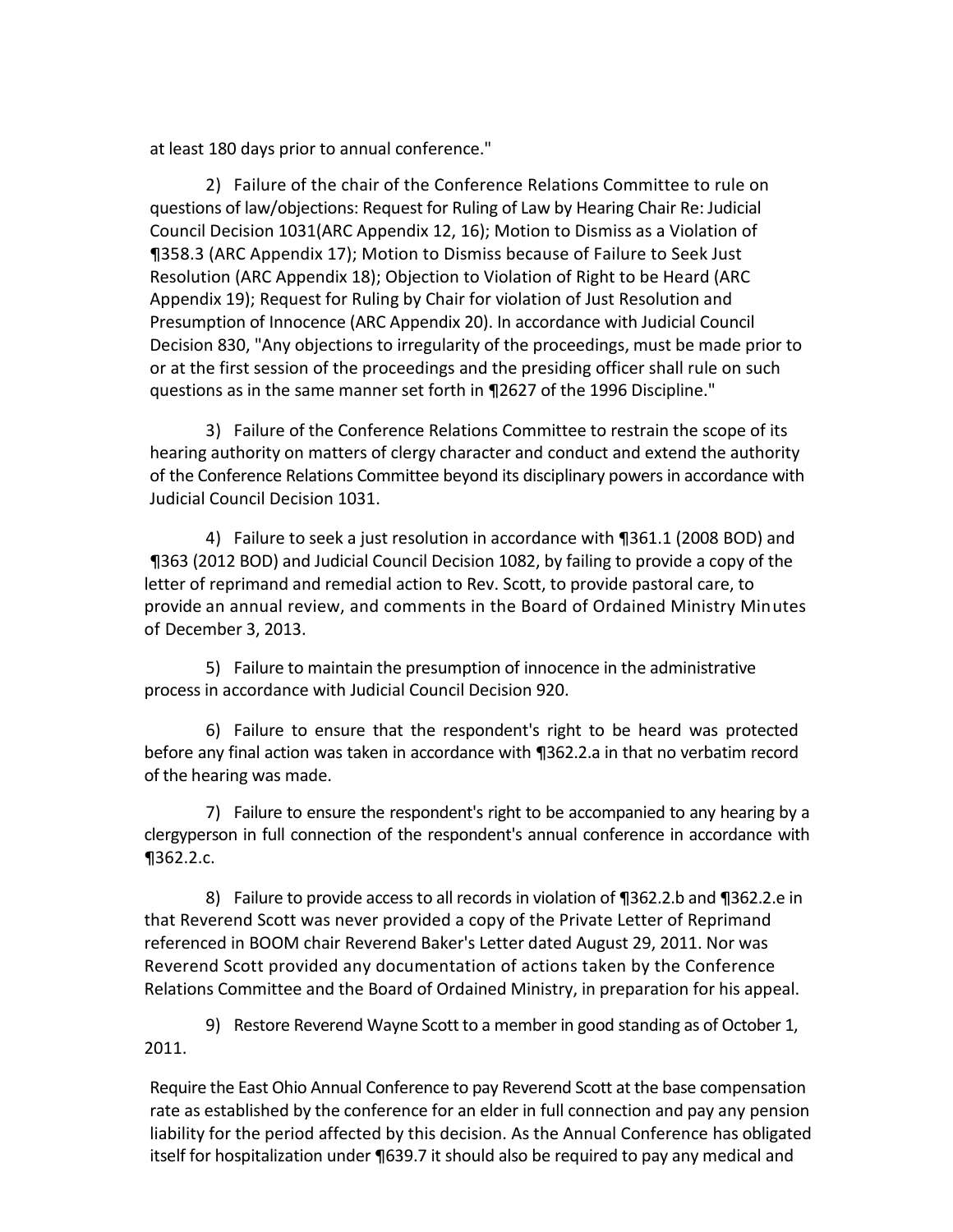at least 180 days prior to annual conference."

2) Failure of the chair of the Conference Relations Committee to rule on questions of law/objections: Request for Ruling of Law by Hearing Chair Re: Judicial Council Decision 1031(ARC Appendix 12, 16); Motion to Dismiss as a Violation of ¶358.3 (ARC Appendix 17); Motion to Dismiss because of Failure to Seek Just Resolution (ARC Appendix 18); Objection to Violation of Right to be Heard (ARC Appendix 19); Request for Ruling by Chair for violation of Just Resolution and Presumption of Innocence (ARC Appendix 20). In accordance with Judicial Council Decision 830, "Any objections to irregularity of the proceedings, must be made prior to or at the first session of the proceedings and the presiding officer shall rule on such questions as in the same manner set forth in ¶2627 of the 1996 Discipline."

3) Failure of the Conference Relations Committee to restrain the scope of its hearing authority on matters of clergy character and conduct and extend the authority of the Conference Relations Committee beyond its disciplinary powers in accordance with Judicial Council Decision 1031.

4) Failure to seek a just resolution in accordance with ¶361.1 (2008 BOD) and ¶363 (2012 BOD) and Judicial Council Decision 1082, by failing to provide a copy of the letter of reprimand and remedial action to Rev. Scott, to provide pastoral care, to provide an annual review, and comments in the Board of Ordained Ministry Minutes of December 3, 2013.

5) Failure to maintain the presumption of innocence in the administrative process in accordance with Judicial Council Decision 920.

6) Failure to ensure that the respondent's right to be heard was protected before any final action was taken in accordance with ¶362.2.a in that no verbatim record of the hearing was made.

7) Failure to ensure the respondent's right to be accompanied to any hearing by a clergyperson in full connection of the respondent's annual conference in accordance with ¶362.2.c.

8) Failure to provide access to all records in violation of ¶362.2.b and ¶362.2.e in that Reverend Scott was never provided a copy of the Private Letter of Reprimand referenced in BOOM chair Reverend Baker's Letter dated August 29, 2011. Nor was Reverend Scott provided any documentation of actions taken by the Conference Relations Committee and the Board of Ordained Ministry, in preparation for his appeal.

9) Restore Reverend Wayne Scott to a member in good standing as of October 1, 2011.

Require the East Ohio Annual Conference to pay Reverend Scott at the base compensation rate as established by the conference for an elder in full connection and pay any pension liability for the period affected by this decision. As the Annual Conference has obligated itself for hospitalization under ¶639.7 it should also be required to pay any medical and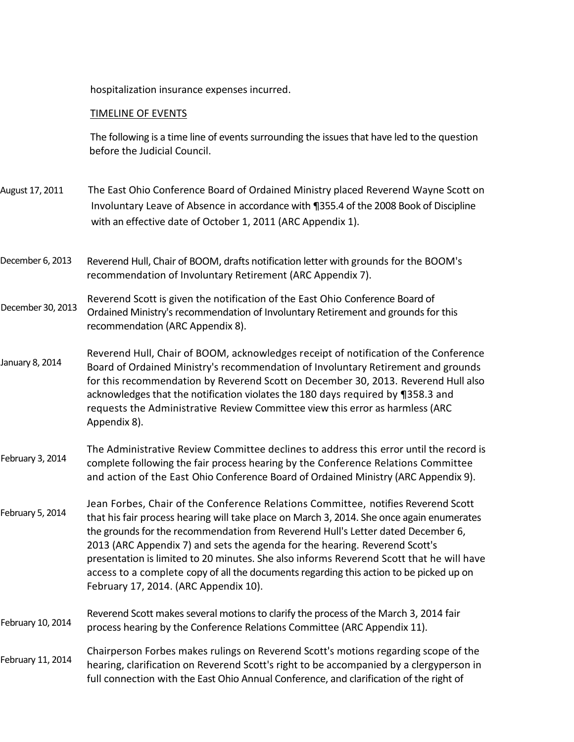hospitalization insurance expenses incurred.

TIMELINE OF EVENTS

The following is a time line of events surrounding the issues that have led to the question before the Judicial Council.

| Date | Event |
|---|---|
| August 17, 2011 | The East Ohio Conference Board of Ordained Ministry placed Reverend Wayne Scott on Involuntary Leave of Absence in accordance with ¶355.4 of the 2008 Book of Discipline with an effective date of October 1, 2011 (ARC Appendix 1). |
| December 6, 2013 | Reverend Hull, Chair of BOOM, drafts notification letter with grounds for the BOOM's recommendation of Involuntary Retirement (ARC Appendix 7). |
| December 30, 2013 | Reverend Scott is given the notification of the East Ohio Conference Board of Ordained Ministry's recommendation of Involuntary Retirement and grounds for this recommendation (ARC Appendix 8). |
| January 8, 2014 | Reverend Hull, Chair of BOOM, acknowledges receipt of notification of the Conference Board of Ordained Ministry's recommendation of Involuntary Retirement and grounds for this recommendation by Reverend Scott on December 30, 2013. Reverend Hull also acknowledges that the notification violates the 180 days required by ¶358.3 and requests the Administrative Review Committee view this error as harmless (ARC Appendix 8). |
| February 3, 2014 | The Administrative Review Committee declines to address this error until the record is complete following the fair process hearing by the Conference Relations Committee and action of the East Ohio Conference Board of Ordained Ministry (ARC Appendix 9). |
| February 5, 2014 | Jean Forbes, Chair of the Conference Relations Committee, notifies Reverend Scott that his fair process hearing will take place on March 3, 2014. She once again enumerates the grounds for the recommendation from Reverend Hull's Letter dated December 6, 2013 (ARC Appendix 7) and sets the agenda for the hearing. Reverend Scott's presentation is limited to 20 minutes. She also informs Reverend Scott that he will have access to a complete copy of all the documents regarding this action to be picked up on February 17, 2014. (ARC Appendix 10). |
| February 10, 2014 | Reverend Scott makes several motions to clarify the process of the March 3, 2014 fair process hearing by the Conference Relations Committee (ARC Appendix 11). |
| February 11, 2014 | Chairperson Forbes makes rulings on Reverend Scott's motions regarding scope of the hearing, clarification on Reverend Scott's right to be accompanied by a clergyperson in full connection with the East Ohio Annual Conference, and clarification of the right of |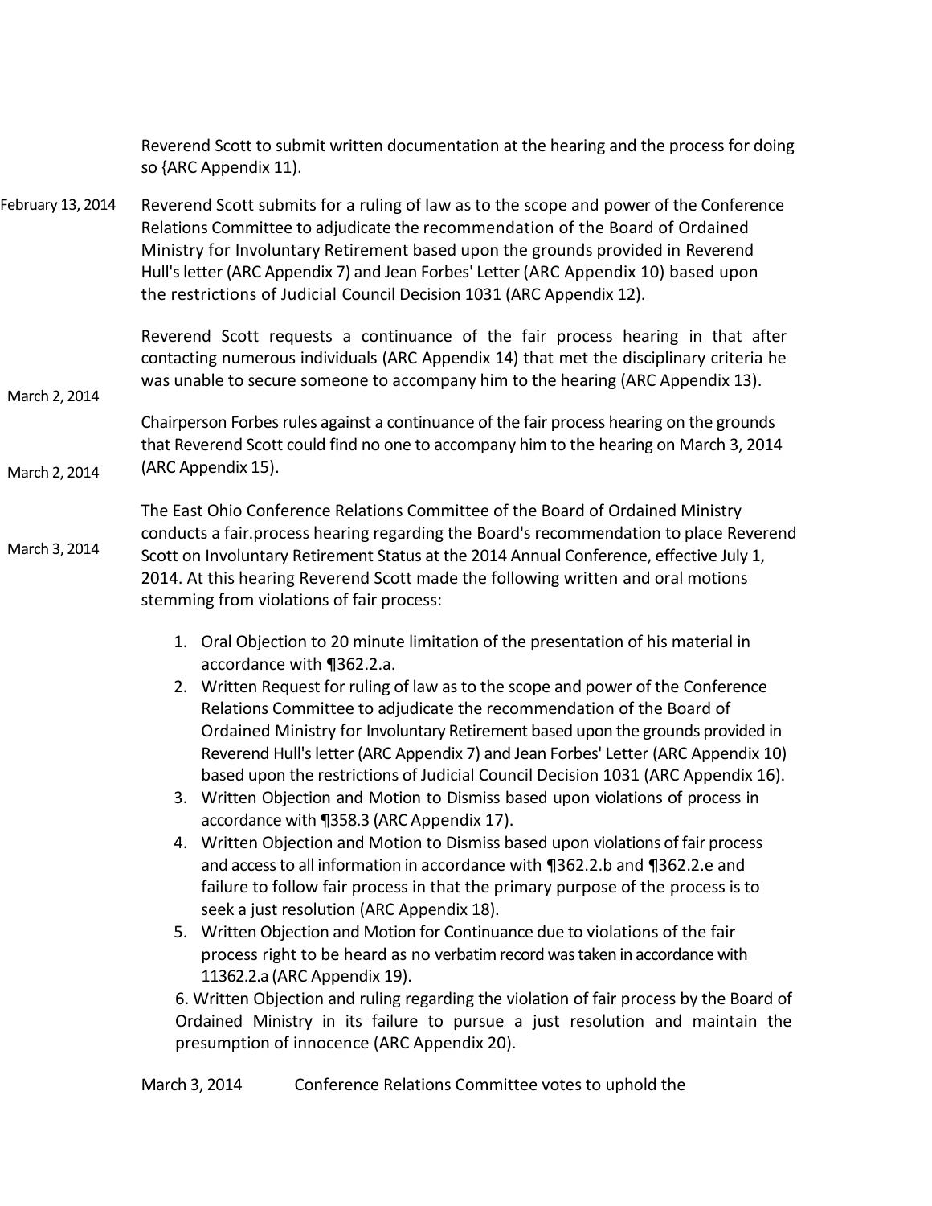Reverend Scott to submit written documentation at the hearing and the process for doing so {ARC Appendix 11).

February 13, 2014 — Reverend Scott submits for a ruling of law as to the scope and power of the Conference Relations Committee to adjudicate the recommendation of the Board of Ordained Ministry for Involuntary Retirement based upon the grounds provided in Reverend Hull's letter (ARC Appendix 7) and Jean Forbes' Letter (ARC Appendix 10) based upon the restrictions of Judicial Council Decision 1031 (ARC Appendix 12).

March 2, 2014 — Reverend Scott requests a continuance of the fair process hearing in that after contacting numerous individuals (ARC Appendix 14) that met the disciplinary criteria he was unable to secure someone to accompany him to the hearing (ARC Appendix 13).

March 2, 2014 — Chairperson Forbes rules against a continuance of the fair process hearing on the grounds that Reverend Scott could find no one to accompany him to the hearing on March 3, 2014 (ARC Appendix 15).

March 3, 2014 — The East Ohio Conference Relations Committee of the Board of Ordained Ministry conducts a fair.process hearing regarding the Board's recommendation to place Reverend Scott on Involuntary Retirement Status at the 2014 Annual Conference, effective July 1, 2014. At this hearing Reverend Scott made the following written and oral motions stemming from violations of fair process:

1. Oral Objection to 20 minute limitation of the presentation of his material in accordance with ¶362.2.a.
2. Written Request for ruling of law as to the scope and power of the Conference Relations Committee to adjudicate the recommendation of the Board of Ordained Ministry for Involuntary Retirement based upon the grounds provided in Reverend Hull's letter (ARC Appendix 7) and Jean Forbes' Letter (ARC Appendix 10) based upon the restrictions of Judicial Council Decision 1031 (ARC Appendix 16).
3. Written Objection and Motion to Dismiss based upon violations of process in accordance with ¶358.3 (ARC Appendix 17).
4. Written Objection and Motion to Dismiss based upon violations of fair process and access to all information in accordance with ¶362.2.b and ¶362.2.e and failure to follow fair process in that the primary purpose of the process is to seek a just resolution (ARC Appendix 18).
5. Written Objection and Motion for Continuance due to violations of the fair process right to be heard as no verbatim record was taken in accordance with 11362.2.a (ARC Appendix 19).
6. Written Objection and ruling regarding the violation of fair process by the Board of Ordained Ministry in its failure to pursue a just resolution and maintain the presumption of innocence (ARC Appendix 20).

March 3, 2014 — Conference Relations Committee votes to uphold the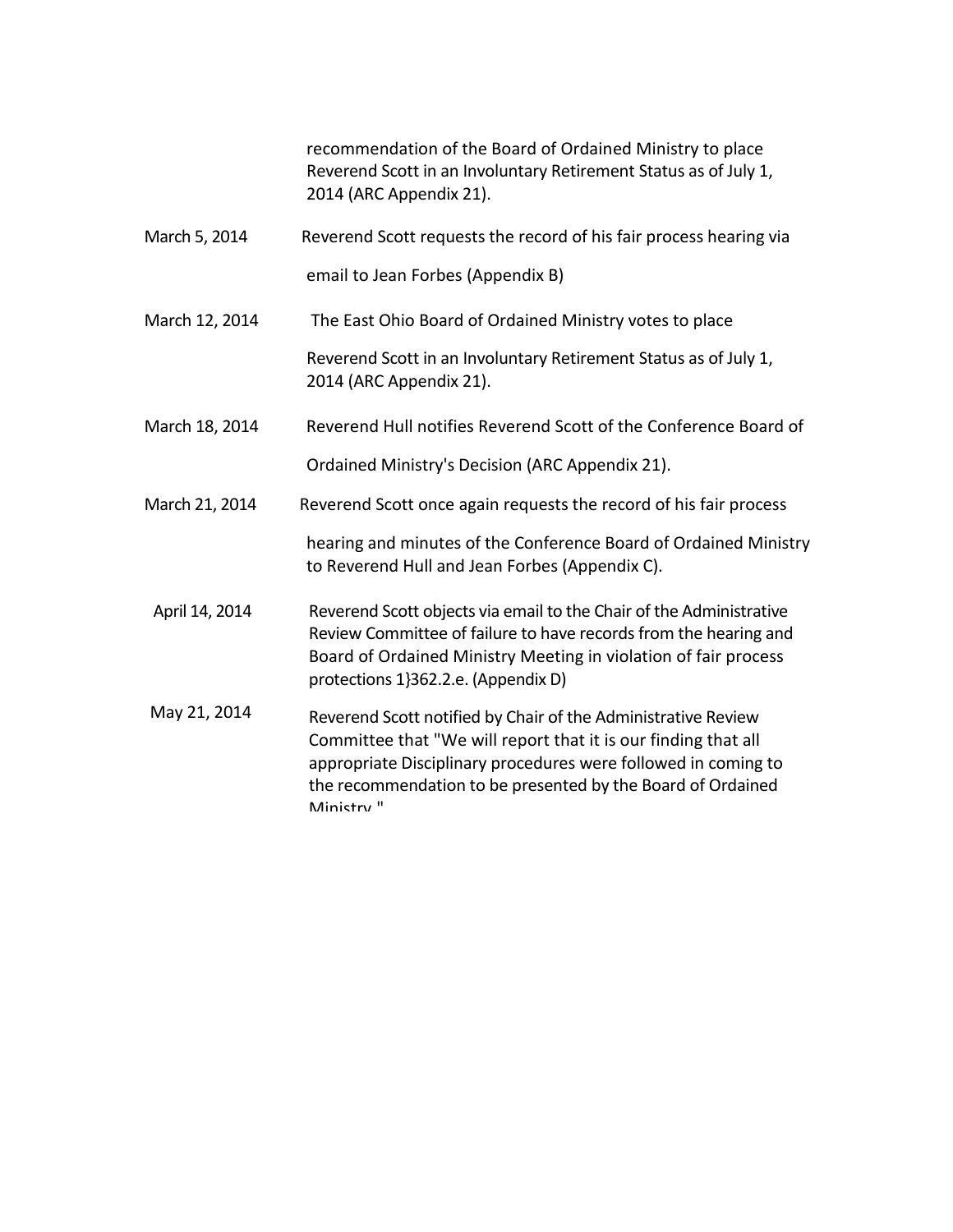| | |
|---|---|
| | recommendation of the Board of Ordained Ministry to place Reverend Scott in an Involuntary Retirement Status as of July 1, 2014 (ARC Appendix 21). |
| March 5, 2014 | Reverend Scott requests the record of his fair process hearing via email to Jean Forbes (Appendix B) |
| March 12, 2014 | The East Ohio Board of Ordained Ministry votes to place Reverend Scott in an Involuntary Retirement Status as of July 1, 2014 (ARC Appendix 21). |
| March 18, 2014 | Reverend Hull notifies Reverend Scott of the Conference Board of Ordained Ministry's Decision (ARC Appendix 21). |
| March 21, 2014 | Reverend Scott once again requests the record of his fair process hearing and minutes of the Conference Board of Ordained Ministry to Reverend Hull and Jean Forbes (Appendix C). |
| April 14, 2014 | Reverend Scott objects via email to the Chair of the Administrative Review Committee of failure to have records from the hearing and Board of Ordained Ministry Meeting in violation of fair process protections 1}362.2.e. (Appendix D) |
| May 21, 2014 | Reverend Scott notified by Chair of the Administrative Review Committee that "We will report that it is our finding that all appropriate Disciplinary procedures were followed in coming to the recommendation to be presented by the Board of Ordained Ministry." |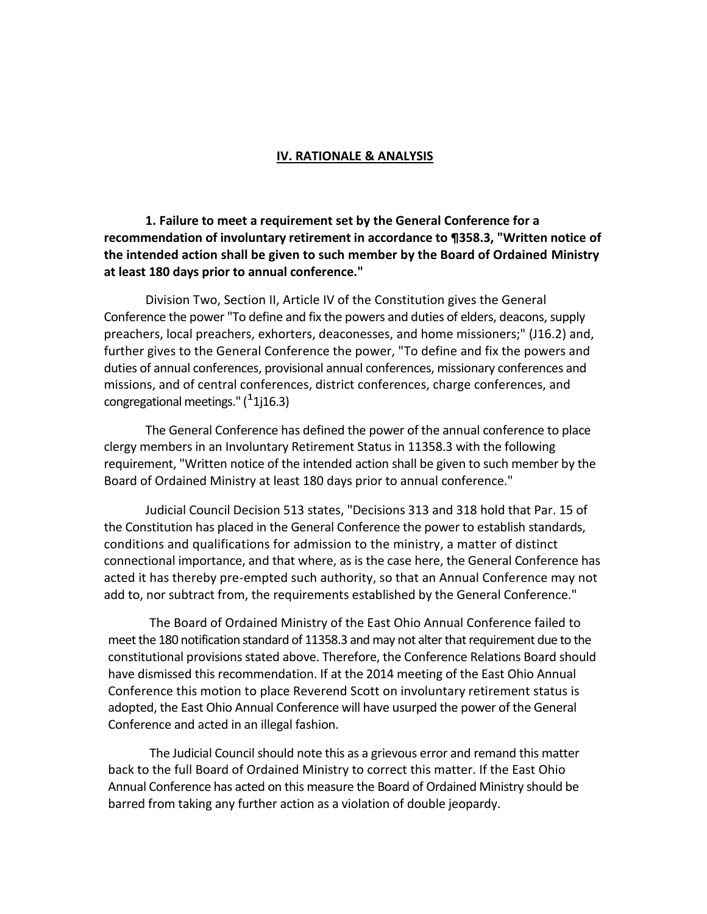## IV. RATIONALE & ANALYSIS

**1. Failure to meet a requirement set by the General Conference for a recommendation of involuntary retirement in accordance to ¶358.3, "Written notice of the intended action shall be given to such member by the Board of Ordained Ministry at least 180 days prior to annual conference."**

Division Two, Section II, Article IV of the Constitution gives the General Conference the power "To define and fix the powers and duties of elders, deacons, supply preachers, local preachers, exhorters, deaconesses, and home missioners;" (J16.2) and, further gives to the General Conference the power, "To define and fix the powers and duties of annual conferences, provisional annual conferences, missionary conferences and missions, and of central conferences, district conferences, charge conferences, and congregational meetings." ([1]1j16.3)

The General Conference has defined the power of the annual conference to place clergy members in an Involuntary Retirement Status in 11358.3 with the following requirement, "Written notice of the intended action shall be given to such member by the Board of Ordained Ministry at least 180 days prior to annual conference."

Judicial Council Decision 513 states, "Decisions 313 and 318 hold that Par. 15 of the Constitution has placed in the General Conference the power to establish standards, conditions and qualifications for admission to the ministry, a matter of distinct connectional importance, and that where, as is the case here, the General Conference has acted it has thereby pre-empted such authority, so that an Annual Conference may not add to, nor subtract from, the requirements established by the General Conference."

The Board of Ordained Ministry of the East Ohio Annual Conference failed to meet the 180 notification standard of 11358.3 and may not alter that requirement due to the constitutional provisions stated above. Therefore, the Conference Relations Board should have dismissed this recommendation. If at the 2014 meeting of the East Ohio Annual Conference this motion to place Reverend Scott on involuntary retirement status is adopted, the East Ohio Annual Conference will have usurped the power of the General Conference and acted in an illegal fashion.

The Judicial Council should note this as a grievous error and remand this matter back to the full Board of Ordained Ministry to correct this matter. If the East Ohio Annual Conference has acted on this measure the Board of Ordained Ministry should be barred from taking any further action as a violation of double jeopardy.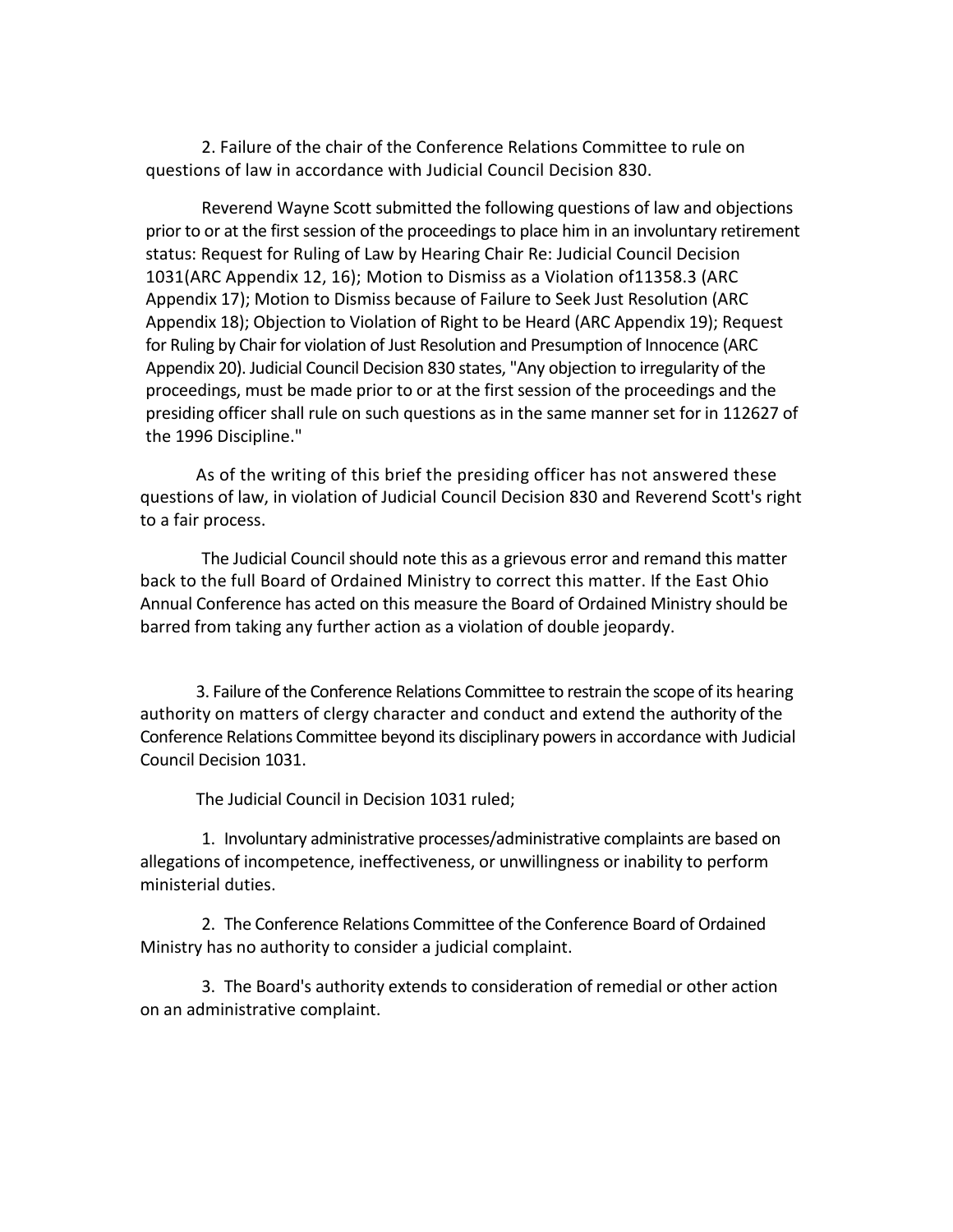2. Failure of the chair of the Conference Relations Committee to rule on questions of law in accordance with Judicial Council Decision 830.

Reverend Wayne Scott submitted the following questions of law and objections prior to or at the first session of the proceedings to place him in an involuntary retirement status: Request for Ruling of Law by Hearing Chair Re: Judicial Council Decision 1031(ARC Appendix 12, 16); Motion to Dismiss as a Violation of11358.3 (ARC Appendix 17); Motion to Dismiss because of Failure to Seek Just Resolution (ARC Appendix 18); Objection to Violation of Right to be Heard (ARC Appendix 19); Request for Ruling by Chair for violation of Just Resolution and Presumption of Innocence (ARC Appendix 20). Judicial Council Decision 830 states, "Any objection to irregularity of the proceedings, must be made prior to or at the first session of the proceedings and the presiding officer shall rule on such questions as in the same manner set for in 112627 of the 1996 Discipline."

As of the writing of this brief the presiding officer has not answered these questions of law, in violation of Judicial Council Decision 830 and Reverend Scott's right to a fair process.

The Judicial Council should note this as a grievous error and remand this matter back to the full Board of Ordained Ministry to correct this matter. If the East Ohio Annual Conference has acted on this measure the Board of Ordained Ministry should be barred from taking any further action as a violation of double jeopardy.

3. Failure of the Conference Relations Committee to restrain the scope of its hearing authority on matters of clergy character and conduct and extend the authority of the Conference Relations Committee beyond its disciplinary powers in accordance with Judicial Council Decision 1031.

The Judicial Council in Decision 1031 ruled;

1. Involuntary administrative processes/administrative complaints are based on allegations of incompetence, ineffectiveness, or unwillingness or inability to perform ministerial duties.

2. The Conference Relations Committee of the Conference Board of Ordained Ministry has no authority to consider a judicial complaint.

3. The Board's authority extends to consideration of remedial or other action on an administrative complaint.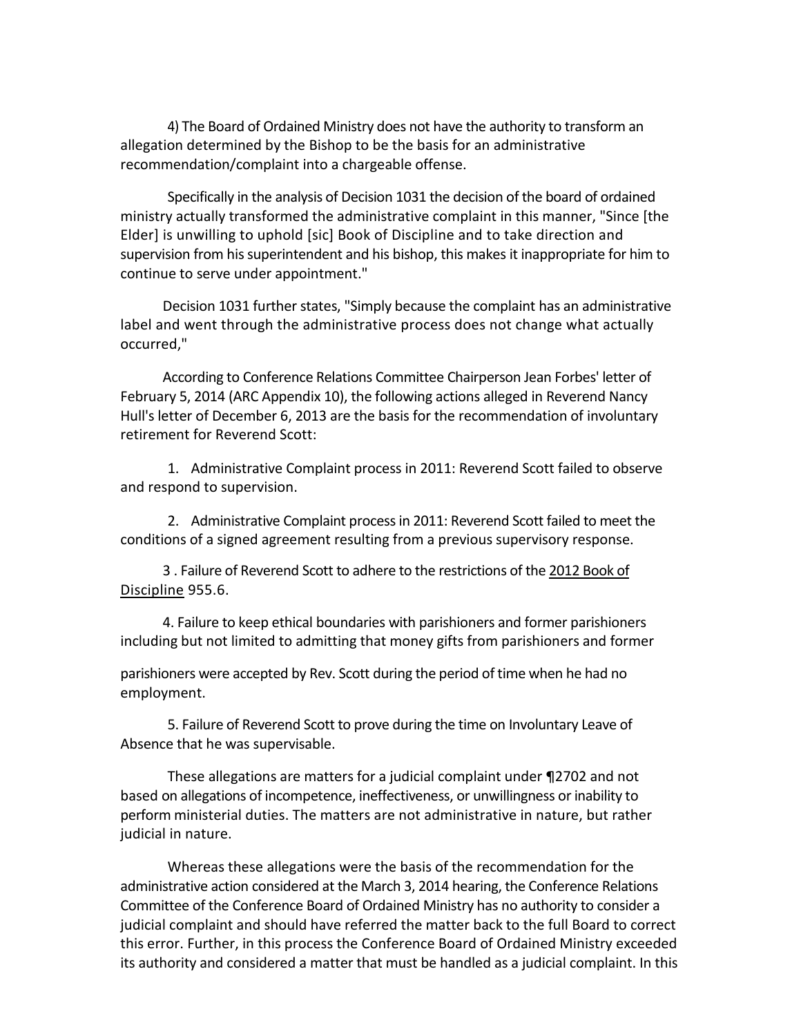4) The Board of Ordained Ministry does not have the authority to transform an allegation determined by the Bishop to be the basis for an administrative recommendation/complaint into a chargeable offense.

Specifically in the analysis of Decision 1031 the decision of the board of ordained ministry actually transformed the administrative complaint in this manner, "Since [the Elder] is unwilling to uphold [sic] Book of Discipline and to take direction and supervision from his superintendent and his bishop, this makes it inappropriate for him to continue to serve under appointment."

Decision 1031 further states, "Simply because the complaint has an administrative label and went through the administrative process does not change what actually occurred,"

According to Conference Relations Committee Chairperson Jean Forbes' letter of February 5, 2014 (ARC Appendix 10), the following actions alleged in Reverend Nancy Hull's letter of December 6, 2013 are the basis for the recommendation of involuntary retirement for Reverend Scott:

1. Administrative Complaint process in 2011: Reverend Scott failed to observe and respond to supervision.

2. Administrative Complaint process in 2011: Reverend Scott failed to meet the conditions of a signed agreement resulting from a previous supervisory response.

3. Failure of Reverend Scott to adhere to the restrictions of the <u>2012 Book of Discipline</u> 955.6.

4. Failure to keep ethical boundaries with parishioners and former parishioners including but not limited to admitting that money gifts from parishioners and former parishioners were accepted by Rev. Scott during the period of time when he had no employment.

5. Failure of Reverend Scott to prove during the time on Involuntary Leave of Absence that he was supervisable.

These allegations are matters for a judicial complaint under ¶2702 and not based on allegations of incompetence, ineffectiveness, or unwillingness or inability to perform ministerial duties. The matters are not administrative in nature, but rather judicial in nature.

Whereas these allegations were the basis of the recommendation for the administrative action considered at the March 3, 2014 hearing, the Conference Relations Committee of the Conference Board of Ordained Ministry has no authority to consider a judicial complaint and should have referred the matter back to the full Board to correct this error. Further, in this process the Conference Board of Ordained Ministry exceeded its authority and considered a matter that must be handled as a judicial complaint. In this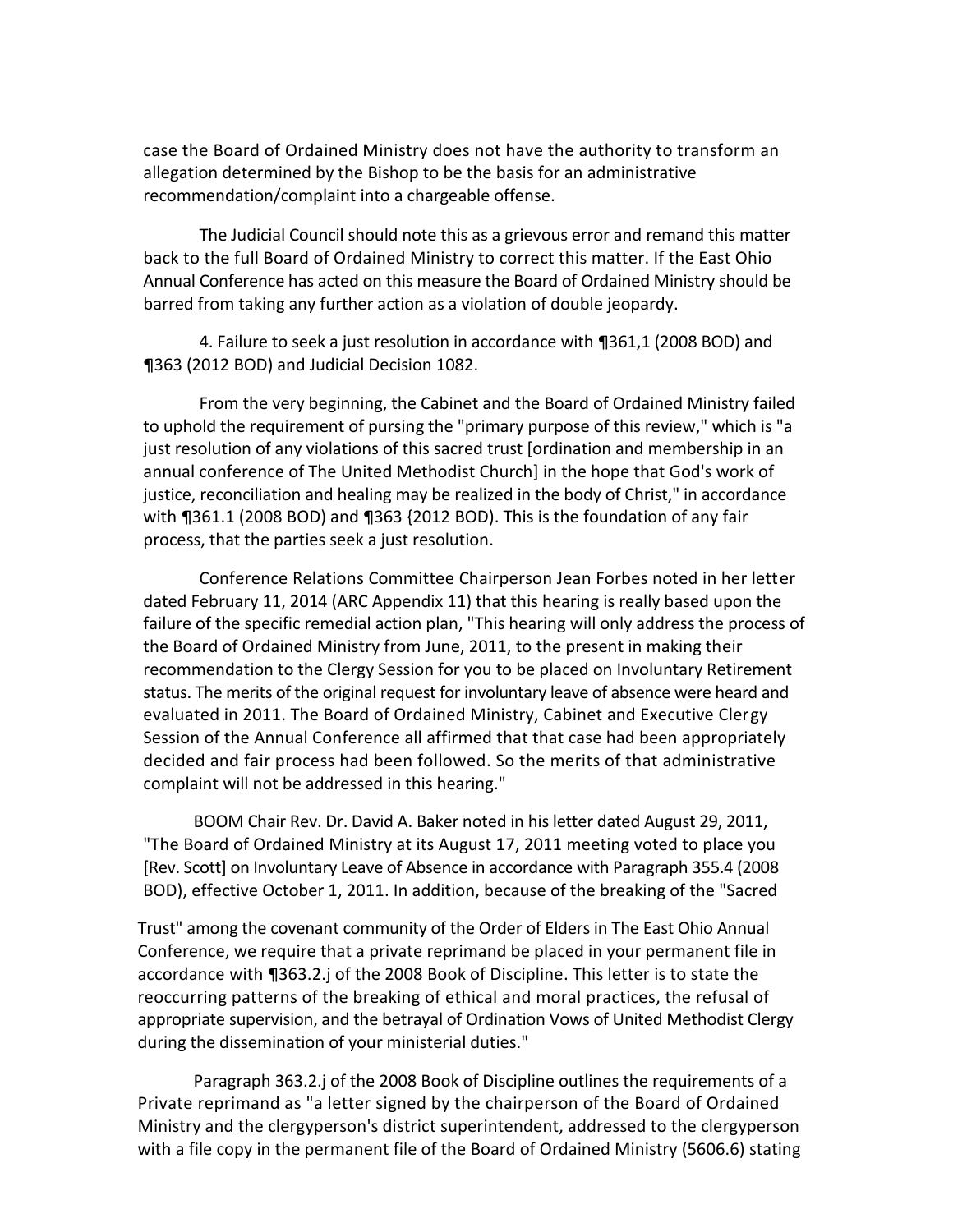case the Board of Ordained Ministry does not have the authority to transform an allegation determined by the Bishop to be the basis for an administrative recommendation/complaint into a chargeable offense.

The Judicial Council should note this as a grievous error and remand this matter back to the full Board of Ordained Ministry to correct this matter. If the East Ohio Annual Conference has acted on this measure the Board of Ordained Ministry should be barred from taking any further action as a violation of double jeopardy.

4. Failure to seek a just resolution in accordance with ¶361,1 (2008 BOD) and ¶363 (2012 BOD) and Judicial Decision 1082.

From the very beginning, the Cabinet and the Board of Ordained Ministry failed to uphold the requirement of pursing the "primary purpose of this review," which is "a just resolution of any violations of this sacred trust [ordination and membership in an annual conference of The United Methodist Church] in the hope that God's work of justice, reconciliation and healing may be realized in the body of Christ," in accordance with ¶361.1 (2008 BOD) and ¶363 {2012 BOD). This is the foundation of any fair process, that the parties seek a just resolution.

Conference Relations Committee Chairperson Jean Forbes noted in her letter dated February 11, 2014 (ARC Appendix 11) that this hearing is really based upon the failure of the specific remedial action plan, "This hearing will only address the process of the Board of Ordained Ministry from June, 2011, to the present in making their recommendation to the Clergy Session for you to be placed on Involuntary Retirement status. The merits of the original request for involuntary leave of absence were heard and evaluated in 2011. The Board of Ordained Ministry, Cabinet and Executive Clergy Session of the Annual Conference all affirmed that that case had been appropriately decided and fair process had been followed. So the merits of that administrative complaint will not be addressed in this hearing."

BOOM Chair Rev. Dr. David A. Baker noted in his letter dated August 29, 2011, "The Board of Ordained Ministry at its August 17, 2011 meeting voted to place you [Rev. Scott] on Involuntary Leave of Absence in accordance with Paragraph 355.4 (2008 BOD), effective October 1, 2011. In addition, because of the breaking of the "Sacred Trust" among the covenant community of the Order of Elders in The East Ohio Annual Conference, we require that a private reprimand be placed in your permanent file in accordance with ¶363.2.j of the 2008 Book of Discipline. This letter is to state the reoccurring patterns of the breaking of ethical and moral practices, the refusal of appropriate supervision, and the betrayal of Ordination Vows of United Methodist Clergy during the dissemination of your ministerial duties."

Paragraph 363.2.j of the 2008 Book of Discipline outlines the requirements of a Private reprimand as "a letter signed by the chairperson of the Board of Ordained Ministry and the clergyperson's district superintendent, addressed to the clergyperson with a file copy in the permanent file of the Board of Ordained Ministry (5606.6) stating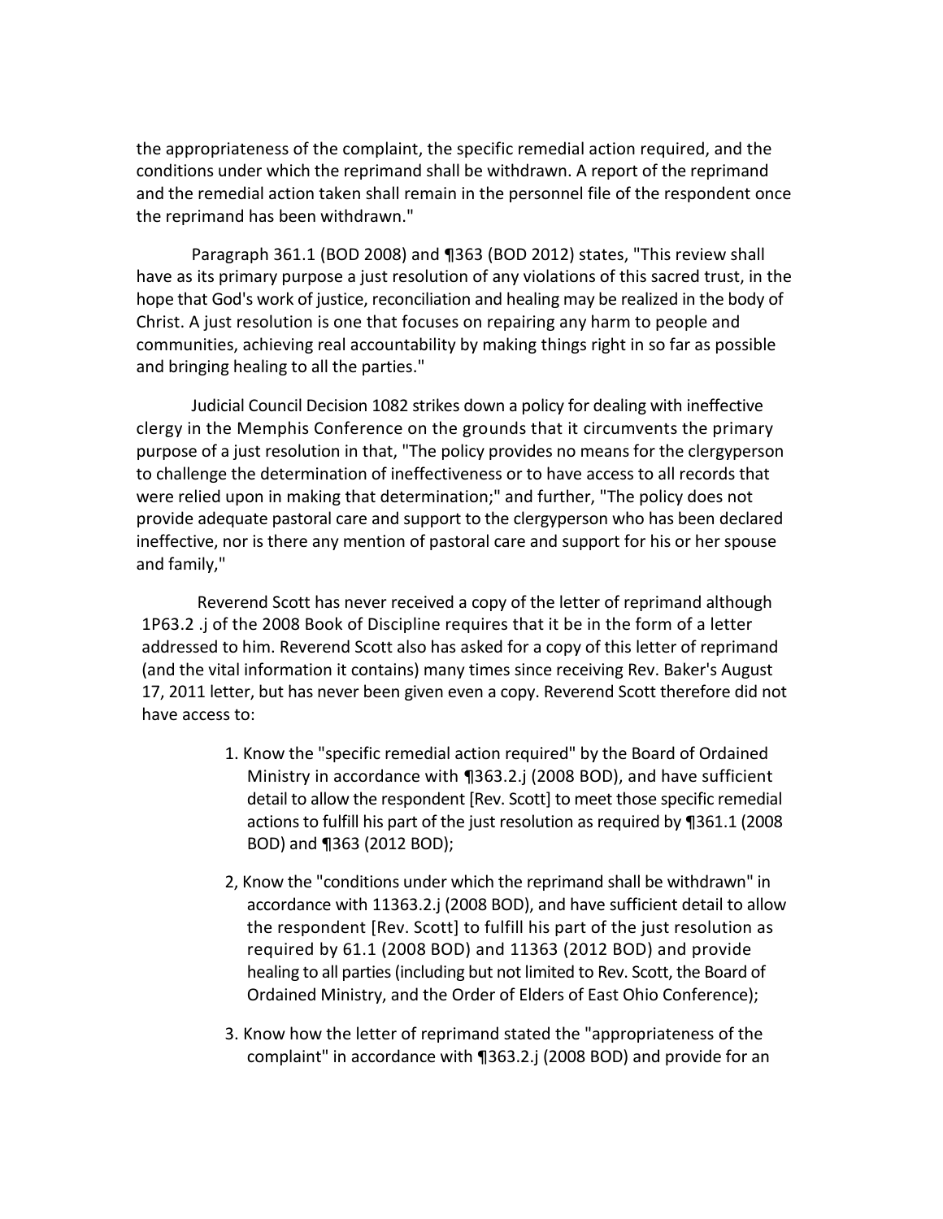the appropriateness of the complaint, the specific remedial action required, and the conditions under which the reprimand shall be withdrawn. A report of the reprimand and the remedial action taken shall remain in the personnel file of the respondent once the reprimand has been withdrawn."

Paragraph 361.1 (BOD 2008) and ¶363 (BOD 2012) states, "This review shall have as its primary purpose a just resolution of any violations of this sacred trust, in the hope that God's work of justice, reconciliation and healing may be realized in the body of Christ. A just resolution is one that focuses on repairing any harm to people and communities, achieving real accountability by making things right in so far as possible and bringing healing to all the parties."

Judicial Council Decision 1082 strikes down a policy for dealing with ineffective clergy in the Memphis Conference on the grounds that it circumvents the primary purpose of a just resolution in that, "The policy provides no means for the clergyperson to challenge the determination of ineffectiveness or to have access to all records that were relied upon in making that determination;" and further, "The policy does not provide adequate pastoral care and support to the clergyperson who has been declared ineffective, nor is there any mention of pastoral care and support for his or her spouse and family,"

Reverend Scott has never received a copy of the letter of reprimand although 1P63.2 .j of the 2008 Book of Discipline requires that it be in the form of a letter addressed to him. Reverend Scott also has asked for a copy of this letter of reprimand (and the vital information it contains) many times since receiving Rev. Baker's August 17, 2011 letter, but has never been given even a copy. Reverend Scott therefore did not have access to:

1. Know the "specific remedial action required" by the Board of Ordained Ministry in accordance with ¶363.2.j (2008 BOD), and have sufficient detail to allow the respondent [Rev. Scott] to meet those specific remedial actions to fulfill his part of the just resolution as required by ¶361.1 (2008 BOD) and ¶363 (2012 BOD);

2, Know the "conditions under which the reprimand shall be withdrawn" in accordance with 11363.2.j (2008 BOD), and have sufficient detail to allow the respondent [Rev. Scott] to fulfill his part of the just resolution as required by 61.1 (2008 BOD) and 11363 (2012 BOD) and provide healing to all parties (including but not limited to Rev. Scott, the Board of Ordained Ministry, and the Order of Elders of East Ohio Conference);

3. Know how the letter of reprimand stated the "appropriateness of the complaint" in accordance with ¶363.2.j (2008 BOD) and provide for an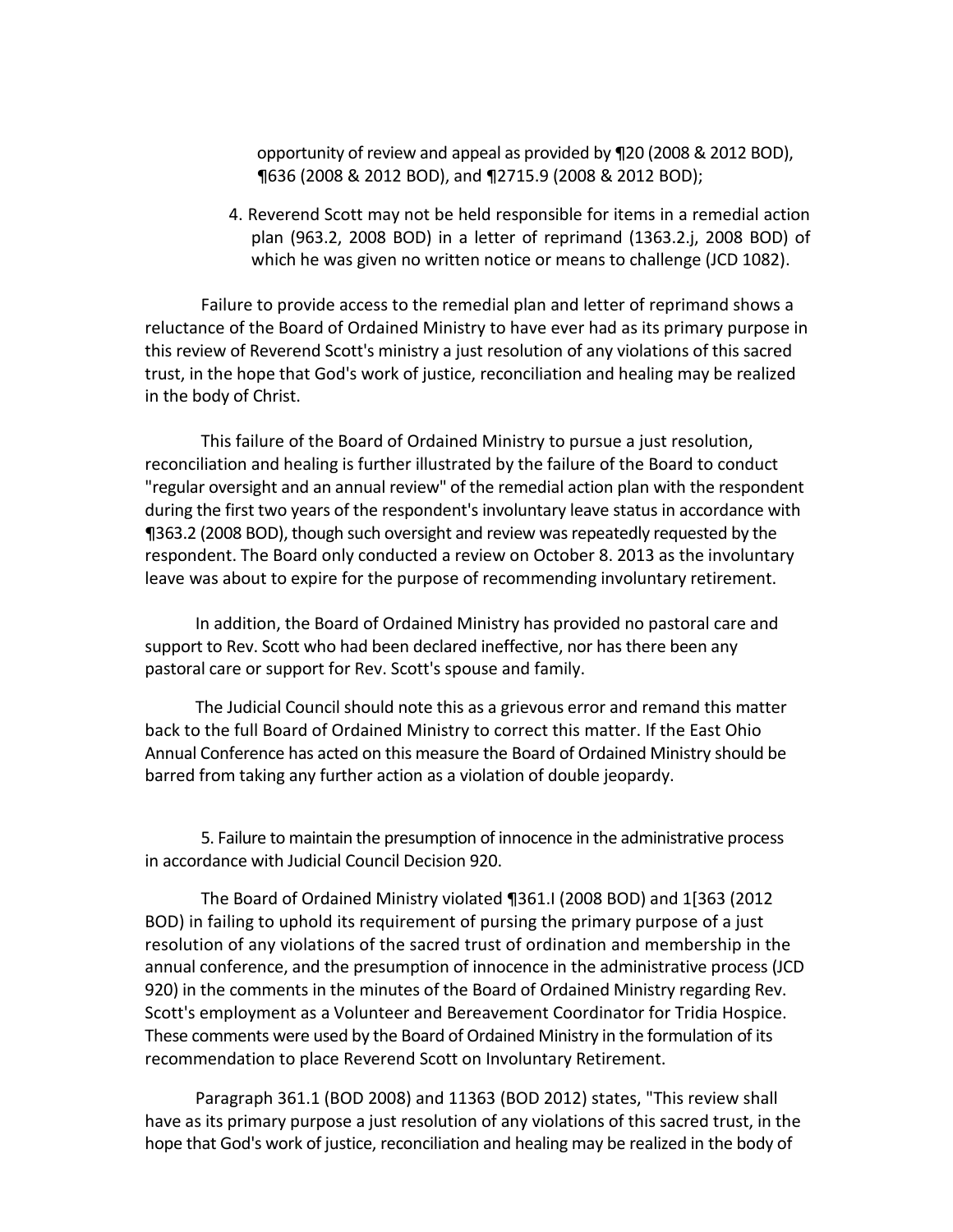opportunity of review and appeal as provided by ¶20 (2008 & 2012 BOD), ¶636 (2008 & 2012 BOD), and ¶2715.9 (2008 & 2012 BOD);

4. Reverend Scott may not be held responsible for items in a remedial action plan (963.2, 2008 BOD) in a letter of reprimand (1363.2.j, 2008 BOD) of which he was given no written notice or means to challenge (JCD 1082).

Failure to provide access to the remedial plan and letter of reprimand shows a reluctance of the Board of Ordained Ministry to have ever had as its primary purpose in this review of Reverend Scott's ministry a just resolution of any violations of this sacred trust, in the hope that God's work of justice, reconciliation and healing may be realized in the body of Christ.

This failure of the Board of Ordained Ministry to pursue a just resolution, reconciliation and healing is further illustrated by the failure of the Board to conduct "regular oversight and an annual review" of the remedial action plan with the respondent during the first two years of the respondent's involuntary leave status in accordance with ¶363.2 (2008 BOD), though such oversight and review was repeatedly requested by the respondent. The Board only conducted a review on October 8. 2013 as the involuntary leave was about to expire for the purpose of recommending involuntary retirement.

In addition, the Board of Ordained Ministry has provided no pastoral care and support to Rev. Scott who had been declared ineffective, nor has there been any pastoral care or support for Rev. Scott's spouse and family.

The Judicial Council should note this as a grievous error and remand this matter back to the full Board of Ordained Ministry to correct this matter. If the East Ohio Annual Conference has acted on this measure the Board of Ordained Ministry should be barred from taking any further action as a violation of double jeopardy.

5. Failure to maintain the presumption of innocence in the administrative process in accordance with Judicial Council Decision 920.

The Board of Ordained Ministry violated ¶361.I (2008 BOD) and 1[363 (2012 BOD) in failing to uphold its requirement of pursing the primary purpose of a just resolution of any violations of the sacred trust of ordination and membership in the annual conference, and the presumption of innocence in the administrative process (JCD 920) in the comments in the minutes of the Board of Ordained Ministry regarding Rev. Scott's employment as a Volunteer and Bereavement Coordinator for Tridia Hospice. These comments were used by the Board of Ordained Ministry in the formulation of its recommendation to place Reverend Scott on Involuntary Retirement.

Paragraph 361.1 (BOD 2008) and 11363 (BOD 2012) states, "This review shall have as its primary purpose a just resolution of any violations of this sacred trust, in the hope that God's work of justice, reconciliation and healing may be realized in the body of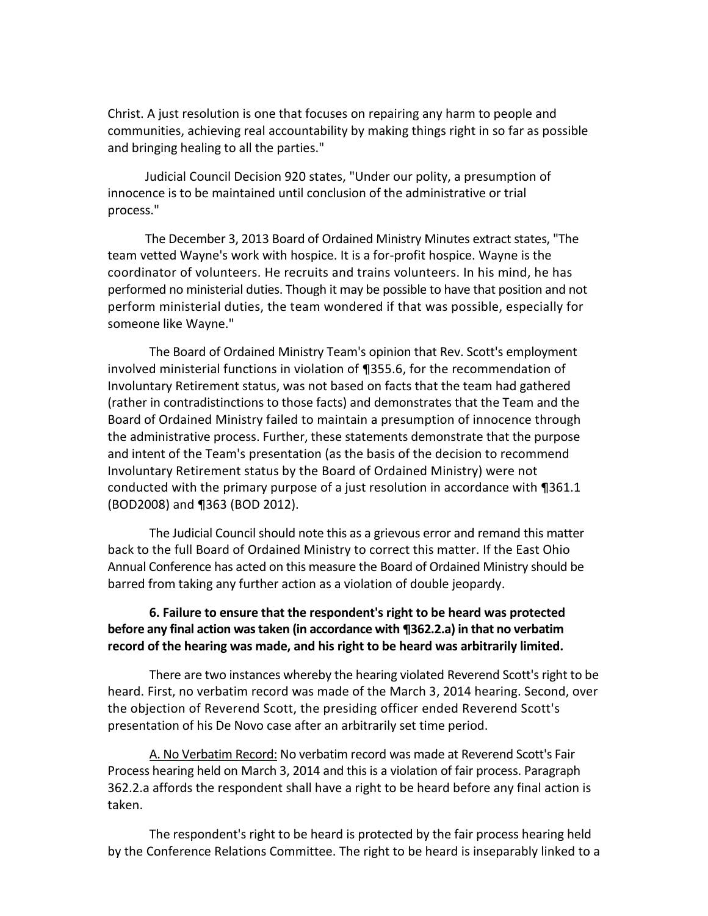Christ. A just resolution is one that focuses on repairing any harm to people and communities, achieving real accountability by making things right in so far as possible and bringing healing to all the parties."

Judicial Council Decision 920 states, "Under our polity, a presumption of innocence is to be maintained until conclusion of the administrative or trial process."

The December 3, 2013 Board of Ordained Ministry Minutes extract states, "The team vetted Wayne's work with hospice. It is a for-profit hospice. Wayne is the coordinator of volunteers. He recruits and trains volunteers. In his mind, he has performed no ministerial duties. Though it may be possible to have that position and not perform ministerial duties, the team wondered if that was possible, especially for someone like Wayne."

The Board of Ordained Ministry Team's opinion that Rev. Scott's employment involved ministerial functions in violation of ¶355.6, for the recommendation of Involuntary Retirement status, was not based on facts that the team had gathered (rather in contradistinctions to those facts) and demonstrates that the Team and the Board of Ordained Ministry failed to maintain a presumption of innocence through the administrative process. Further, these statements demonstrate that the purpose and intent of the Team's presentation (as the basis of the decision to recommend Involuntary Retirement status by the Board of Ordained Ministry) were not conducted with the primary purpose of a just resolution in accordance with ¶361.1 (BOD2008) and ¶363 (BOD 2012).

The Judicial Council should note this as a grievous error and remand this matter back to the full Board of Ordained Ministry to correct this matter. If the East Ohio Annual Conference has acted on this measure the Board of Ordained Ministry should be barred from taking any further action as a violation of double jeopardy.

**6. Failure to ensure that the respondent's right to be heard was protected before any final action was taken (in accordance with ¶362.2.a) in that no verbatim record of the hearing was made, and his right to be heard was arbitrarily limited.**

There are two instances whereby the hearing violated Reverend Scott's right to be heard. First, no verbatim record was made of the March 3, 2014 hearing. Second, over the objection of Reverend Scott, the presiding officer ended Reverend Scott's presentation of his De Novo case after an arbitrarily set time period.

<u>A. No Verbatim Record:</u> No verbatim record was made at Reverend Scott's Fair Process hearing held on March 3, 2014 and this is a violation of fair process. Paragraph 362.2.a affords the respondent shall have a right to be heard before any final action is taken.

The respondent's right to be heard is protected by the fair process hearing held by the Conference Relations Committee. The right to be heard is inseparably linked to a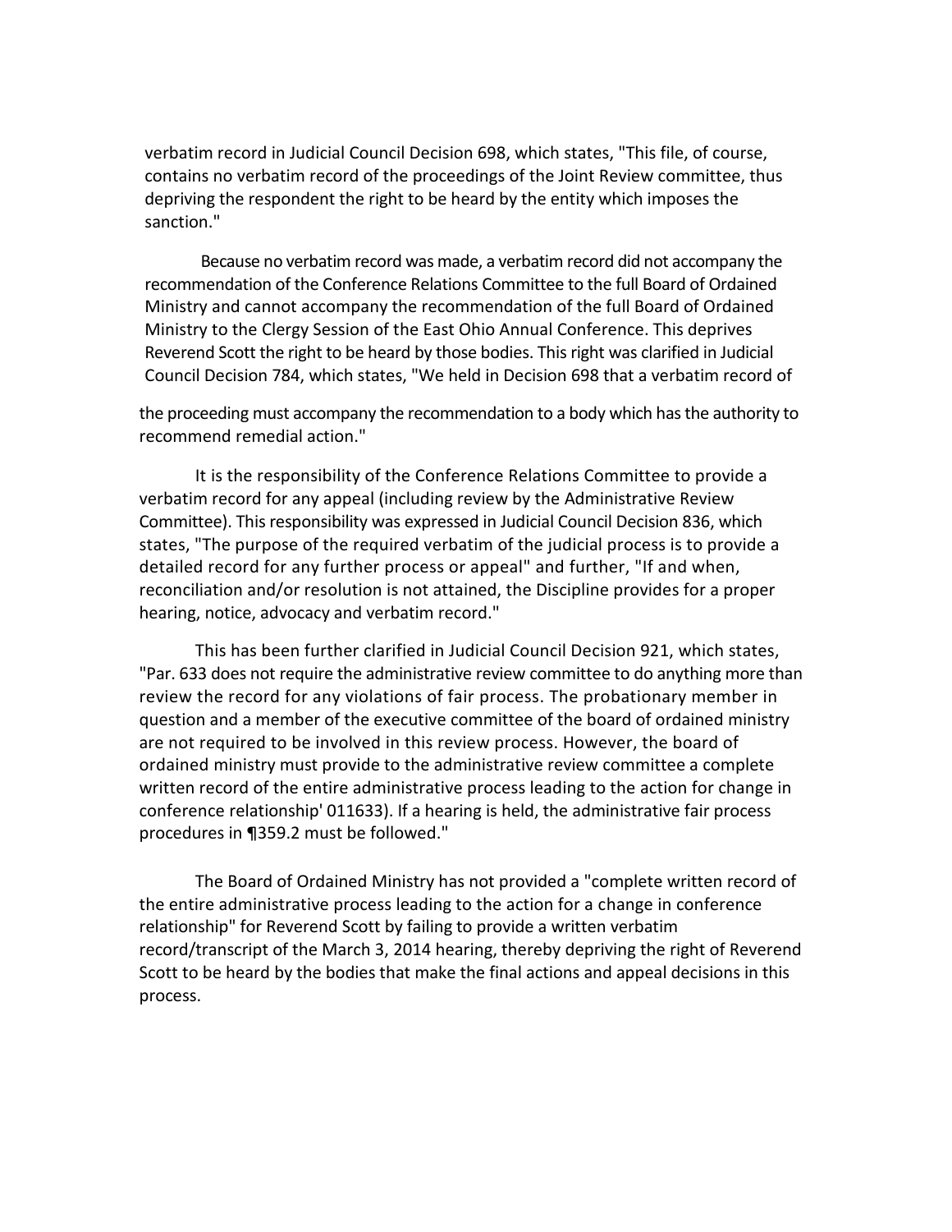verbatim record in Judicial Council Decision 698, which states, "This file, of course, contains no verbatim record of the proceedings of the Joint Review committee, thus depriving the respondent the right to be heard by the entity which imposes the sanction."

Because no verbatim record was made, a verbatim record did not accompany the recommendation of the Conference Relations Committee to the full Board of Ordained Ministry and cannot accompany the recommendation of the full Board of Ordained Ministry to the Clergy Session of the East Ohio Annual Conference. This deprives Reverend Scott the right to be heard by those bodies. This right was clarified in Judicial Council Decision 784, which states, "We held in Decision 698 that a verbatim record of the proceeding must accompany the recommendation to a body which has the authority to recommend remedial action."

It is the responsibility of the Conference Relations Committee to provide a verbatim record for any appeal (including review by the Administrative Review Committee). This responsibility was expressed in Judicial Council Decision 836, which states, "The purpose of the required verbatim of the judicial process is to provide a detailed record for any further process or appeal" and further, "If and when, reconciliation and/or resolution is not attained, the Discipline provides for a proper hearing, notice, advocacy and verbatim record."

This has been further clarified in Judicial Council Decision 921, which states, "Par. 633 does not require the administrative review committee to do anything more than review the record for any violations of fair process. The probationary member in question and a member of the executive committee of the board of ordained ministry are not required to be involved in this review process. However, the board of ordained ministry must provide to the administrative review committee a complete written record of the entire administrative process leading to the action for change in conference relationship' 011633). If a hearing is held, the administrative fair process procedures in ¶359.2 must be followed."

The Board of Ordained Ministry has not provided a "complete written record of the entire administrative process leading to the action for a change in conference relationship" for Reverend Scott by failing to provide a written verbatim record/transcript of the March 3, 2014 hearing, thereby depriving the right of Reverend Scott to be heard by the bodies that make the final actions and appeal decisions in this process.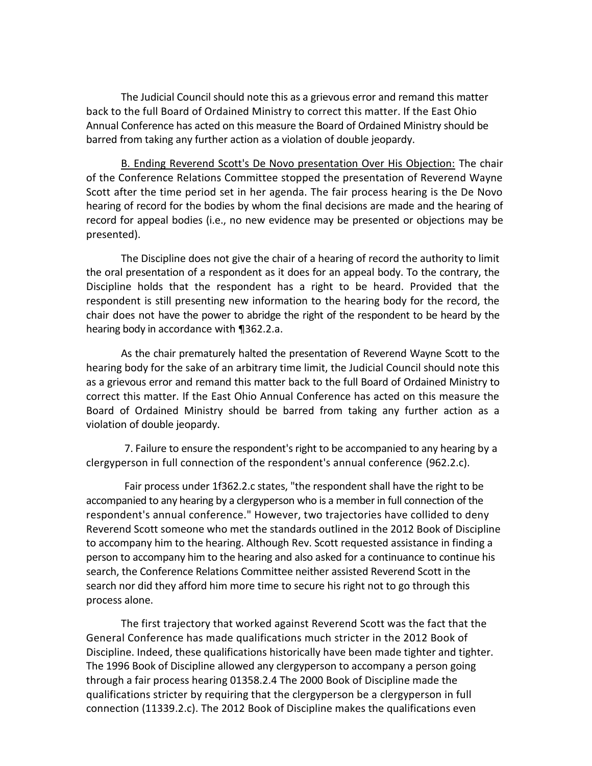The Judicial Council should note this as a grievous error and remand this matter back to the full Board of Ordained Ministry to correct this matter. If the East Ohio Annual Conference has acted on this measure the Board of Ordained Ministry should be barred from taking any further action as a violation of double jeopardy.

<u>B. Ending Reverend Scott's De Novo presentation Over His Objection:</u> The chair of the Conference Relations Committee stopped the presentation of Reverend Wayne Scott after the time period set in her agenda. The fair process hearing is the De Novo hearing of record for the bodies by whom the final decisions are made and the hearing of record for appeal bodies (i.e., no new evidence may be presented or objections may be presented).

The Discipline does not give the chair of a hearing of record the authority to limit the oral presentation of a respondent as it does for an appeal body. To the contrary, the Discipline holds that the respondent has a right to be heard. Provided that the respondent is still presenting new information to the hearing body for the record, the chair does not have the power to abridge the right of the respondent to be heard by the hearing body in accordance with ¶362.2.a.

As the chair prematurely halted the presentation of Reverend Wayne Scott to the hearing body for the sake of an arbitrary time limit, the Judicial Council should note this as a grievous error and remand this matter back to the full Board of Ordained Ministry to correct this matter. If the East Ohio Annual Conference has acted on this measure the Board of Ordained Ministry should be barred from taking any further action as a violation of double jeopardy.

7. Failure to ensure the respondent's right to be accompanied to any hearing by a clergyperson in full connection of the respondent's annual conference (962.2.c).

Fair process under 1f362.2.c states, "the respondent shall have the right to be accompanied to any hearing by a clergyperson who is a member in full connection of the respondent's annual conference." However, two trajectories have collided to deny Reverend Scott someone who met the standards outlined in the 2012 Book of Discipline to accompany him to the hearing. Although Rev. Scott requested assistance in finding a person to accompany him to the hearing and also asked for a continuance to continue his search, the Conference Relations Committee neither assisted Reverend Scott in the search nor did they afford him more time to secure his right not to go through this process alone.

The first trajectory that worked against Reverend Scott was the fact that the General Conference has made qualifications much stricter in the 2012 Book of Discipline. Indeed, these qualifications historically have been made tighter and tighter. The 1996 Book of Discipline allowed any clergyperson to accompany a person going through a fair process hearing 01358.2.4 The 2000 Book of Discipline made the qualifications stricter by requiring that the clergyperson be a clergyperson in full connection (11339.2.c). The 2012 Book of Discipline makes the qualifications even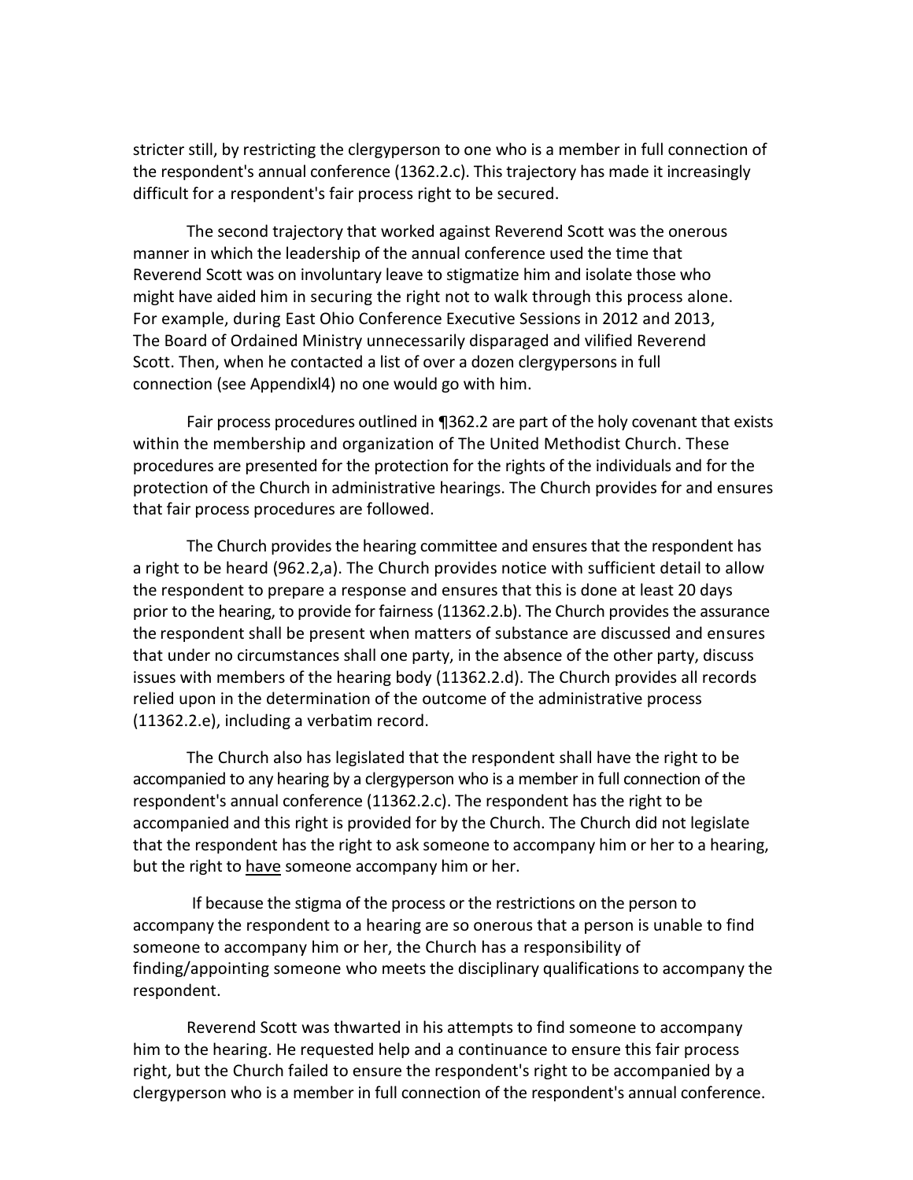stricter still, by restricting the clergyperson to one who is a member in full connection of the respondent's annual conference (1362.2.c). This trajectory has made it increasingly difficult for a respondent's fair process right to be secured.

The second trajectory that worked against Reverend Scott was the onerous manner in which the leadership of the annual conference used the time that Reverend Scott was on involuntary leave to stigmatize him and isolate those who might have aided him in securing the right not to walk through this process alone. For example, during East Ohio Conference Executive Sessions in 2012 and 2013, The Board of Ordained Ministry unnecessarily disparaged and vilified Reverend Scott. Then, when he contacted a list of over a dozen clergypersons in full connection (see Appendixl4) no one would go with him.

Fair process procedures outlined in ¶362.2 are part of the holy covenant that exists within the membership and organization of The United Methodist Church. These procedures are presented for the protection for the rights of the individuals and for the protection of the Church in administrative hearings. The Church provides for and ensures that fair process procedures are followed.

The Church provides the hearing committee and ensures that the respondent has a right to be heard (962.2,a). The Church provides notice with sufficient detail to allow the respondent to prepare a response and ensures that this is done at least 20 days prior to the hearing, to provide for fairness (11362.2.b). The Church provides the assurance the respondent shall be present when matters of substance are discussed and ensures that under no circumstances shall one party, in the absence of the other party, discuss issues with members of the hearing body (11362.2.d). The Church provides all records relied upon in the determination of the outcome of the administrative process (11362.2.e), including a verbatim record.

The Church also has legislated that the respondent shall have the right to be accompanied to any hearing by a clergyperson who is a member in full connection of the respondent's annual conference (11362.2.c). The respondent has the right to be accompanied and this right is provided for by the Church. The Church did not legislate that the respondent has the right to ask someone to accompany him or her to a hearing, but the right to <u>have</u> someone accompany him or her.

If because the stigma of the process or the restrictions on the person to accompany the respondent to a hearing are so onerous that a person is unable to find someone to accompany him or her, the Church has a responsibility of finding/appointing someone who meets the disciplinary qualifications to accompany the respondent.

Reverend Scott was thwarted in his attempts to find someone to accompany him to the hearing. He requested help and a continuance to ensure this fair process right, but the Church failed to ensure the respondent's right to be accompanied by a clergyperson who is a member in full connection of the respondent's annual conference.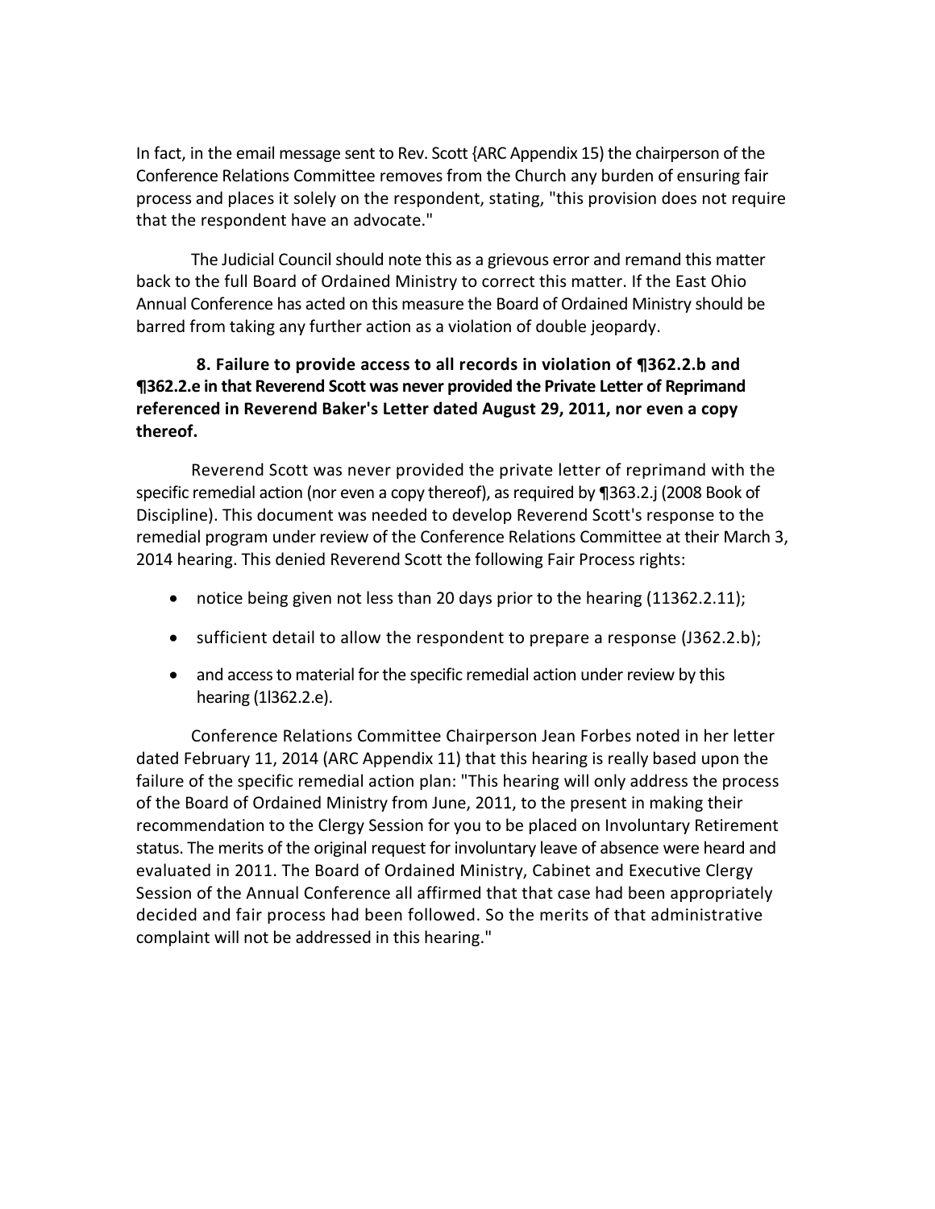In fact, in the email message sent to Rev. Scott {ARC Appendix 15) the chairperson of the Conference Relations Committee removes from the Church any burden of ensuring fair process and places it solely on the respondent, stating, "this provision does not require that the respondent have an advocate."

The Judicial Council should note this as a grievous error and remand this matter back to the full Board of Ordained Ministry to correct this matter. If the East Ohio Annual Conference has acted on this measure the Board of Ordained Ministry should be barred from taking any further action as a violation of double jeopardy.

**8. Failure to provide access to all records in violation of ¶362.2.b and ¶362.2.e in that Reverend Scott was never provided the Private Letter of Reprimand referenced in Reverend Baker's Letter dated August 29, 2011, nor even a copy thereof.**

Reverend Scott was never provided the private letter of reprimand with the specific remedial action (nor even a copy thereof), as required by ¶363.2.j (2008 Book of Discipline). This document was needed to develop Reverend Scott's response to the remedial program under review of the Conference Relations Committee at their March 3, 2014 hearing. This denied Reverend Scott the following Fair Process rights:

- notice being given not less than 20 days prior to the hearing (11362.2.11);
- sufficient detail to allow the respondent to prepare a response (J362.2.b);
- and access to material for the specific remedial action under review by this hearing (1l362.2.e).

Conference Relations Committee Chairperson Jean Forbes noted in her letter dated February 11, 2014 (ARC Appendix 11) that this hearing is really based upon the failure of the specific remedial action plan: "This hearing will only address the process of the Board of Ordained Ministry from June, 2011, to the present in making their recommendation to the Clergy Session for you to be placed on Involuntary Retirement status. The merits of the original request for involuntary leave of absence were heard and evaluated in 2011. The Board of Ordained Ministry, Cabinet and Executive Clergy Session of the Annual Conference all affirmed that that case had been appropriately decided and fair process had been followed. So the merits of that administrative complaint will not be addressed in this hearing."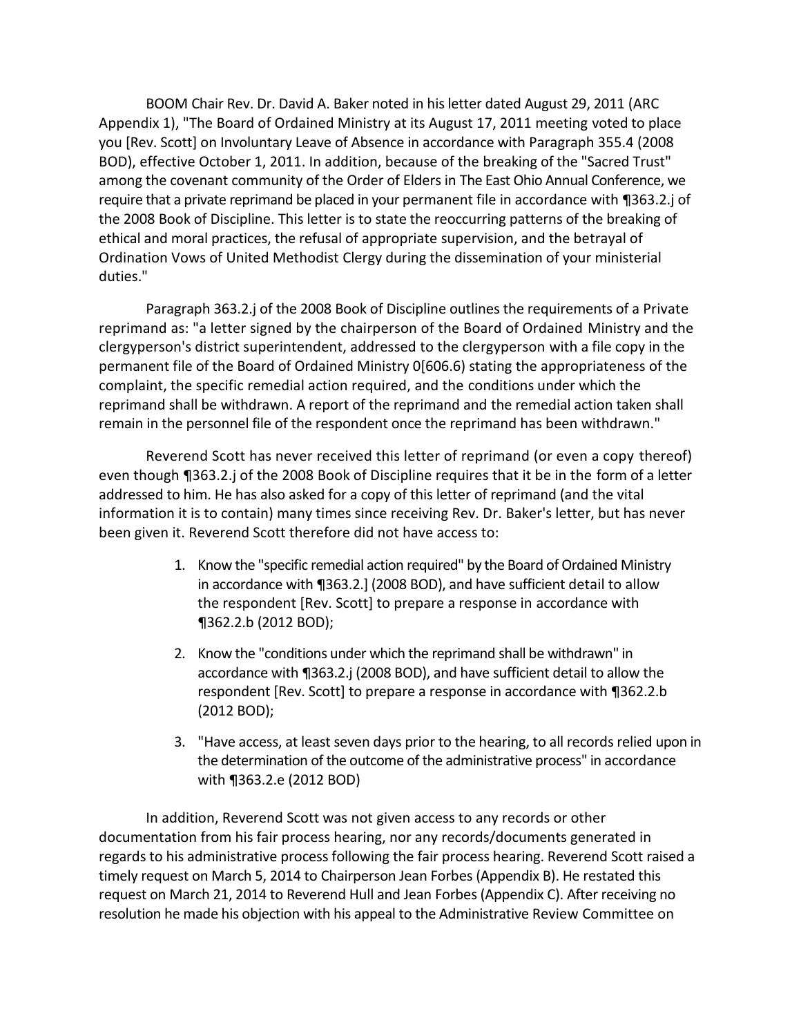BOOM Chair Rev. Dr. David A. Baker noted in his letter dated August 29, 2011 (ARC Appendix 1), "The Board of Ordained Ministry at its August 17, 2011 meeting voted to place you [Rev. Scott] on Involuntary Leave of Absence in accordance with Paragraph 355.4 (2008 BOD), effective October 1, 2011. In addition, because of the breaking of the "Sacred Trust" among the covenant community of the Order of Elders in The East Ohio Annual Conference, we require that a private reprimand be placed in your permanent file in accordance with ¶363.2.j of the 2008 Book of Discipline. This letter is to state the reoccurring patterns of the breaking of ethical and moral practices, the refusal of appropriate supervision, and the betrayal of Ordination Vows of United Methodist Clergy during the dissemination of your ministerial duties."

Paragraph 363.2.j of the 2008 Book of Discipline outlines the requirements of a Private reprimand as: "a letter signed by the chairperson of the Board of Ordained Ministry and the clergyperson's district superintendent, addressed to the clergyperson with a file copy in the permanent file of the Board of Ordained Ministry 0[606.6) stating the appropriateness of the complaint, the specific remedial action required, and the conditions under which the reprimand shall be withdrawn. A report of the reprimand and the remedial action taken shall remain in the personnel file of the respondent once the reprimand has been withdrawn."

Reverend Scott has never received this letter of reprimand (or even a copy thereof) even though ¶363.2.j of the 2008 Book of Discipline requires that it be in the form of a letter addressed to him. He has also asked for a copy of this letter of reprimand (and the vital information it is to contain) many times since receiving Rev. Dr. Baker's letter, but has never been given it. Reverend Scott therefore did not have access to:

1. Know the "specific remedial action required" by the Board of Ordained Ministry in accordance with ¶363.2.] (2008 BOD), and have sufficient detail to allow the respondent [Rev. Scott] to prepare a response in accordance with ¶362.2.b (2012 BOD);

2. Know the "conditions under which the reprimand shall be withdrawn" in accordance with ¶363.2.j (2008 BOD), and have sufficient detail to allow the respondent [Rev. Scott] to prepare a response in accordance with ¶362.2.b (2012 BOD);

3. "Have access, at least seven days prior to the hearing, to all records relied upon in the determination of the outcome of the administrative process" in accordance with ¶363.2.e (2012 BOD)

In addition, Reverend Scott was not given access to any records or other documentation from his fair process hearing, nor any records/documents generated in regards to his administrative process following the fair process hearing. Reverend Scott raised a timely request on March 5, 2014 to Chairperson Jean Forbes (Appendix B). He restated this request on March 21, 2014 to Reverend Hull and Jean Forbes (Appendix C). After receiving no resolution he made his objection with his appeal to the Administrative Review Committee on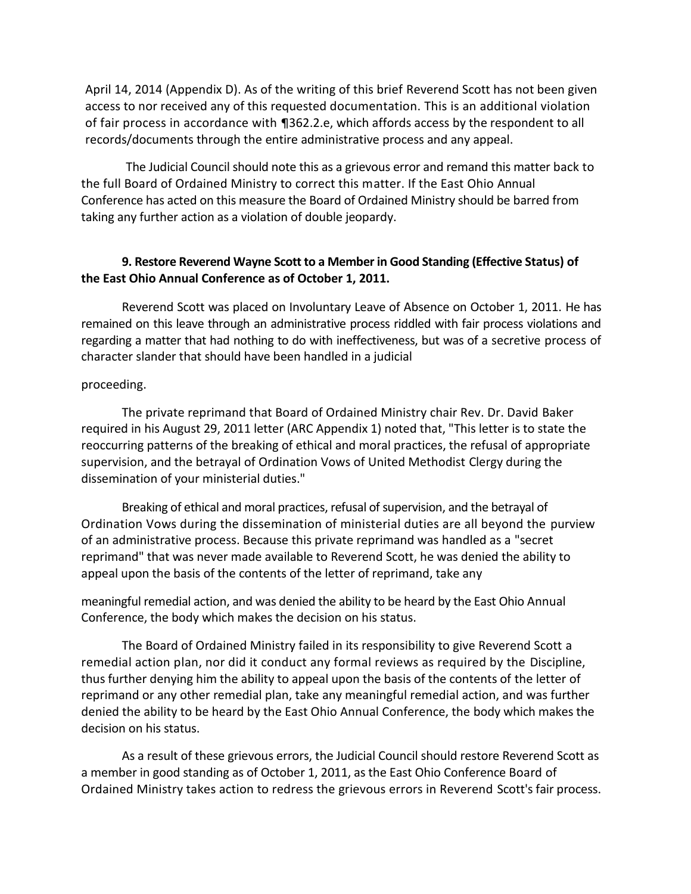April 14, 2014 (Appendix D). As of the writing of this brief Reverend Scott has not been given access to nor received any of this requested documentation. This is an additional violation of fair process in accordance with ¶362.2.e, which affords access by the respondent to all records/documents through the entire administrative process and any appeal.

The Judicial Council should note this as a grievous error and remand this matter back to the full Board of Ordained Ministry to correct this matter. If the East Ohio Annual Conference has acted on this measure the Board of Ordained Ministry should be barred from taking any further action as a violation of double jeopardy.

**9. Restore Reverend Wayne Scott to a Member in Good Standing (Effective Status) of the East Ohio Annual Conference as of October 1, 2011.**

Reverend Scott was placed on Involuntary Leave of Absence on October 1, 2011. He has remained on this leave through an administrative process riddled with fair process violations and regarding a matter that had nothing to do with ineffectiveness, but was of a secretive process of character slander that should have been handled in a judicial proceeding.

The private reprimand that Board of Ordained Ministry chair Rev. Dr. David Baker required in his August 29, 2011 letter (ARC Appendix 1) noted that, "This letter is to state the reoccurring patterns of the breaking of ethical and moral practices, the refusal of appropriate supervision, and the betrayal of Ordination Vows of United Methodist Clergy during the dissemination of your ministerial duties."

Breaking of ethical and moral practices, refusal of supervision, and the betrayal of Ordination Vows during the dissemination of ministerial duties are all beyond the purview of an administrative process. Because this private reprimand was handled as a "secret reprimand" that was never made available to Reverend Scott, he was denied the ability to appeal upon the basis of the contents of the letter of reprimand, take any meaningful remedial action, and was denied the ability to be heard by the East Ohio Annual Conference, the body which makes the decision on his status.

The Board of Ordained Ministry failed in its responsibility to give Reverend Scott a remedial action plan, nor did it conduct any formal reviews as required by the Discipline, thus further denying him the ability to appeal upon the basis of the contents of the letter of reprimand or any other remedial plan, take any meaningful remedial action, and was further denied the ability to be heard by the East Ohio Annual Conference, the body which makes the decision on his status.

As a result of these grievous errors, the Judicial Council should restore Reverend Scott as a member in good standing as of October 1, 2011, as the East Ohio Conference Board of Ordained Ministry takes action to redress the grievous errors in Reverend Scott's fair process.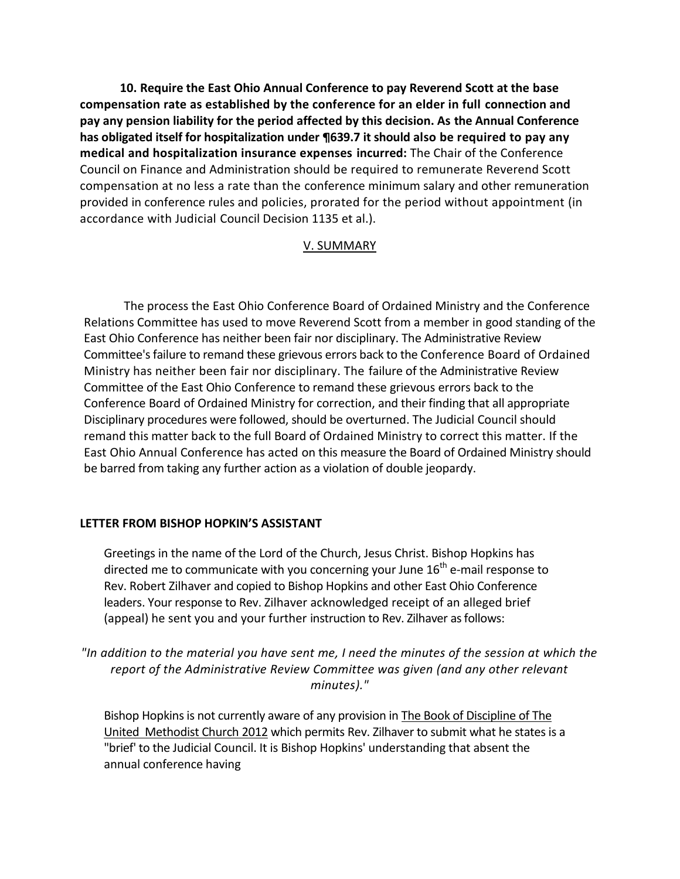**10. Require the East Ohio Annual Conference to pay Reverend Scott at the base compensation rate as established by the conference for an elder in full connection and pay any pension liability for the period affected by this decision. As the Annual Conference has obligated itself for hospitalization under ¶639.7 it should also be required to pay any medical and hospitalization insurance expenses incurred:** The Chair of the Conference Council on Finance and Administration should be required to remunerate Reverend Scott compensation at no less a rate than the conference minimum salary and other remuneration provided in conference rules and policies, prorated for the period without appointment (in accordance with Judicial Council Decision 1135 et al.).

## V. SUMMARY

The process the East Ohio Conference Board of Ordained Ministry and the Conference Relations Committee has used to move Reverend Scott from a member in good standing of the East Ohio Conference has neither been fair nor disciplinary. The Administrative Review Committee's failure to remand these grievous errors back to the Conference Board of Ordained Ministry has neither been fair nor disciplinary. The failure of the Administrative Review Committee of the East Ohio Conference to remand these grievous errors back to the Conference Board of Ordained Ministry for correction, and their finding that all appropriate Disciplinary procedures were followed, should be overturned. The Judicial Council should remand this matter back to the full Board of Ordained Ministry to correct this matter. If the East Ohio Annual Conference has acted on this measure the Board of Ordained Ministry should be barred from taking any further action as a violation of double jeopardy.

**LETTER FROM BISHOP HOPKIN'S ASSISTANT**

Greetings in the name of the Lord of the Church, Jesus Christ. Bishop Hopkins has directed me to communicate with you concerning your June 16th e-mail response to Rev. Robert Zilhaver and copied to Bishop Hopkins and other East Ohio Conference leaders. Your response to Rev. Zilhaver acknowledged receipt of an alleged brief (appeal) he sent you and your further instruction to Rev. Zilhaver as follows:

*"In addition to the material you have sent me, I need the minutes of the session at which the report of the Administrative Review Committee was given (and any other relevant minutes)."*

Bishop Hopkins is not currently aware of any provision in The Book of Discipline of The United Methodist Church 2012 which permits Rev. Zilhaver to submit what he states is a "brief' to the Judicial Council. It is Bishop Hopkins' understanding that absent the annual conference having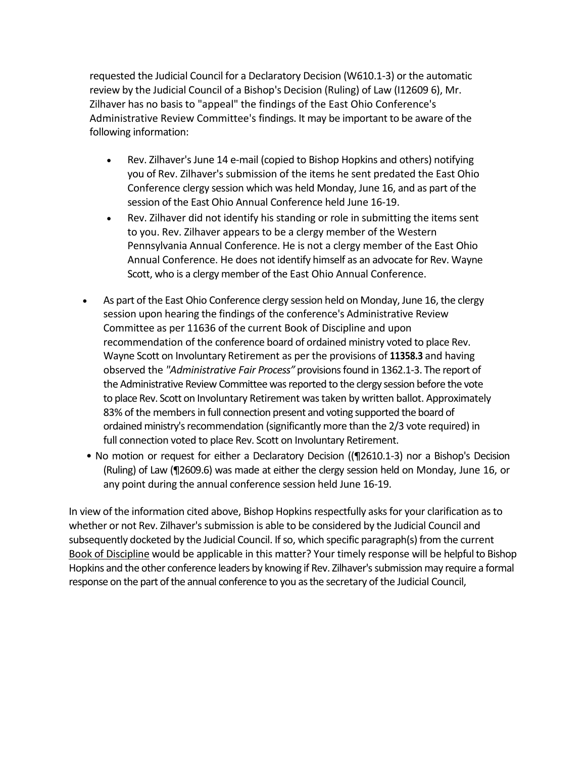requested the Judicial Council for a Declaratory Decision (W610.1-3) or the automatic review by the Judicial Council of a Bishop's Decision (Ruling) of Law (I12609 6), Mr. Zilhaver has no basis to "appeal" the findings of the East Ohio Conference's Administrative Review Committee's findings. It may be important to be aware of the following information:

- Rev. Zilhaver's June 14 e-mail (copied to Bishop Hopkins and others) notifying you of Rev. Zilhaver's submission of the items he sent predated the East Ohio Conference clergy session which was held Monday, June 16, and as part of the session of the East Ohio Annual Conference held June 16-19.
- Rev. Zilhaver did not identify his standing or role in submitting the items sent to you. Rev. Zilhaver appears to be a clergy member of the Western Pennsylvania Annual Conference. He is not a clergy member of the East Ohio Annual Conference. He does not identify himself as an advocate for Rev. Wayne Scott, who is a clergy member of the East Ohio Annual Conference.

- As part of the East Ohio Conference clergy session held on Monday, June 16, the clergy session upon hearing the findings of the conference's Administrative Review Committee as per 11636 of the current Book of Discipline and upon recommendation of the conference board of ordained ministry voted to place Rev. Wayne Scott on Involuntary Retirement as per the provisions of **11358.3** and having observed the *"Administrative Fair Process"* provisions found in 1362.1-3. The report of the Administrative Review Committee was reported to the clergy session before the vote to place Rev. Scott on Involuntary Retirement was taken by written ballot. Approximately 83% of the members in full connection present and voting supported the board of ordained ministry's recommendation (significantly more than the 2/3 vote required) in full connection voted to place Rev. Scott on Involuntary Retirement.
- No motion or request for either a Declaratory Decision ((¶2610.1-3) nor a Bishop's Decision (Ruling) of Law (¶2609.6) was made at either the clergy session held on Monday, June 16, or any point during the annual conference session held June 16-19.

In view of the information cited above, Bishop Hopkins respectfully asks for your clarification as to whether or not Rev. Zilhaver's submission is able to be considered by the Judicial Council and subsequently docketed by the Judicial Council. If so, which specific paragraph(s) from the current Book of Discipline would be applicable in this matter? Your timely response will be helpful to Bishop Hopkins and the other conference leaders by knowing if Rev. Zilhaver's submission may require a formal response on the part of the annual conference to you as the secretary of the Judicial Council,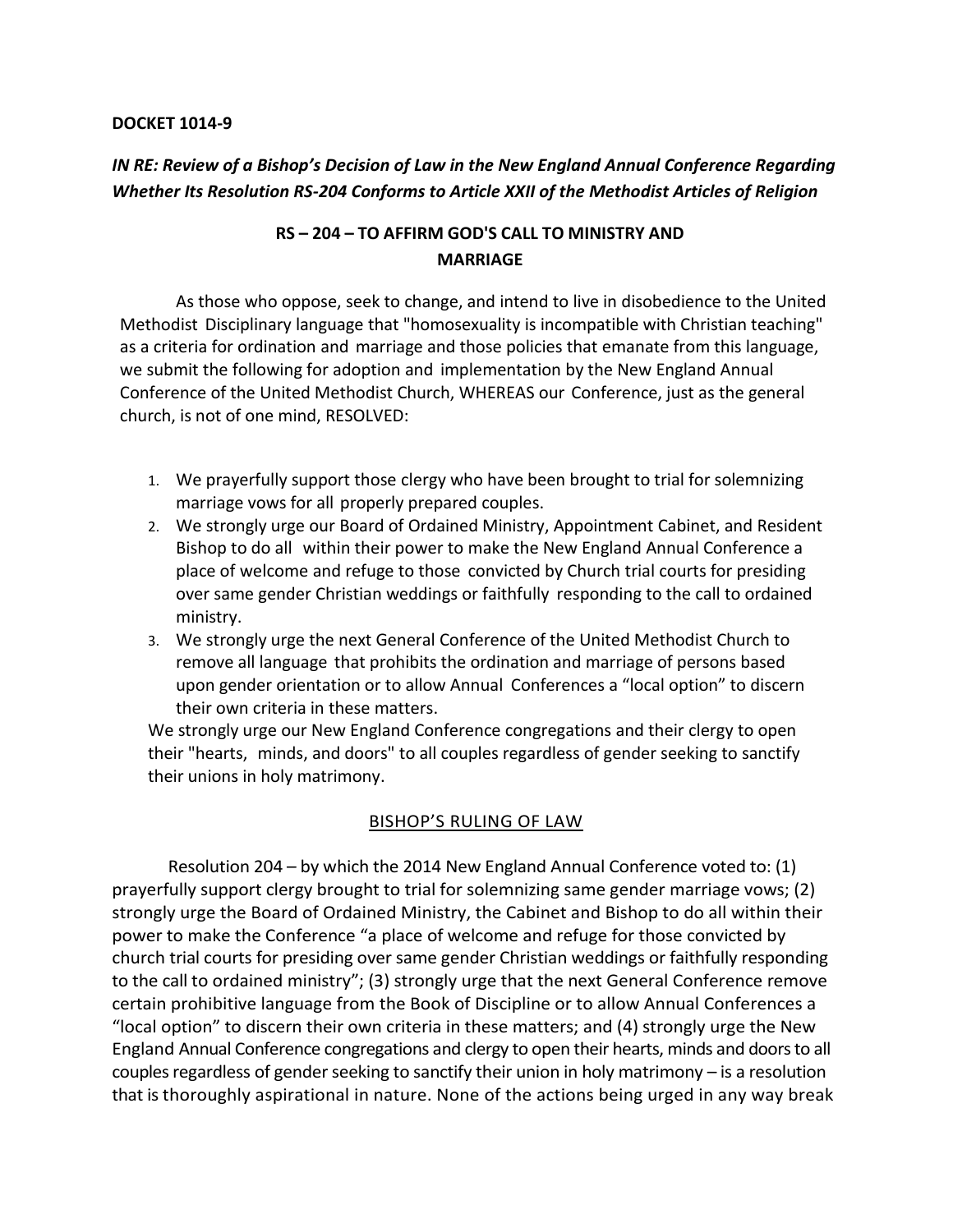**DOCKET 1014-9**

***IN RE: Review of a Bishop's Decision of Law in the New England Annual Conference Regarding Whether Its Resolution RS-204 Conforms to Article XXII of the Methodist Articles of Religion***

**RS – 204 – TO AFFIRM GOD'S CALL TO MINISTRY AND MARRIAGE**

As those who oppose, seek to change, and intend to live in disobedience to the United Methodist Disciplinary language that "homosexuality is incompatible with Christian teaching" as a criteria for ordination and marriage and those policies that emanate from this language, we submit the following for adoption and implementation by the New England Annual Conference of the United Methodist Church, WHEREAS our Conference, just as the general church, is not of one mind, RESOLVED:

1. We prayerfully support those clergy who have been brought to trial for solemnizing marriage vows for all properly prepared couples.
2. We strongly urge our Board of Ordained Ministry, Appointment Cabinet, and Resident Bishop to do all within their power to make the New England Annual Conference a place of welcome and refuge to those convicted by Church trial courts for presiding over same gender Christian weddings or faithfully responding to the call to ordained ministry.
3. We strongly urge the next General Conference of the United Methodist Church to remove all language that prohibits the ordination and marriage of persons based upon gender orientation or to allow Annual Conferences a "local option" to discern their own criteria in these matters.

We strongly urge our New England Conference congregations and their clergy to open their "hearts, minds, and doors" to all couples regardless of gender seeking to sanctify their unions in holy matrimony.

<u>BISHOP'S RULING OF LAW</u>

Resolution 204 – by which the 2014 New England Annual Conference voted to: (1) prayerfully support clergy brought to trial for solemnizing same gender marriage vows; (2) strongly urge the Board of Ordained Ministry, the Cabinet and Bishop to do all within their power to make the Conference "a place of welcome and refuge for those convicted by church trial courts for presiding over same gender Christian weddings or faithfully responding to the call to ordained ministry"; (3) strongly urge that the next General Conference remove certain prohibitive language from the Book of Discipline or to allow Annual Conferences a "local option" to discern their own criteria in these matters; and (4) strongly urge the New England Annual Conference congregations and clergy to open their hearts, minds and doors to all couples regardless of gender seeking to sanctify their union in holy matrimony – is a resolution that is thoroughly aspirational in nature. None of the actions being urged in any way break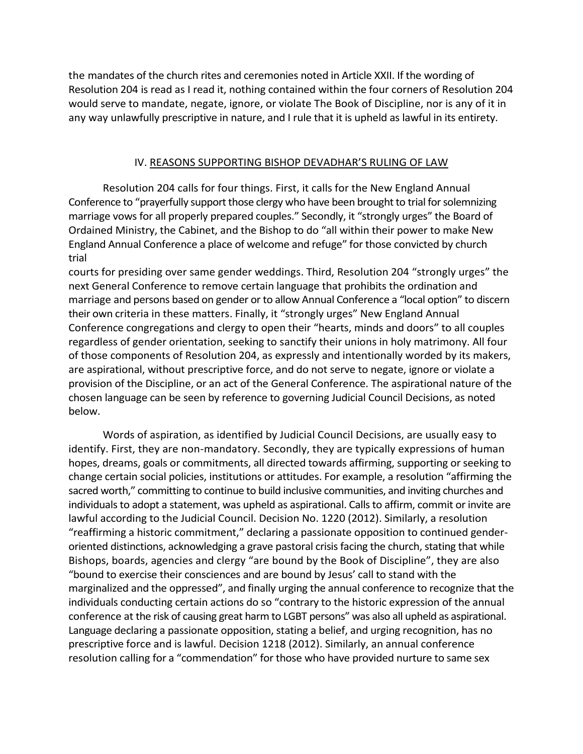the mandates of the church rites and ceremonies noted in Article XXII. If the wording of Resolution 204 is read as I read it, nothing contained within the four corners of Resolution 204 would serve to mandate, negate, ignore, or violate The Book of Discipline, nor is any of it in any way unlawfully prescriptive in nature, and I rule that it is upheld as lawful in its entirety.

## IV. REASONS SUPPORTING BISHOP DEVADHAR'S RULING OF LAW

Resolution 204 calls for four things. First, it calls for the New England Annual Conference to "prayerfully support those clergy who have been brought to trial for solemnizing marriage vows for all properly prepared couples." Secondly, it "strongly urges" the Board of Ordained Ministry, the Cabinet, and the Bishop to do "all within their power to make New England Annual Conference a place of welcome and refuge" for those convicted by church trial courts for presiding over same gender weddings. Third, Resolution 204 "strongly urges" the next General Conference to remove certain language that prohibits the ordination and marriage and persons based on gender or to allow Annual Conference a "local option" to discern their own criteria in these matters. Finally, it "strongly urges" New England Annual Conference congregations and clergy to open their "hearts, minds and doors" to all couples regardless of gender orientation, seeking to sanctify their unions in holy matrimony. All four of those components of Resolution 204, as expressly and intentionally worded by its makers, are aspirational, without prescriptive force, and do not serve to negate, ignore or violate a provision of the Discipline, or an act of the General Conference. The aspirational nature of the chosen language can be seen by reference to governing Judicial Council Decisions, as noted below.

Words of aspiration, as identified by Judicial Council Decisions, are usually easy to identify. First, they are non-mandatory. Secondly, they are typically expressions of human hopes, dreams, goals or commitments, all directed towards affirming, supporting or seeking to change certain social policies, institutions or attitudes. For example, a resolution "affirming the sacred worth," committing to continue to build inclusive communities, and inviting churches and individuals to adopt a statement, was upheld as aspirational. Calls to affirm, commit or invite are lawful according to the Judicial Council. Decision No. 1220 (2012). Similarly, a resolution "reaffirming a historic commitment," declaring a passionate opposition to continued gender-oriented distinctions, acknowledging a grave pastoral crisis facing the church, stating that while Bishops, boards, agencies and clergy "are bound by the Book of Discipline", they are also "bound to exercise their consciences and are bound by Jesus' call to stand with the marginalized and the oppressed", and finally urging the annual conference to recognize that the individuals conducting certain actions do so "contrary to the historic expression of the annual conference at the risk of causing great harm to LGBT persons" was also all upheld as aspirational. Language declaring a passionate opposition, stating a belief, and urging recognition, has no prescriptive force and is lawful. Decision 1218 (2012). Similarly, an annual conference resolution calling for a "commendation" for those who have provided nurture to same sex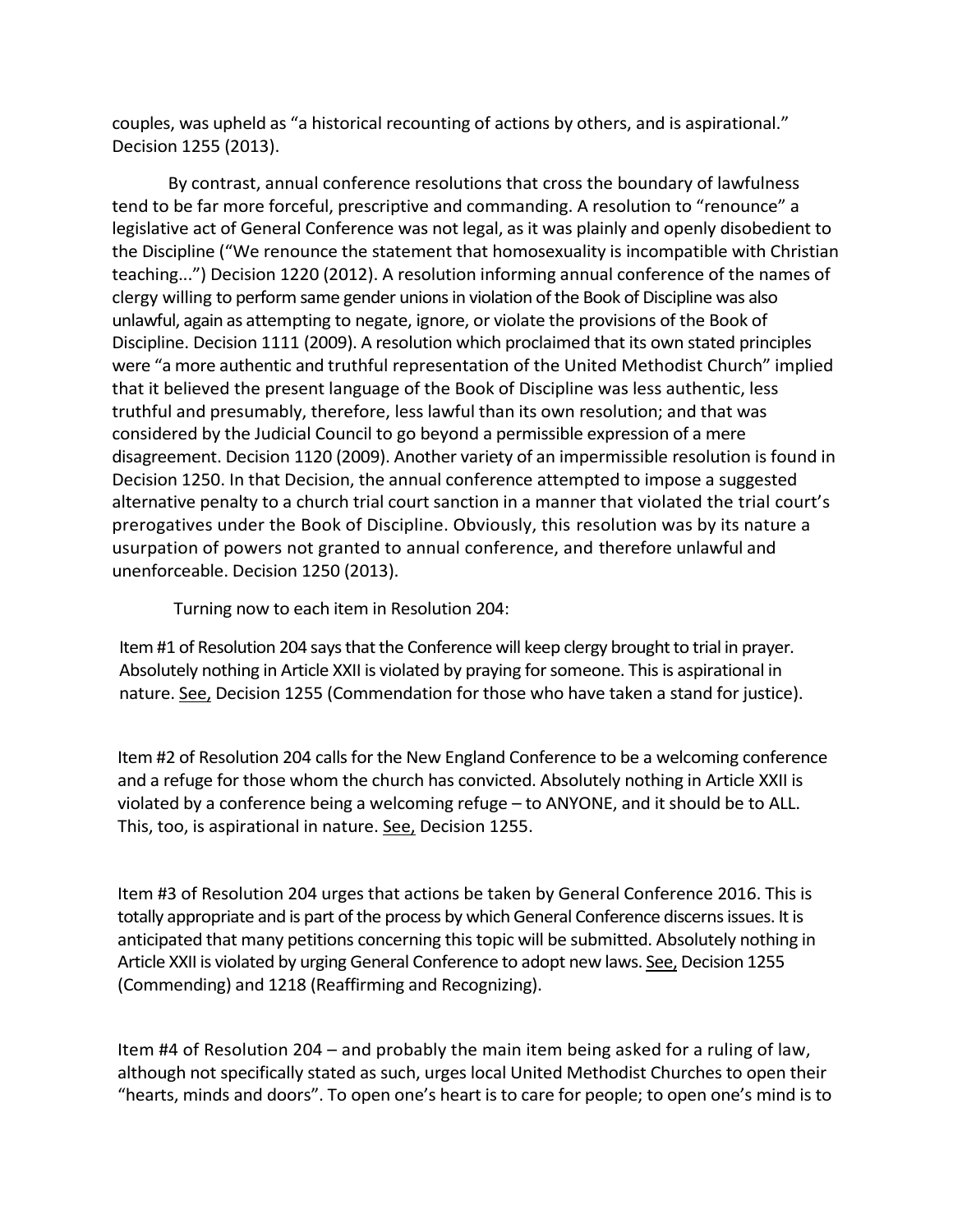couples, was upheld as "a historical recounting of actions by others, and is aspirational." Decision 1255 (2013).

By contrast, annual conference resolutions that cross the boundary of lawfulness tend to be far more forceful, prescriptive and commanding. A resolution to "renounce" a legislative act of General Conference was not legal, as it was plainly and openly disobedient to the Discipline ("We renounce the statement that homosexuality is incompatible with Christian teaching...") Decision 1220 (2012). A resolution informing annual conference of the names of clergy willing to perform same gender unions in violation of the Book of Discipline was also unlawful, again as attempting to negate, ignore, or violate the provisions of the Book of Discipline. Decision 1111 (2009). A resolution which proclaimed that its own stated principles were "a more authentic and truthful representation of the United Methodist Church" implied that it believed the present language of the Book of Discipline was less authentic, less truthful and presumably, therefore, less lawful than its own resolution; and that was considered by the Judicial Council to go beyond a permissible expression of a mere disagreement. Decision 1120 (2009). Another variety of an impermissible resolution is found in Decision 1250. In that Decision, the annual conference attempted to impose a suggested alternative penalty to a church trial court sanction in a manner that violated the trial court's prerogatives under the Book of Discipline. Obviously, this resolution was by its nature a usurpation of powers not granted to annual conference, and therefore unlawful and unenforceable. Decision 1250 (2013).

Turning now to each item in Resolution 204:

Item #1 of Resolution 204 says that the Conference will keep clergy brought to trial in prayer. Absolutely nothing in Article XXII is violated by praying for someone. This is aspirational in nature. See, Decision 1255 (Commendation for those who have taken a stand for justice).

Item #2 of Resolution 204 calls for the New England Conference to be a welcoming conference and a refuge for those whom the church has convicted. Absolutely nothing in Article XXII is violated by a conference being a welcoming refuge – to ANYONE, and it should be to ALL. This, too, is aspirational in nature. See, Decision 1255.

Item #3 of Resolution 204 urges that actions be taken by General Conference 2016. This is totally appropriate and is part of the process by which General Conference discerns issues. It is anticipated that many petitions concerning this topic will be submitted. Absolutely nothing in Article XXII is violated by urging General Conference to adopt new laws. See, Decision 1255 (Commending) and 1218 (Reaffirming and Recognizing).

Item #4 of Resolution 204 – and probably the main item being asked for a ruling of law, although not specifically stated as such, urges local United Methodist Churches to open their "hearts, minds and doors". To open one's heart is to care for people; to open one's mind is to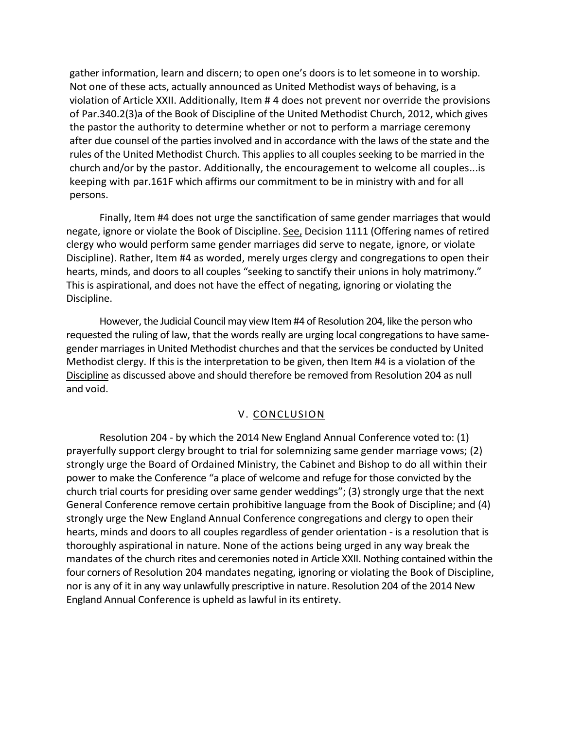gather information, learn and discern; to open one's doors is to let someone in to worship. Not one of these acts, actually announced as United Methodist ways of behaving, is a violation of Article XXII. Additionally, Item # 4 does not prevent nor override the provisions of Par.340.2(3)a of the Book of Discipline of the United Methodist Church, 2012, which gives the pastor the authority to determine whether or not to perform a marriage ceremony after due counsel of the parties involved and in accordance with the laws of the state and the rules of the United Methodist Church. This applies to all couples seeking to be married in the church and/or by the pastor. Additionally, the encouragement to welcome all couples...is keeping with par.161F which affirms our commitment to be in ministry with and for all persons.

Finally, Item #4 does not urge the sanctification of same gender marriages that would negate, ignore or violate the Book of Discipline. See, Decision 1111 (Offering names of retired clergy who would perform same gender marriages did serve to negate, ignore, or violate Discipline). Rather, Item #4 as worded, merely urges clergy and congregations to open their hearts, minds, and doors to all couples "seeking to sanctify their unions in holy matrimony." This is aspirational, and does not have the effect of negating, ignoring or violating the Discipline.

However, the Judicial Council may view Item #4 of Resolution 204, like the person who requested the ruling of law, that the words really are urging local congregations to have same-gender marriages in United Methodist churches and that the services be conducted by United Methodist clergy. If this is the interpretation to be given, then Item #4 is a violation of the Discipline as discussed above and should therefore be removed from Resolution 204 as null and void.

## V. CONCLUSION

Resolution 204 - by which the 2014 New England Annual Conference voted to: (1) prayerfully support clergy brought to trial for solemnizing same gender marriage vows; (2) strongly urge the Board of Ordained Ministry, the Cabinet and Bishop to do all within their power to make the Conference "a place of welcome and refuge for those convicted by the church trial courts for presiding over same gender weddings"; (3) strongly urge that the next General Conference remove certain prohibitive language from the Book of Discipline; and (4) strongly urge the New England Annual Conference congregations and clergy to open their hearts, minds and doors to all couples regardless of gender orientation - is a resolution that is thoroughly aspirational in nature. None of the actions being urged in any way break the mandates of the church rites and ceremonies noted in Article XXII. Nothing contained within the four corners of Resolution 204 mandates negating, ignoring or violating the Book of Discipline, nor is any of it in any way unlawfully prescriptive in nature. Resolution 204 of the 2014 New England Annual Conference is upheld as lawful in its entirety.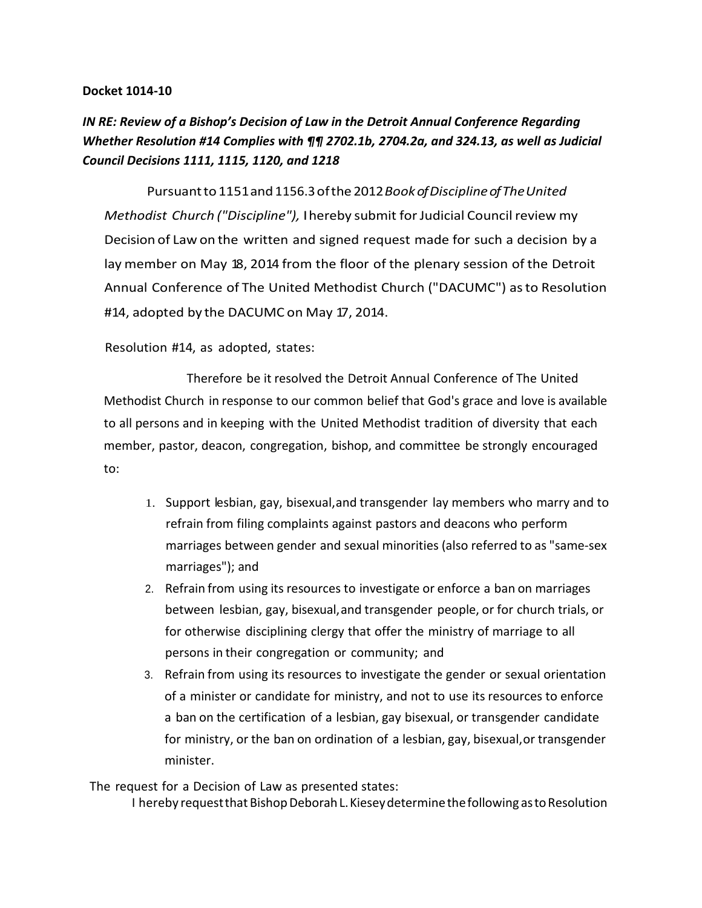**Docket 1014-10**

***IN RE: Review of a Bishop's Decision of Law in the Detroit Annual Conference Regarding Whether Resolution #14 Complies with ¶¶ 2702.1b, 2704.2a, and 324.13, as well as Judicial Council Decisions 1111, 1115, 1120, and 1218***

Pursuant to 1151 and 1156.3 of the 2012 *Book of Discipline of The United Methodist Church ("Discipline"),* I hereby submit for Judicial Council review my Decision of Law on the written and signed request made for such a decision by a lay member on May 18, 2014 from the floor of the plenary session of the Detroit Annual Conference of The United Methodist Church ("DACUMC") as to Resolution #14, adopted by the DACUMC on May 17, 2014.

Resolution #14, as adopted, states:

Therefore be it resolved the Detroit Annual Conference of The United Methodist Church in response to our common belief that God's grace and love is available to all persons and in keeping with the United Methodist tradition of diversity that each member, pastor, deacon, congregation, bishop, and committee be strongly encouraged to:

1. Support lesbian, gay, bisexual, and transgender lay members who marry and to refrain from filing complaints against pastors and deacons who perform marriages between gender and sexual minorities (also referred to as "same-sex marriages"); and
2. Refrain from using its resources to investigate or enforce a ban on marriages between lesbian, gay, bisexual, and transgender people, or for church trials, or for otherwise disciplining clergy that offer the ministry of marriage to all persons in their congregation or community; and
3. Refrain from using its resources to investigate the gender or sexual orientation of a minister or candidate for ministry, and not to use its resources to enforce a ban on the certification of a lesbian, gay bisexual, or transgender candidate for ministry, or the ban on ordination of a lesbian, gay, bisexual, or transgender minister.

The request for a Decision of Law as presented states:

I hereby request that Bishop Deborah L. Kiesey determine the following as to Resolution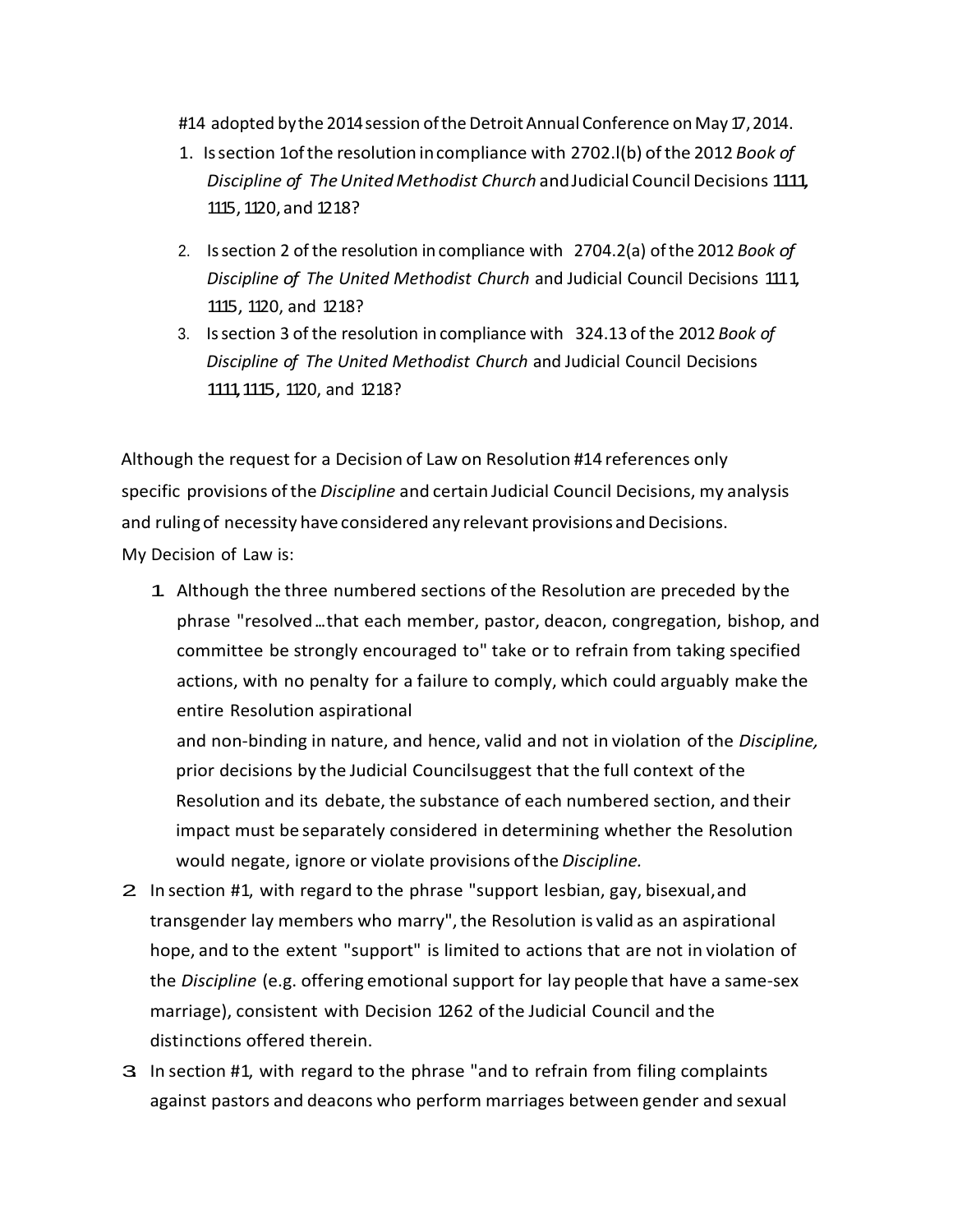#14 adopted by the 2014 session of the Detroit Annual Conference on May 17, 2014.

1. Is section 1 of the resolution in compliance with 2702.l(b) of the 2012 *Book of Discipline of The United Methodist Church* and Judicial Council Decisions 1111, 1115, 1120, and 1218?
2. Is section 2 of the resolution in compliance with 2704.2(a) of the 2012 *Book of Discipline of The United Methodist Church* and Judicial Council Decisions 1111, 1115, 1120, and 1218?
3. Is section 3 of the resolution in compliance with 324.13 of the 2012 *Book of Discipline of The United Methodist Church* and Judicial Council Decisions 1111, 1115, 1120, and 1218?

Although the request for a Decision of Law on Resolution #14 references only specific provisions of the *Discipline* and certain Judicial Council Decisions, my analysis and ruling of necessity have considered any relevant provisions and Decisions.

My Decision of Law is:

1. Although the three numbered sections of the Resolution are preceded by the phrase "resolved…that each member, pastor, deacon, congregation, bishop, and committee be strongly encouraged to" take or to refrain from taking specified actions, with no penalty for a failure to comply, which could arguably make the entire Resolution aspirational and non-binding in nature, and hence, valid and not in violation of the *Discipline,* prior decisions by the Judicial Council suggest that the full context of the Resolution and its debate, the substance of each numbered section, and their impact must be separately considered in determining whether the Resolution would negate, ignore or violate provisions of the *Discipline.*
2. In section #1, with regard to the phrase "support lesbian, gay, bisexual, and transgender lay members who marry", the Resolution is valid as an aspirational hope, and to the extent "support" is limited to actions that are not in violation of the *Discipline* (e.g. offering emotional support for lay people that have a same-sex marriage), consistent with Decision 1262 of the Judicial Council and the distinctions offered therein.
3. In section #1, with regard to the phrase "and to refrain from filing complaints against pastors and deacons who perform marriages between gender and sexual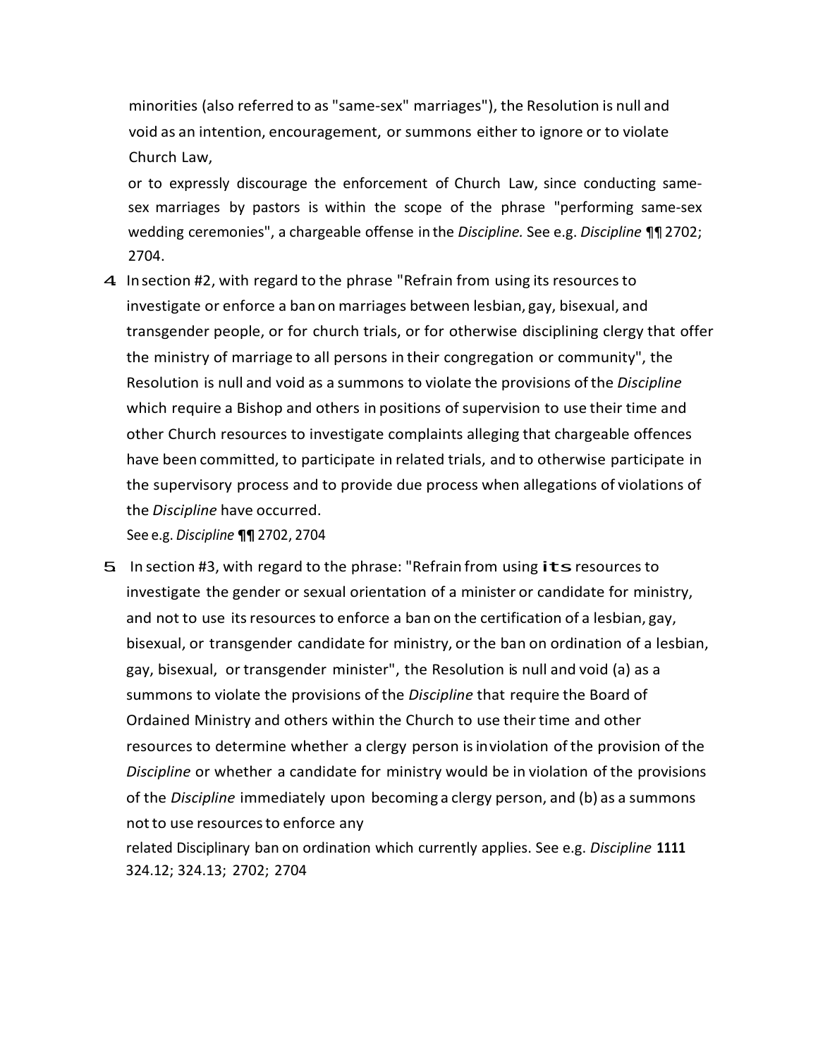minorities (also referred to as "same-sex" marriages"), the Resolution is null and void as an intention, encouragement, or summons either to ignore or to violate Church Law,

or to expressly discourage the enforcement of Church Law, since conducting same-sex marriages by pastors is within the scope of the phrase "performing same-sex wedding ceremonies", a chargeable offense in the *Discipline.* See e.g. *Discipline* ¶¶ 2702; 2704.

4. In section #2, with regard to the phrase "Refrain from using its resources to investigate or enforce a ban on marriages between lesbian, gay, bisexual, and transgender people, or for church trials, or for otherwise disciplining clergy that offer the ministry of marriage to all persons in their congregation or community", the Resolution is null and void as a summons to violate the provisions of the *Discipline* which require a Bishop and others in positions of supervision to use their time and other Church resources to investigate complaints alleging that chargeable offences have been committed, to participate in related trials, and to otherwise participate in the supervisory process and to provide due process when allegations of violations of the *Discipline* have occurred.

   See e.g. *Discipline* ¶¶ 2702, 2704

5. In section #3, with regard to the phrase: "Refrain from using its resources to investigate the gender or sexual orientation of a minister or candidate for ministry, and not to use its resources to enforce a ban on the certification of a lesbian, gay, bisexual, or transgender candidate for ministry, or the ban on ordination of a lesbian, gay, bisexual, or transgender minister", the Resolution is null and void (a) as a summons to violate the provisions of the *Discipline* that require the Board of Ordained Ministry and others within the Church to use their time and other resources to determine whether a clergy person is inviolation of the provision of the *Discipline* or whether a candidate for ministry would be in violation of the provisions of the *Discipline* immediately upon becoming a clergy person, and (b) as a summons not to use resources to enforce any

   related Disciplinary ban on ordination which currently applies. See e.g. *Discipline* **1111** 324.12; 324.13; 2702; 2704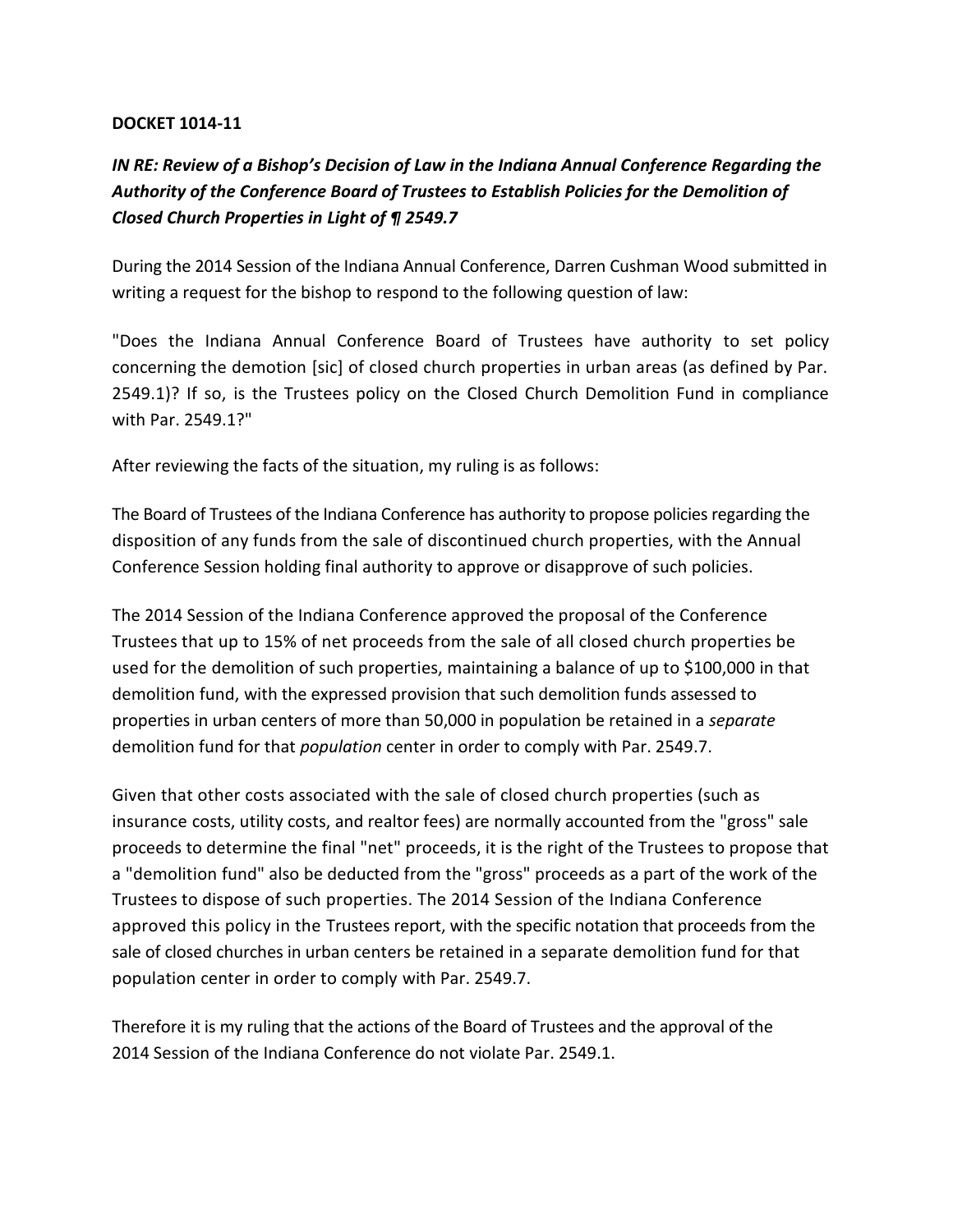**DOCKET 1014-11**

***IN RE: Review of a Bishop's Decision of Law in the Indiana Annual Conference Regarding the Authority of the Conference Board of Trustees to Establish Policies for the Demolition of Closed Church Properties in Light of ¶ 2549.7***

During the 2014 Session of the Indiana Annual Conference, Darren Cushman Wood submitted in writing a request for the bishop to respond to the following question of law:

"Does the Indiana Annual Conference Board of Trustees have authority to set policy concerning the demotion [sic] of closed church properties in urban areas (as defined by Par. 2549.1)? If so, is the Trustees policy on the Closed Church Demolition Fund in compliance with Par. 2549.1?"

After reviewing the facts of the situation, my ruling is as follows:

The Board of Trustees of the Indiana Conference has authority to propose policies regarding the disposition of any funds from the sale of discontinued church properties, with the Annual Conference Session holding final authority to approve or disapprove of such policies.

The 2014 Session of the Indiana Conference approved the proposal of the Conference Trustees that up to 15% of net proceeds from the sale of all closed church properties be used for the demolition of such properties, maintaining a balance of up to $100,000 in that demolition fund, with the expressed provision that such demolition funds assessed to properties in urban centers of more than 50,000 in population be retained in a *separate* demolition fund for that *population* center in order to comply with Par. 2549.7.

Given that other costs associated with the sale of closed church properties (such as insurance costs, utility costs, and realtor fees) are normally accounted from the "gross" sale proceeds to determine the final "net" proceeds, it is the right of the Trustees to propose that a "demolition fund" also be deducted from the "gross" proceeds as a part of the work of the Trustees to dispose of such properties. The 2014 Session of the Indiana Conference approved this policy in the Trustees report, with the specific notation that proceeds from the sale of closed churches in urban centers be retained in a separate demolition fund for that population center in order to comply with Par. 2549.7.

Therefore it is my ruling that the actions of the Board of Trustees and the approval of the 2014 Session of the Indiana Conference do not violate Par. 2549.1.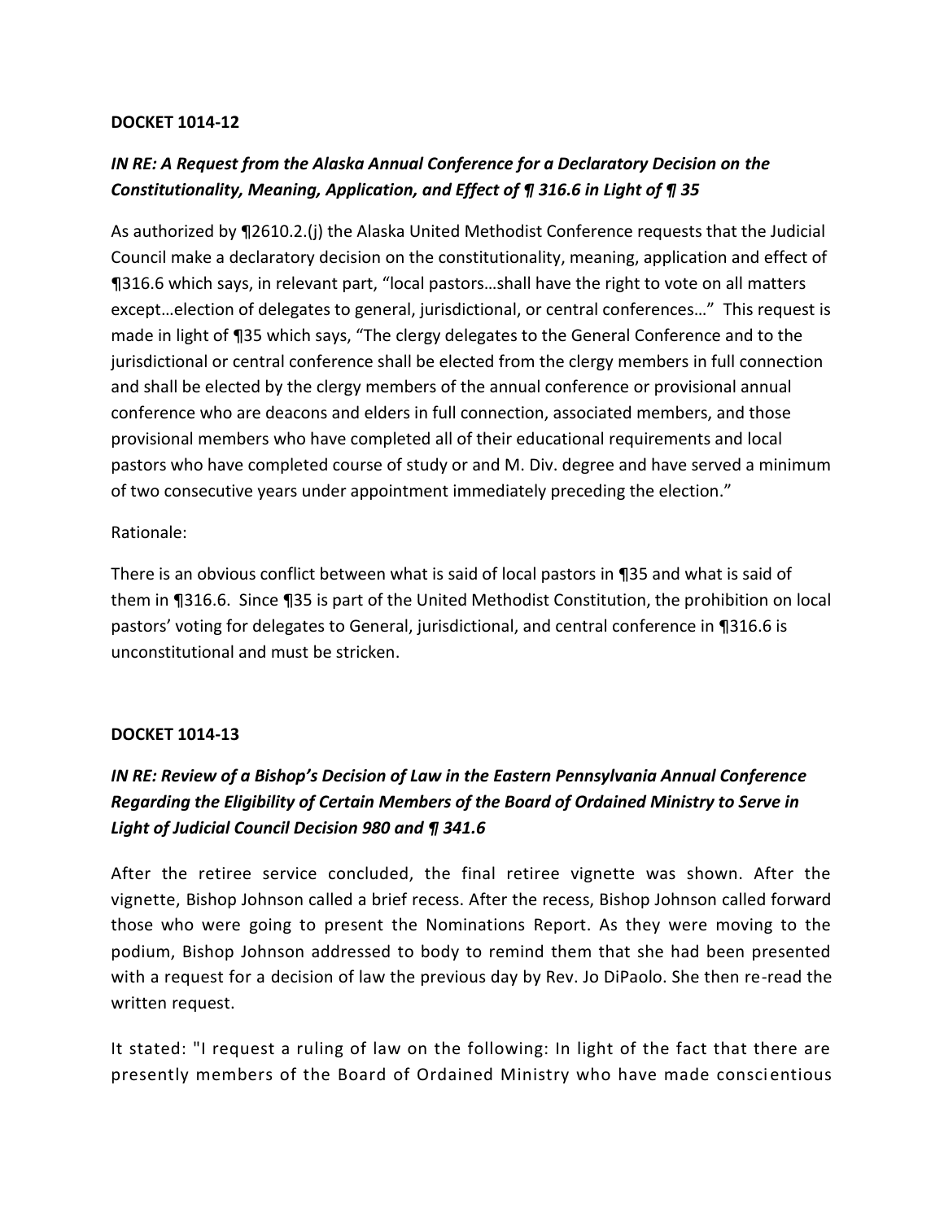**DOCKET 1014-12**

***IN RE: A Request from the Alaska Annual Conference for a Declaratory Decision on the Constitutionality, Meaning, Application, and Effect of ¶ 316.6 in Light of ¶ 35***

As authorized by ¶2610.2.(j) the Alaska United Methodist Conference requests that the Judicial Council make a declaratory decision on the constitutionality, meaning, application and effect of ¶316.6 which says, in relevant part, "local pastors…shall have the right to vote on all matters except…election of delegates to general, jurisdictional, or central conferences…" This request is made in light of ¶35 which says, "The clergy delegates to the General Conference and to the jurisdictional or central conference shall be elected from the clergy members in full connection and shall be elected by the clergy members of the annual conference or provisional annual conference who are deacons and elders in full connection, associated members, and those provisional members who have completed all of their educational requirements and local pastors who have completed course of study or and M. Div. degree and have served a minimum of two consecutive years under appointment immediately preceding the election."

Rationale:

There is an obvious conflict between what is said of local pastors in ¶35 and what is said of them in ¶316.6. Since ¶35 is part of the United Methodist Constitution, the prohibition on local pastors' voting for delegates to General, jurisdictional, and central conference in ¶316.6 is unconstitutional and must be stricken.

**DOCKET 1014-13**

***IN RE: Review of a Bishop's Decision of Law in the Eastern Pennsylvania Annual Conference Regarding the Eligibility of Certain Members of the Board of Ordained Ministry to Serve in Light of Judicial Council Decision 980 and ¶ 341.6***

After the retiree service concluded, the final retiree vignette was shown. After the vignette, Bishop Johnson called a brief recess. After the recess, Bishop Johnson called forward those who were going to present the Nominations Report. As they were moving to the podium, Bishop Johnson addressed to body to remind them that she had been presented with a request for a decision of law the previous day by Rev. Jo DiPaolo. She then re-read the written request.

It stated: "I request a ruling of law on the following: In light of the fact that there are presently members of the Board of Ordained Ministry who have made conscientious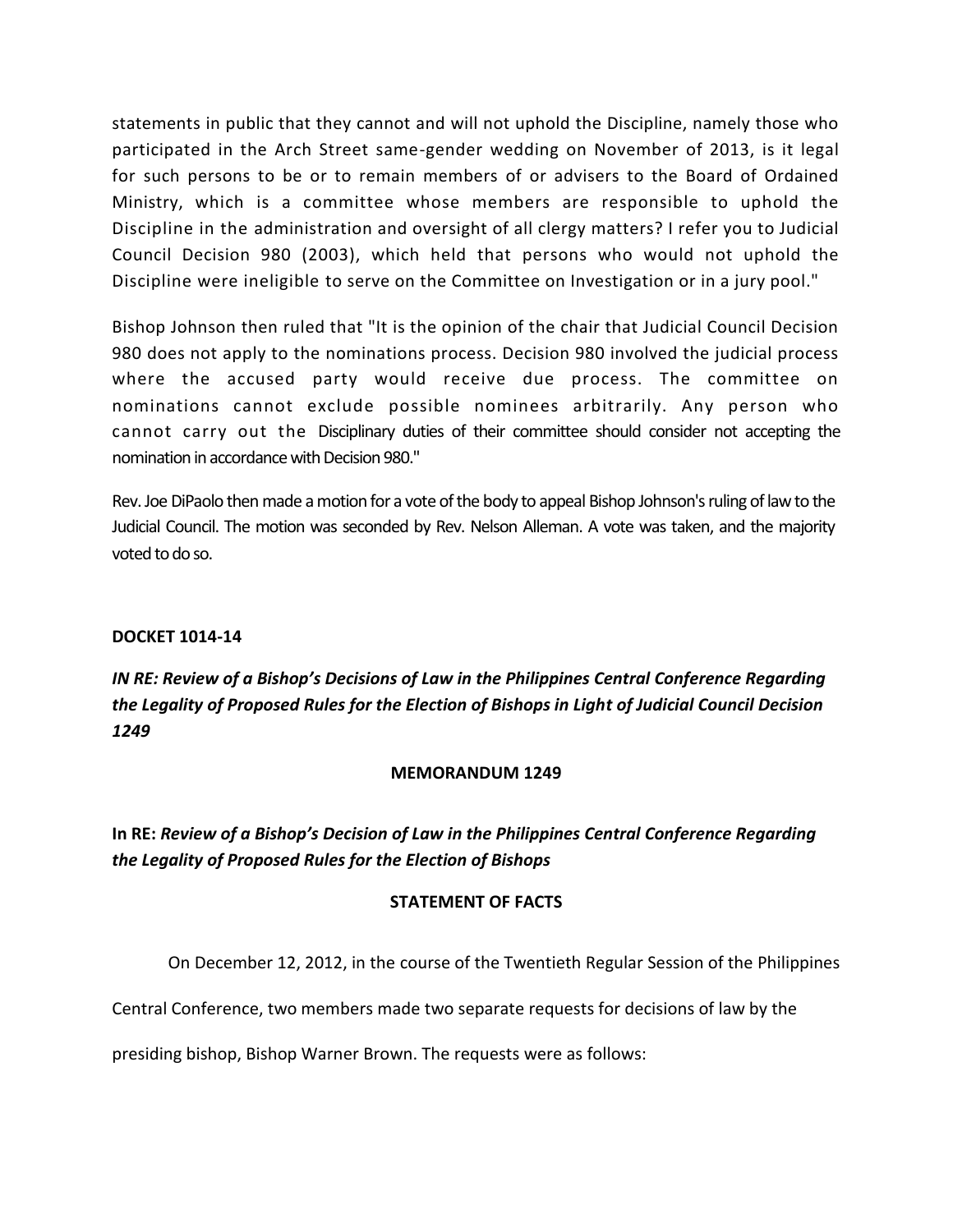statements in public that they cannot and will not uphold the Discipline, namely those who participated in the Arch Street same-gender wedding on November of 2013, is it legal for such persons to be or to remain members of or advisers to the Board of Ordained Ministry, which is a committee whose members are responsible to uphold the Discipline in the administration and oversight of all clergy matters? I refer you to Judicial Council Decision 980 (2003), which held that persons who would not uphold the Discipline were ineligible to serve on the Committee on Investigation or in a jury pool."

Bishop Johnson then ruled that "It is the opinion of the chair that Judicial Council Decision 980 does not apply to the nominations process. Decision 980 involved the judicial process where the accused party would receive due process. The committee on nominations cannot exclude possible nominees arbitrarily. Any person who cannot carry out the Disciplinary duties of their committee should consider not accepting the nomination in accordance with Decision 980."

Rev. Joe DiPaolo then made a motion for a vote of the body to appeal Bishop Johnson's ruling of law to the Judicial Council. The motion was seconded by Rev. Nelson Alleman. A vote was taken, and the majority voted to do so.

**DOCKET 1014-14**

***IN RE: Review of a Bishop's Decisions of Law in the Philippines Central Conference Regarding the Legality of Proposed Rules for the Election of Bishops in Light of Judicial Council Decision 1249***

**MEMORANDUM 1249**

**In RE:** ***Review of a Bishop's Decision of Law in the Philippines Central Conference Regarding the Legality of Proposed Rules for the Election of Bishops***

**STATEMENT OF FACTS**

On December 12, 2012, in the course of the Twentieth Regular Session of the Philippines Central Conference, two members made two separate requests for decisions of law by the presiding bishop, Bishop Warner Brown. The requests were as follows: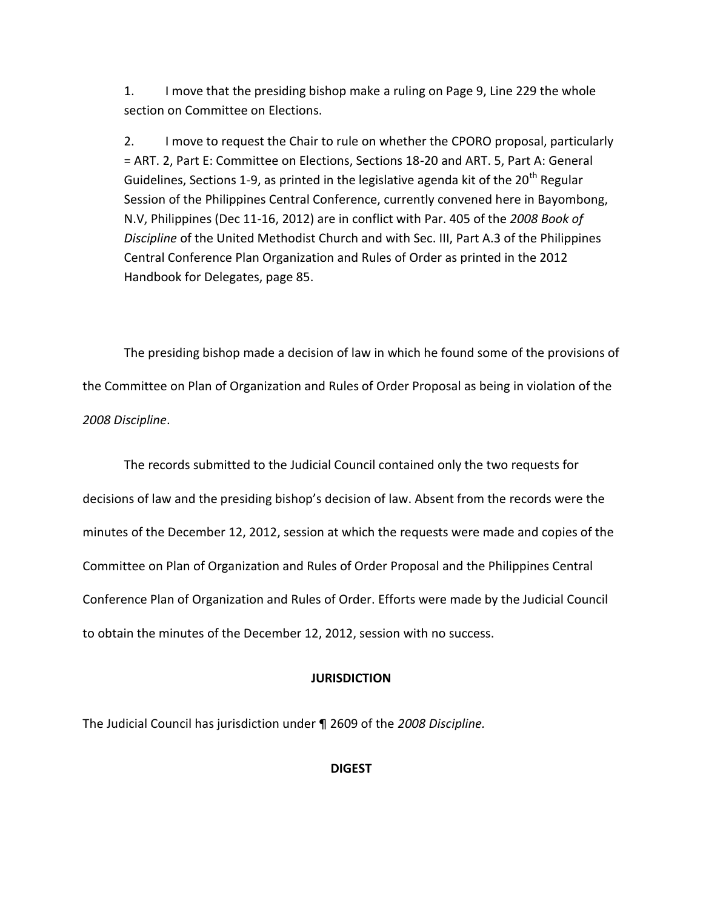1. I move that the presiding bishop make a ruling on Page 9, Line 229 the whole section on Committee on Elections.

2. I move to request the Chair to rule on whether the CPORO proposal, particularly = ART. 2, Part E: Committee on Elections, Sections 18-20 and ART. 5, Part A: General Guidelines, Sections 1-9, as printed in the legislative agenda kit of the 20th Regular Session of the Philippines Central Conference, currently convened here in Bayombong, N.V, Philippines (Dec 11-16, 2012) are in conflict with Par. 405 of the *2008 Book of Discipline* of the United Methodist Church and with Sec. III, Part A.3 of the Philippines Central Conference Plan Organization and Rules of Order as printed in the 2012 Handbook for Delegates, page 85.

The presiding bishop made a decision of law in which he found some of the provisions of the Committee on Plan of Organization and Rules of Order Proposal as being in violation of the *2008 Discipline*.

The records submitted to the Judicial Council contained only the two requests for decisions of law and the presiding bishop's decision of law. Absent from the records were the minutes of the December 12, 2012, session at which the requests were made and copies of the Committee on Plan of Organization and Rules of Order Proposal and the Philippines Central Conference Plan of Organization and Rules of Order. Efforts were made by the Judicial Council to obtain the minutes of the December 12, 2012, session with no success.

**JURISDICTION**

The Judicial Council has jurisdiction under ¶ 2609 of the *2008 Discipline.*

**DIGEST**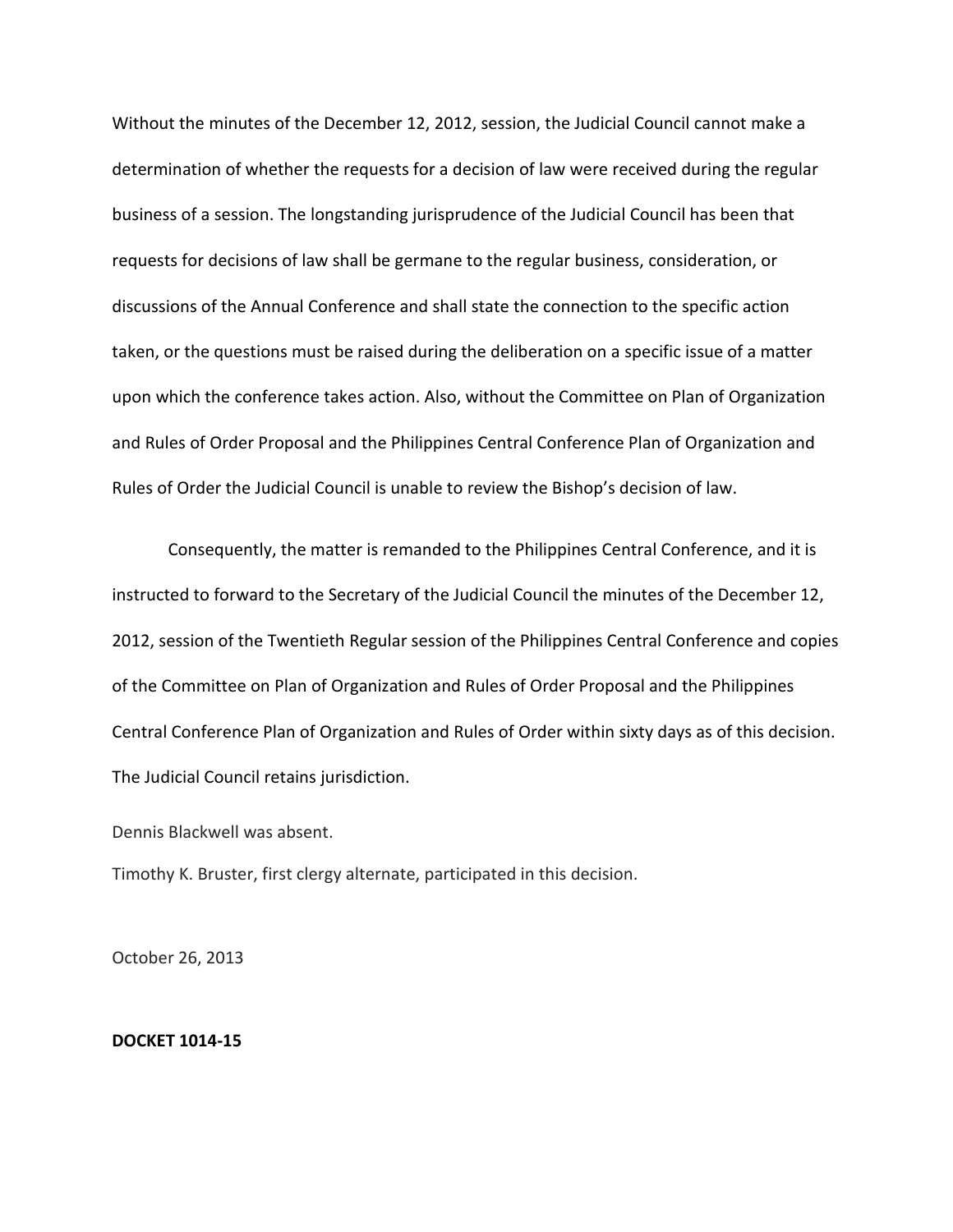Without the minutes of the December 12, 2012, session, the Judicial Council cannot make a determination of whether the requests for a decision of law were received during the regular business of a session. The longstanding jurisprudence of the Judicial Council has been that requests for decisions of law shall be germane to the regular business, consideration, or discussions of the Annual Conference and shall state the connection to the specific action taken, or the questions must be raised during the deliberation on a specific issue of a matter upon which the conference takes action. Also, without the Committee on Plan of Organization and Rules of Order Proposal and the Philippines Central Conference Plan of Organization and Rules of Order the Judicial Council is unable to review the Bishop's decision of law.

Consequently, the matter is remanded to the Philippines Central Conference, and it is instructed to forward to the Secretary of the Judicial Council the minutes of the December 12, 2012, session of the Twentieth Regular session of the Philippines Central Conference and copies of the Committee on Plan of Organization and Rules of Order Proposal and the Philippines Central Conference Plan of Organization and Rules of Order within sixty days as of this decision. The Judicial Council retains jurisdiction.

Dennis Blackwell was absent.

Timothy K. Bruster, first clergy alternate, participated in this decision.

October 26, 2013

**DOCKET 1014-15**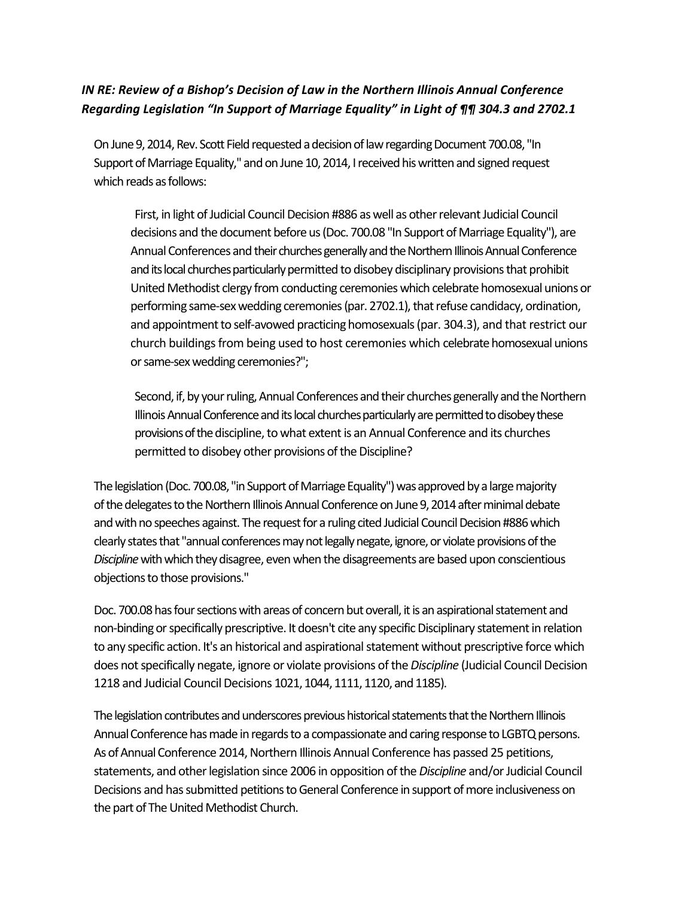***IN RE: Review of a Bishop's Decision of Law in the Northern Illinois Annual Conference Regarding Legislation "In Support of Marriage Equality" in Light of ¶¶ 304.3 and 2702.1***

On June 9, 2014, Rev. Scott Field requested a decision of law regarding Document 700.08, "In Support of Marriage Equality," and on June 10, 2014, I received his written and signed request which reads as follows:

> First, in light of Judicial Council Decision #886 as well as other relevant Judicial Council decisions and the document before us (Doc. 700.08 "In Support of Marriage Equality"), are Annual Conferences and their churches generally and the Northern Illinois Annual Conference and its local churches particularly permitted to disobey disciplinary provisions that prohibit United Methodist clergy from conducting ceremonies which celebrate homosexual unions or performing same-sex wedding ceremonies (par. 2702.1), that refuse candidacy, ordination, and appointment to self-avowed practicing homosexuals (par. 304.3), and that restrict our church buildings from being used to host ceremonies which celebrate homosexual unions or same-sex wedding ceremonies?";
>
> Second, if, by your ruling, Annual Conferences and their churches generally and the Northern Illinois Annual Conference and its local churches particularly are permitted to disobey these provisions of the discipline, to what extent is an Annual Conference and its churches permitted to disobey other provisions of the Discipline?

The legislation (Doc. 700.08, "in Support of Marriage Equality") was approved by a large majority of the delegates to the Northern Illinois Annual Conference on June 9, 2014 after minimal debate and with no speeches against. The request for a ruling cited Judicial Council Decision #886 which clearly states that "annual conferences may not legally negate, ignore, or violate provisions of the *Discipline* with which they disagree, even when the disagreements are based upon conscientious objections to those provisions."

Doc. 700.08 has four sections with areas of concern but overall, it is an aspirational statement and non-binding or specifically prescriptive. It doesn't cite any specific Disciplinary statement in relation to any specific action. It's an historical and aspirational statement without prescriptive force which does not specifically negate, ignore or violate provisions of the *Discipline* (Judicial Council Decision 1218 and Judicial Council Decisions 1021, 1044, 1111, 1120, and 1185).

The legislation contributes and underscores previous historical statements that the Northern Illinois Annual Conference has made in regards to a compassionate and caring response to LGBTQ persons. As of Annual Conference 2014, Northern Illinois Annual Conference has passed 25 petitions, statements, and other legislation since 2006 in opposition of the *Discipline* and/or Judicial Council Decisions and has submitted petitions to General Conference in support of more inclusiveness on the part of The United Methodist Church.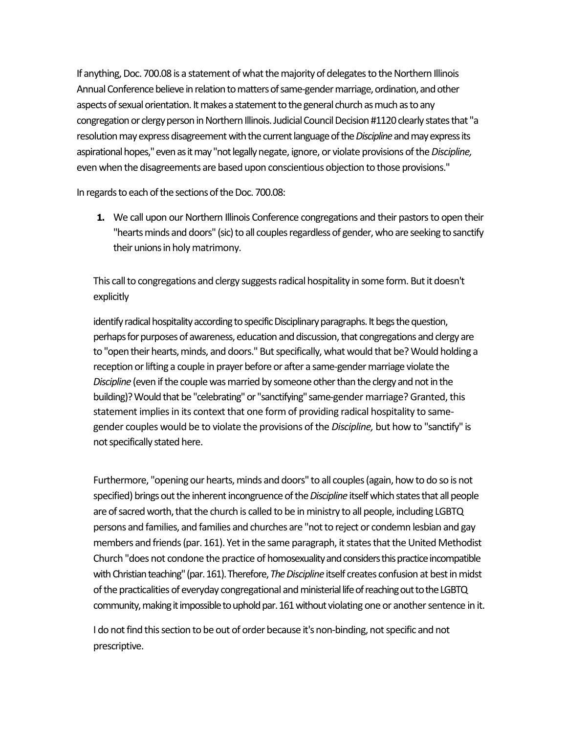If anything, Doc. 700.08 is a statement of what the majority of delegates to the Northern Illinois Annual Conference believe in relation to matters of same-gender marriage, ordination, and other aspects of sexual orientation. It makes a statement to the general church as much as to any congregation or clergy person in Northern Illinois. Judicial Council Decision #1120 clearly states that "a resolution may express disagreement with the current language of the *Discipline* and may express its aspirational hopes," even as it may "not legally negate, ignore, or violate provisions of the *Discipline,* even when the disagreements are based upon conscientious objection to those provisions."

In regards to each of the sections of the Doc. 700.08:

1. We call upon our Northern Illinois Conference congregations and their pastors to open their "hearts minds and doors" (sic) to all couples regardless of gender, who are seeking to sanctify their unions in holy matrimony.

This call to congregations and clergy suggests radical hospitality in some form. But it doesn't explicitly

identify radical hospitality according to specific Disciplinary paragraphs. It begs the question, perhaps for purposes of awareness, education and discussion, that congregations and clergy are to "open their hearts, minds, and doors." But specifically, what would that be? Would holding a reception or lifting a couple in prayer before or after a same-gender marriage violate the *Discipline* (even if the couple was married by someone other than the clergy and not in the building)? Would that be "celebrating" or "sanctifying" same-gender marriage? Granted, this statement implies in its context that one form of providing radical hospitality to same-gender couples would be to violate the provisions of the *Discipline,* but how to "sanctify" is not specifically stated here.

Furthermore, "opening our hearts, minds and doors" to all couples (again, how to do so is not specified) brings out the inherent incongruence of the *Discipline* itself which states that all people are of sacred worth, that the church is called to be in ministry to all people, including LGBTQ persons and families, and families and churches are "not to reject or condemn lesbian and gay members and friends (par. 161). Yet in the same paragraph, it states that the United Methodist Church "does not condone the practice of homosexuality and considers this practice incompatible with Christian teaching" (par. 161). Therefore, *The Discipline* itself creates confusion at best in midst of the practicalities of everyday congregational and ministerial life of reaching out to the LGBTQ community, making it impossible to uphold par. 161 without violating one or another sentence in it.

I do not find this section to be out of order because it's non-binding, not specific and not prescriptive.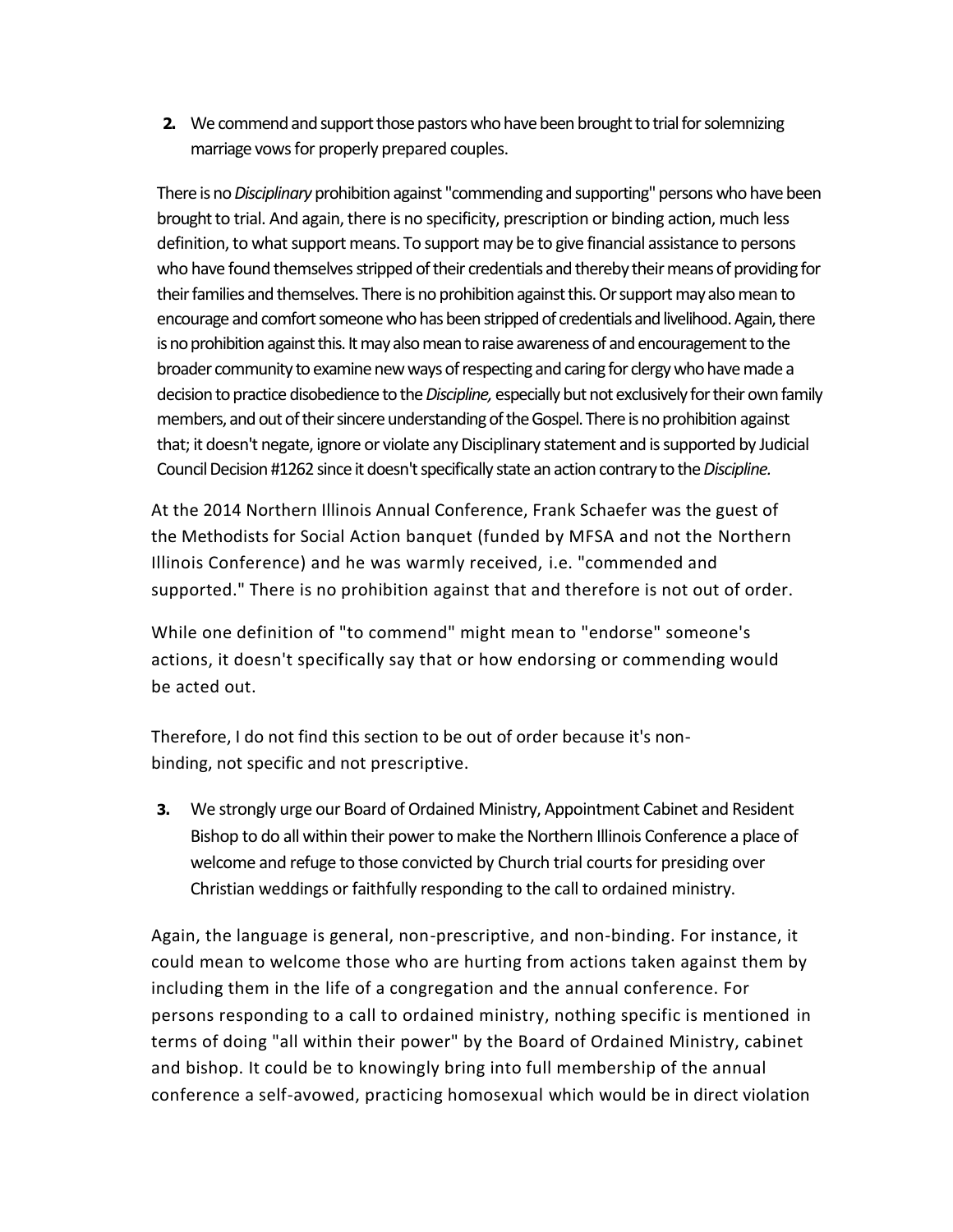2. **We commend and support those pastors who have been brought to trial for solemnizing marriage vows for properly prepared couples.**

There is no *Disciplinary* prohibition against "commending and supporting" persons who have been brought to trial. And again, there is no specificity, prescription or binding action, much less definition, to what support means. To support may be to give financial assistance to persons who have found themselves stripped of their credentials and thereby their means of providing for their families and themselves. There is no prohibition against this. Or support may also mean to encourage and comfort someone who has been stripped of credentials and livelihood. Again, there is no prohibition against this. It may also mean to raise awareness of and encouragement to the broader community to examine new ways of respecting and caring for clergy who have made a decision to practice disobedience to the *Discipline,* especially but not exclusively for their own family members, and out of their sincere understanding of the Gospel. There is no prohibition against that; it doesn't negate, ignore or violate any Disciplinary statement and is supported by Judicial Council Decision #1262 since it doesn't specifically state an action contrary to the *Discipline.*

At the 2014 Northern Illinois Annual Conference, Frank Schaefer was the guest of the Methodists for Social Action banquet (funded by MFSA and not the Northern Illinois Conference) and he was warmly received, i.e. "commended and supported." There is no prohibition against that and therefore is not out of order.

While one definition of "to commend" might mean to "endorse" someone's actions, it doesn't specifically say that or how endorsing or commending would be acted out.

Therefore, I do not find this section to be out of order because it's non-binding, not specific and not prescriptive.

3. **We strongly urge our Board of Ordained Ministry, Appointment Cabinet and Resident Bishop to do all within their power to make the Northern Illinois Conference a place of welcome and refuge to those convicted by Church trial courts for presiding over Christian weddings or faithfully responding to the call to ordained ministry.**

Again, the language is general, non-prescriptive, and non-binding. For instance, it could mean to welcome those who are hurting from actions taken against them by including them in the life of a congregation and the annual conference. For persons responding to a call to ordained ministry, nothing specific is mentioned in terms of doing "all within their power" by the Board of Ordained Ministry, cabinet and bishop. It could be to knowingly bring into full membership of the annual conference a self-avowed, practicing homosexual which would be in direct violation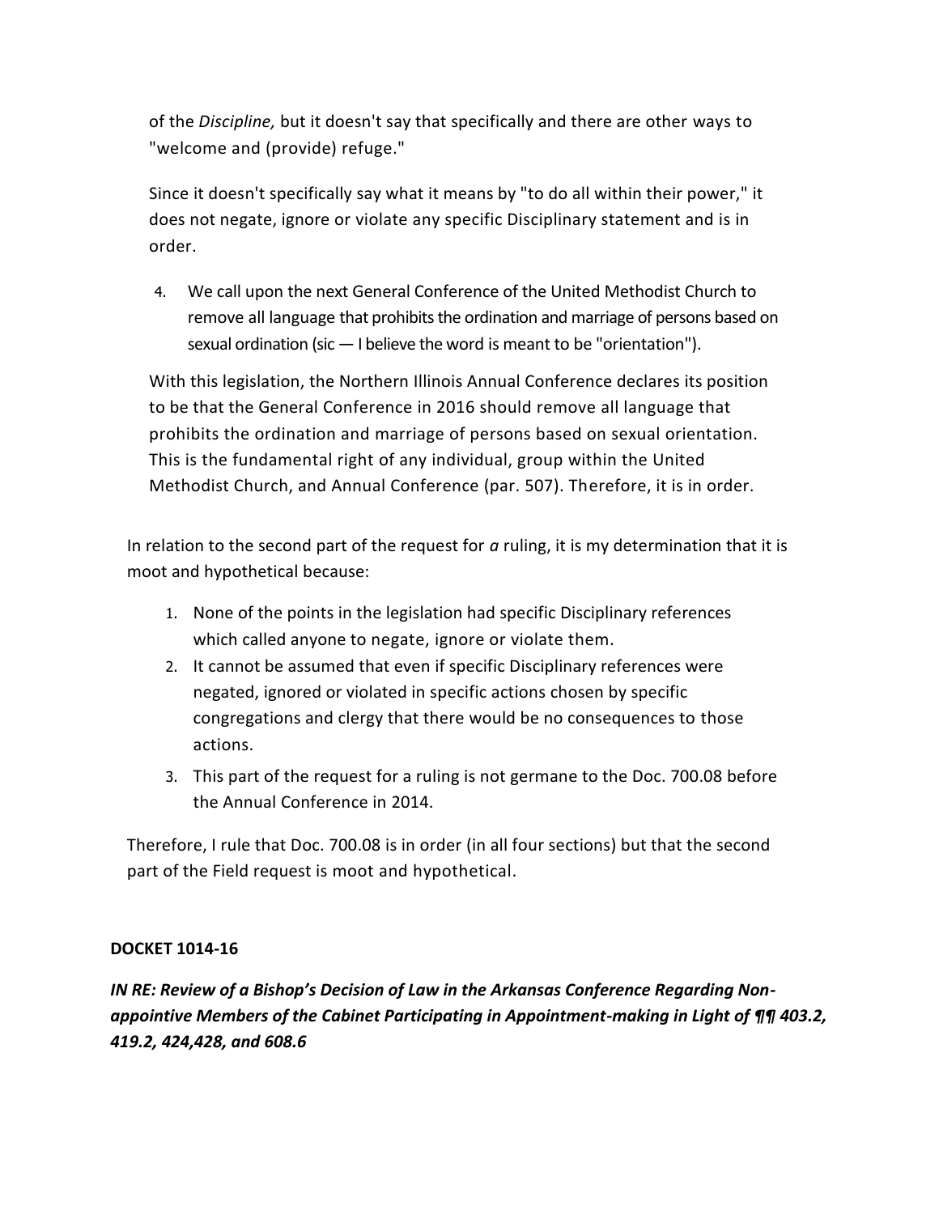of the *Discipline,* but it doesn't say that specifically and there are other ways to "welcome and (provide) refuge."

Since it doesn't specifically say what it means by "to do all within their power," it does not negate, ignore or violate any specific Disciplinary statement and is in order.

4. We call upon the next General Conference of the United Methodist Church to remove all language that prohibits the ordination and marriage of persons based on sexual ordination (sic — I believe the word is meant to be "orientation").

With this legislation, the Northern Illinois Annual Conference declares its position to be that the General Conference in 2016 should remove all language that prohibits the ordination and marriage of persons based on sexual orientation. This is the fundamental right of any individual, group within the United Methodist Church, and Annual Conference (par. 507). Therefore, it is in order.

In relation to the second part of the request for *a* ruling, it is my determination that it is moot and hypothetical because:

1. None of the points in the legislation had specific Disciplinary references which called anyone to negate, ignore or violate them.
2. It cannot be assumed that even if specific Disciplinary references were negated, ignored or violated in specific actions chosen by specific congregations and clergy that there would be no consequences to those actions.
3. This part of the request for a ruling is not germane to the Doc. 700.08 before the Annual Conference in 2014.

Therefore, I rule that Doc. 700.08 is in order (in all four sections) but that the second part of the Field request is moot and hypothetical.

**DOCKET 1014-16**

***IN RE: Review of a Bishop's Decision of Law in the Arkansas Conference Regarding Non-appointive Members of the Cabinet Participating in Appointment-making in Light of ¶¶ 403.2, 419.2, 424,428, and 608.6***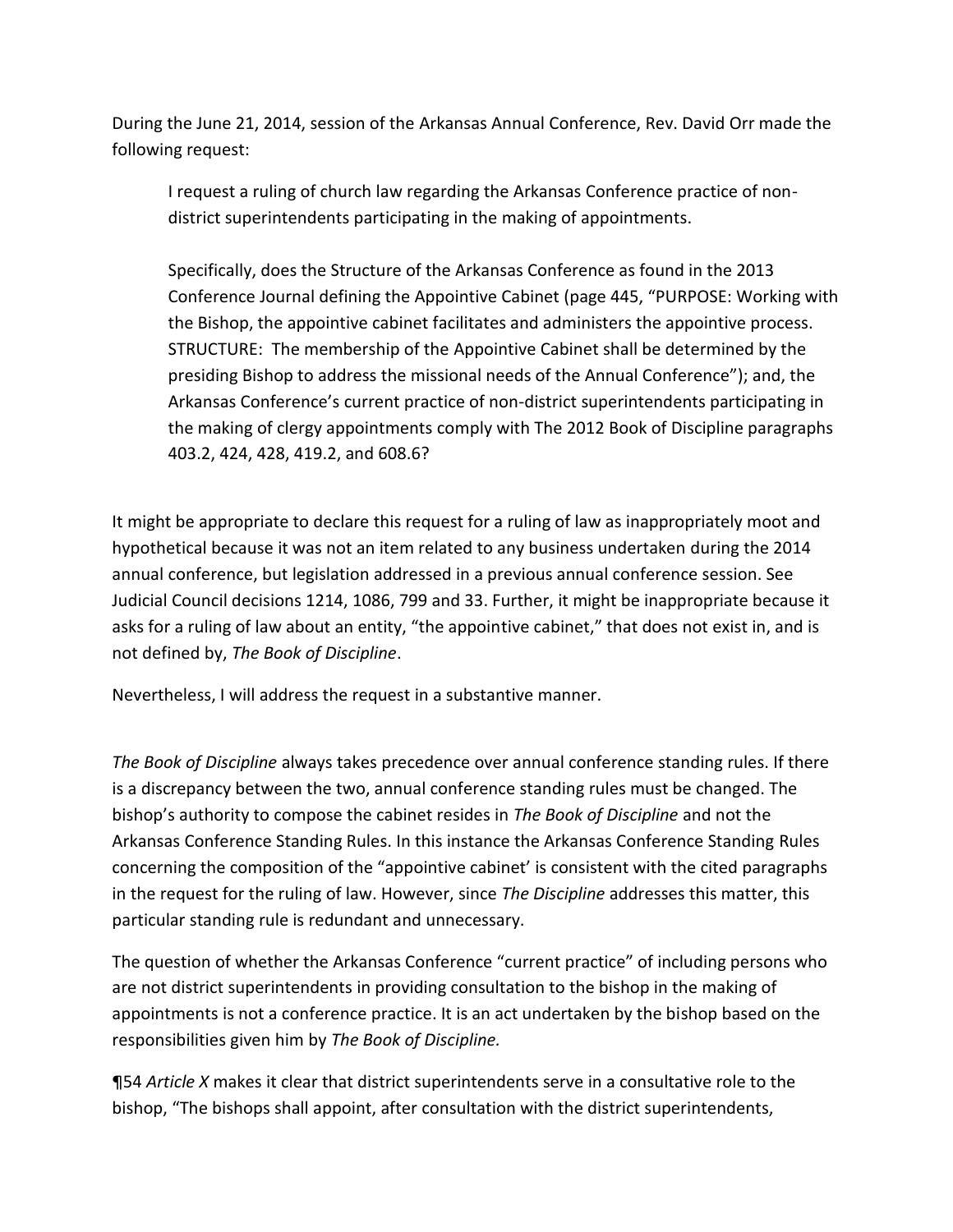During the June 21, 2014, session of the Arkansas Annual Conference, Rev. David Orr made the following request:

> I request a ruling of church law regarding the Arkansas Conference practice of non-district superintendents participating in the making of appointments.
>
> Specifically, does the Structure of the Arkansas Conference as found in the 2013 Conference Journal defining the Appointive Cabinet (page 445, "PURPOSE: Working with the Bishop, the appointive cabinet facilitates and administers the appointive process. STRUCTURE: The membership of the Appointive Cabinet shall be determined by the presiding Bishop to address the missional needs of the Annual Conference"); and, the Arkansas Conference's current practice of non-district superintendents participating in the making of clergy appointments comply with The 2012 Book of Discipline paragraphs 403.2, 424, 428, 419.2, and 608.6?

It might be appropriate to declare this request for a ruling of law as inappropriately moot and hypothetical because it was not an item related to any business undertaken during the 2014 annual conference, but legislation addressed in a previous annual conference session. See Judicial Council decisions 1214, 1086, 799 and 33. Further, it might be inappropriate because it asks for a ruling of law about an entity, "the appointive cabinet," that does not exist in, and is not defined by, *The Book of Discipline*.

Nevertheless, I will address the request in a substantive manner.

*The Book of Discipline* always takes precedence over annual conference standing rules. If there is a discrepancy between the two, annual conference standing rules must be changed. The bishop's authority to compose the cabinet resides in *The Book of Discipline* and not the Arkansas Conference Standing Rules. In this instance the Arkansas Conference Standing Rules concerning the composition of the "appointive cabinet' is consistent with the cited paragraphs in the request for the ruling of law. However, since *The Discipline* addresses this matter, this particular standing rule is redundant and unnecessary.

The question of whether the Arkansas Conference "current practice" of including persons who are not district superintendents in providing consultation to the bishop in the making of appointments is not a conference practice. It is an act undertaken by the bishop based on the responsibilities given him by *The Book of Discipline.*

¶54 *Article X* makes it clear that district superintendents serve in a consultative role to the bishop, "The bishops shall appoint, after consultation with the district superintendents,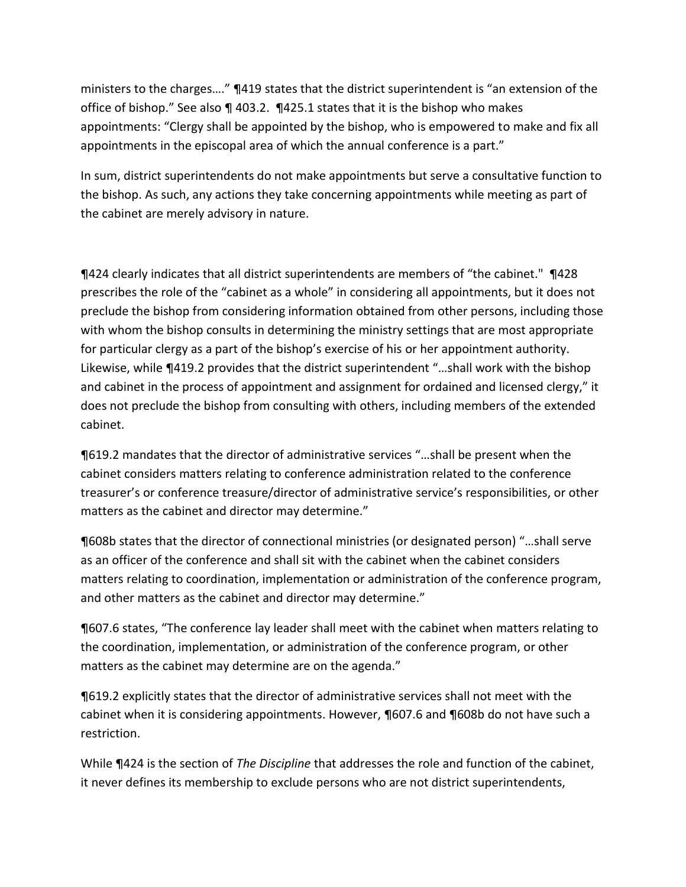ministers to the charges…." ¶419 states that the district superintendent is "an extension of the office of bishop." See also ¶ 403.2. ¶425.1 states that it is the bishop who makes appointments: "Clergy shall be appointed by the bishop, who is empowered to make and fix all appointments in the episcopal area of which the annual conference is a part."

In sum, district superintendents do not make appointments but serve a consultative function to the bishop. As such, any actions they take concerning appointments while meeting as part of the cabinet are merely advisory in nature.

¶424 clearly indicates that all district superintendents are members of "the cabinet." ¶428 prescribes the role of the "cabinet as a whole" in considering all appointments, but it does not preclude the bishop from considering information obtained from other persons, including those with whom the bishop consults in determining the ministry settings that are most appropriate for particular clergy as a part of the bishop's exercise of his or her appointment authority. Likewise, while ¶419.2 provides that the district superintendent "…shall work with the bishop and cabinet in the process of appointment and assignment for ordained and licensed clergy," it does not preclude the bishop from consulting with others, including members of the extended cabinet.

¶619.2 mandates that the director of administrative services "…shall be present when the cabinet considers matters relating to conference administration related to the conference treasurer's or conference treasure/director of administrative service's responsibilities, or other matters as the cabinet and director may determine."

¶608b states that the director of connectional ministries (or designated person) "…shall serve as an officer of the conference and shall sit with the cabinet when the cabinet considers matters relating to coordination, implementation or administration of the conference program, and other matters as the cabinet and director may determine."

¶607.6 states, "The conference lay leader shall meet with the cabinet when matters relating to the coordination, implementation, or administration of the conference program, or other matters as the cabinet may determine are on the agenda."

¶619.2 explicitly states that the director of administrative services shall not meet with the cabinet when it is considering appointments. However, ¶607.6 and ¶608b do not have such a restriction.

While ¶424 is the section of *The Discipline* that addresses the role and function of the cabinet, it never defines its membership to exclude persons who are not district superintendents,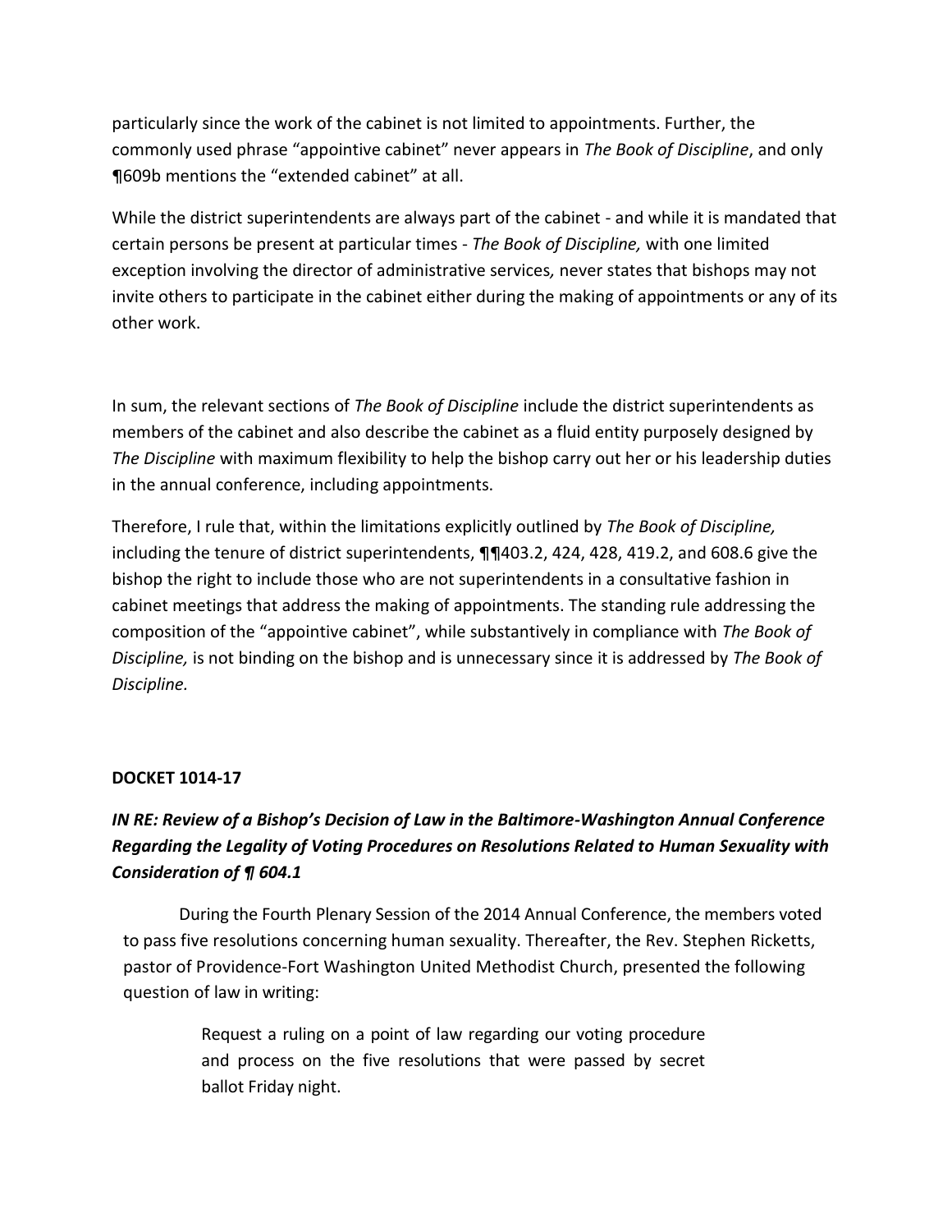particularly since the work of the cabinet is not limited to appointments. Further, the commonly used phrase "appointive cabinet" never appears in *The Book of Discipline*, and only ¶609b mentions the "extended cabinet" at all.

While the district superintendents are always part of the cabinet - and while it is mandated that certain persons be present at particular times - *The Book of Discipline,* with one limited exception involving the director of administrative services*,* never states that bishops may not invite others to participate in the cabinet either during the making of appointments or any of its other work.

In sum, the relevant sections of *The Book of Discipline* include the district superintendents as members of the cabinet and also describe the cabinet as a fluid entity purposely designed by *The Discipline* with maximum flexibility to help the bishop carry out her or his leadership duties in the annual conference, including appointments.

Therefore, I rule that, within the limitations explicitly outlined by *The Book of Discipline,* including the tenure of district superintendents, ¶¶403.2, 424, 428, 419.2, and 608.6 give the bishop the right to include those who are not superintendents in a consultative fashion in cabinet meetings that address the making of appointments. The standing rule addressing the composition of the "appointive cabinet", while substantively in compliance with *The Book of Discipline,* is not binding on the bishop and is unnecessary since it is addressed by *The Book of Discipline.*

**DOCKET 1014-17**

***IN RE: Review of a Bishop's Decision of Law in the Baltimore-Washington Annual Conference Regarding the Legality of Voting Procedures on Resolutions Related to Human Sexuality with Consideration of ¶ 604.1***

During the Fourth Plenary Session of the 2014 Annual Conference, the members voted to pass five resolutions concerning human sexuality. Thereafter, the Rev. Stephen Ricketts, pastor of Providence-Fort Washington United Methodist Church, presented the following question of law in writing:

> Request a ruling on a point of law regarding our voting procedure and process on the five resolutions that were passed by secret ballot Friday night.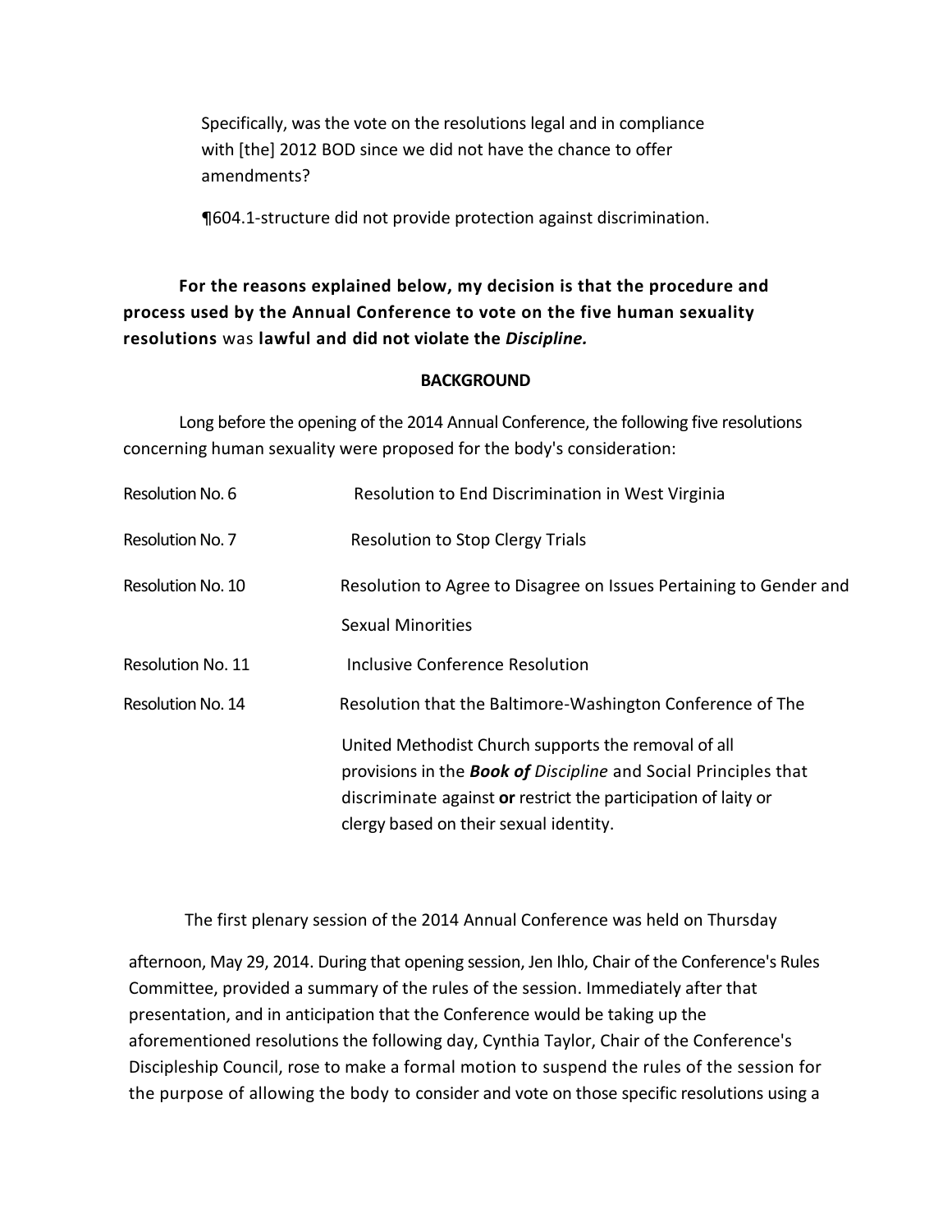> Specifically, was the vote on the resolutions legal and in compliance with [the] 2012 BOD since we did not have the chance to offer amendments?
>
> ¶604.1-structure did not provide protection against discrimination.

**For the reasons explained below, my decision is that the procedure and process used by the Annual Conference to vote on the five human sexuality resolutions** was **lawful and did not violate the *Discipline.***

**BACKGROUND**

Long before the opening of the 2014 Annual Conference, the following five resolutions concerning human sexuality were proposed for the body's consideration:

| | |
|---|---|
| Resolution No. 6 | Resolution to End Discrimination in West Virginia |
| Resolution No. 7 | Resolution to Stop Clergy Trials |
| Resolution No. 10 | Resolution to Agree to Disagree on Issues Pertaining to Gender and Sexual Minorities |
| Resolution No. 11 | Inclusive Conference Resolution |
| Resolution No. 14 | Resolution that the Baltimore-Washington Conference of The United Methodist Church supports the removal of all provisions in the ***Book of*** *Discipline* and Social Principles that discriminate against **or** restrict the participation of laity or clergy based on their sexual identity. |

The first plenary session of the 2014 Annual Conference was held on Thursday afternoon, May 29, 2014. During that opening session, Jen Ihlo, Chair of the Conference's Rules Committee, provided a summary of the rules of the session. Immediately after that presentation, and in anticipation that the Conference would be taking up the aforementioned resolutions the following day, Cynthia Taylor, Chair of the Conference's Discipleship Council, rose to make a formal motion to suspend the rules of the session for the purpose of allowing the body to consider and vote on those specific resolutions using a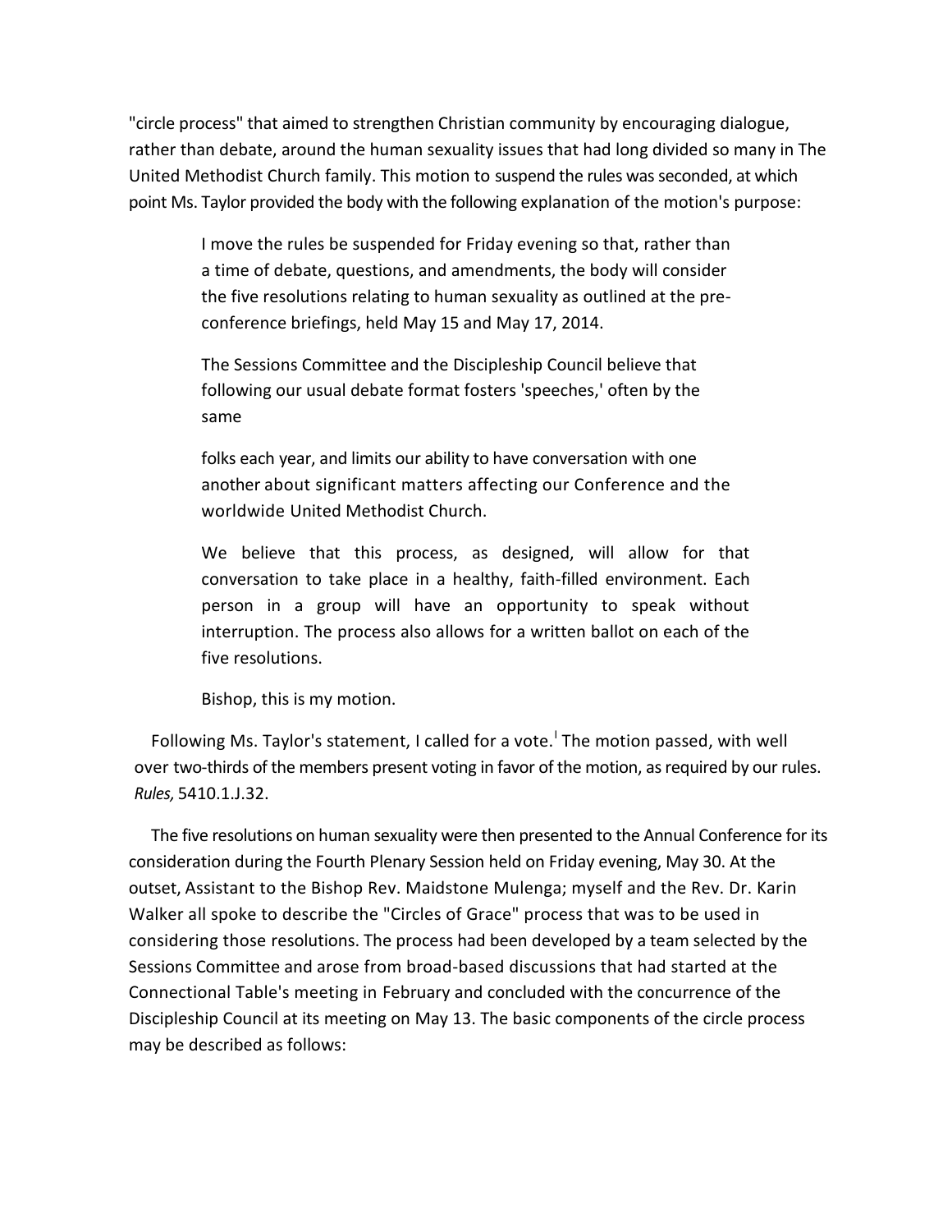"circle process" that aimed to strengthen Christian community by encouraging dialogue, rather than debate, around the human sexuality issues that had long divided so many in The United Methodist Church family. This motion to suspend the rules was seconded, at which point Ms. Taylor provided the body with the following explanation of the motion's purpose:

> I move the rules be suspended for Friday evening so that, rather than a time of debate, questions, and amendments, the body will consider the five resolutions relating to human sexuality as outlined at the pre-conference briefings, held May 15 and May 17, 2014.
>
> The Sessions Committee and the Discipleship Council believe that following our usual debate format fosters 'speeches,' often by the same
>
> folks each year, and limits our ability to have conversation with one another about significant matters affecting our Conference and the worldwide United Methodist Church.
>
> We believe that this process, as designed, will allow for that conversation to take place in a healthy, faith-filled environment. Each person in a group will have an opportunity to speak without interruption. The process also allows for a written ballot on each of the five resolutions.
>
> Bishop, this is my motion.

Following Ms. Taylor's statement, I called for a vote.[l] The motion passed, with well over two-thirds of the members present voting in favor of the motion, as required by our rules. *Rules,* 5410.1.J.32.

The five resolutions on human sexuality were then presented to the Annual Conference for its consideration during the Fourth Plenary Session held on Friday evening, May 30. At the outset, Assistant to the Bishop Rev. Maidstone Mulenga; myself and the Rev. Dr. Karin Walker all spoke to describe the "Circles of Grace" process that was to be used in considering those resolutions. The process had been developed by a team selected by the Sessions Committee and arose from broad-based discussions that had started at the Connectional Table's meeting in February and concluded with the concurrence of the Discipleship Council at its meeting on May 13. The basic components of the circle process may be described as follows: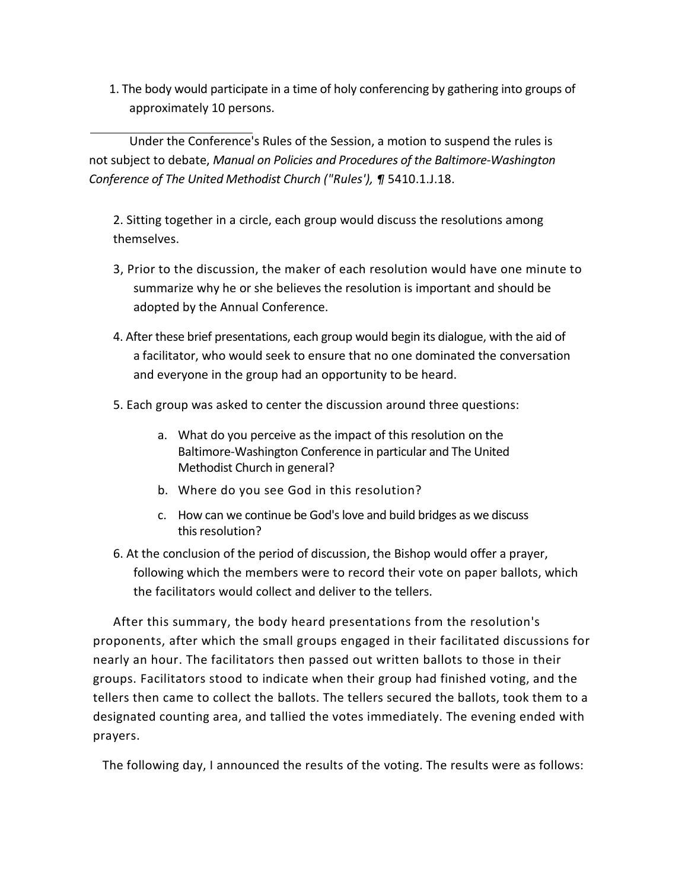1. The body would participate in a time of holy conferencing by gathering into groups of approximately 10 persons.

---

Under the Conference's Rules of the Session, a motion to suspend the rules is not subject to debate, *Manual on Policies and Procedures of the Baltimore-Washington Conference of The United Methodist Church ("Rules'),* ¶ 5410.1.J.18.

2. Sitting together in a circle, each group would discuss the resolutions among themselves.

3, Prior to the discussion, the maker of each resolution would have one minute to summarize why he or she believes the resolution is important and should be adopted by the Annual Conference.

4. After these brief presentations, each group would begin its dialogue, with the aid of a facilitator, who would seek to ensure that no one dominated the conversation and everyone in the group had an opportunity to be heard.

5. Each group was asked to center the discussion around three questions:

   a. What do you perceive as the impact of this resolution on the Baltimore-Washington Conference in particular and The United Methodist Church in general?

   b. Where do you see God in this resolution?

   c. How can we continue be God's love and build bridges as we discuss this resolution?

6. At the conclusion of the period of discussion, the Bishop would offer a prayer, following which the members were to record their vote on paper ballots, which the facilitators would collect and deliver to the tellers.

After this summary, the body heard presentations from the resolution's proponents, after which the small groups engaged in their facilitated discussions for nearly an hour. The facilitators then passed out written ballots to those in their groups. Facilitators stood to indicate when their group had finished voting, and the tellers then came to collect the ballots. The tellers secured the ballots, took them to a designated counting area, and tallied the votes immediately. The evening ended with prayers.

The following day, I announced the results of the voting. The results were as follows: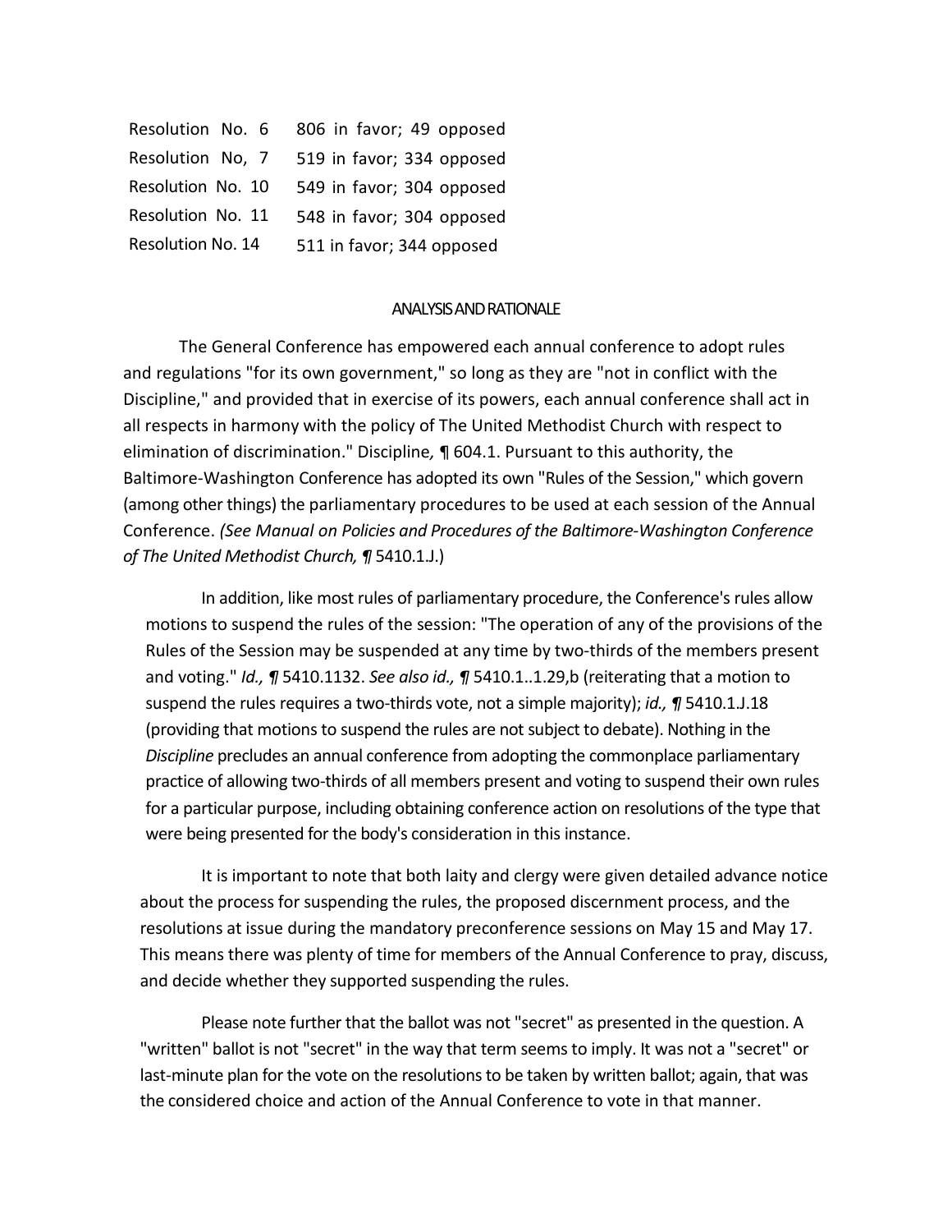| | |
|---|---|
| Resolution No. 6 | 806 in favor; 49 opposed |
| Resolution No, 7 | 519 in favor; 334 opposed |
| Resolution No. 10 | 549 in favor; 304 opposed |
| Resolution No. 11 | 548 in favor; 304 opposed |
| Resolution No. 14 | 511 in favor; 344 opposed |

## ANALYSIS AND RATIONALE

The General Conference has empowered each annual conference to adopt rules and regulations "for its own government," so long as they are "not in conflict with the Discipline," and provided that in exercise of its powers, each annual conference shall act in all respects in harmony with the policy of The United Methodist Church with respect to elimination of discrimination." Discipline*,* ¶ 604.1. Pursuant to this authority, the Baltimore-Washington Conference has adopted its own "Rules of the Session," which govern (among other things) the parliamentary procedures to be used at each session of the Annual Conference. *(See Manual on Policies and Procedures of the Baltimore-Washington Conference of The United Methodist Church, ¶* 5410.1.J.)

In addition, like most rules of parliamentary procedure, the Conference's rules allow motions to suspend the rules of the session: "The operation of any of the provisions of the Rules of the Session may be suspended at any time by two-thirds of the members present and voting." *Id., ¶* 5410.1132. *See also id., ¶* 5410.1..1.29,b (reiterating that a motion to suspend the rules requires a two-thirds vote, not a simple majority); *id., ¶* 5410.1.J.18 (providing that motions to suspend the rules are not subject to debate). Nothing in the *Discipline* precludes an annual conference from adopting the commonplace parliamentary practice of allowing two-thirds of all members present and voting to suspend their own rules for a particular purpose, including obtaining conference action on resolutions of the type that were being presented for the body's consideration in this instance.

It is important to note that both laity and clergy were given detailed advance notice about the process for suspending the rules, the proposed discernment process, and the resolutions at issue during the mandatory preconference sessions on May 15 and May 17. This means there was plenty of time for members of the Annual Conference to pray, discuss, and decide whether they supported suspending the rules.

Please note further that the ballot was not "secret" as presented in the question. A "written" ballot is not "secret" in the way that term seems to imply. It was not a "secret" or last-minute plan for the vote on the resolutions to be taken by written ballot; again, that was the considered choice and action of the Annual Conference to vote in that manner.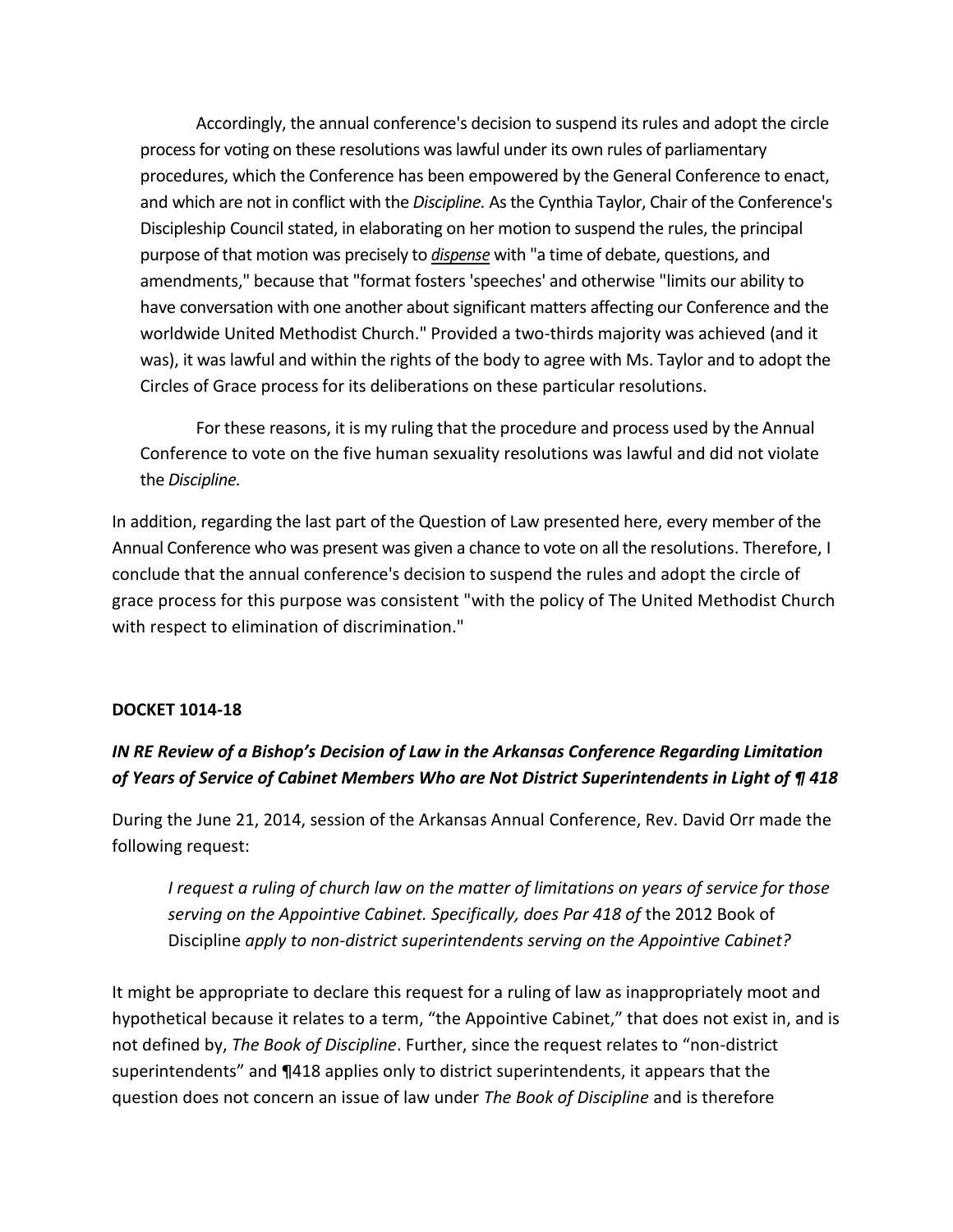Accordingly, the annual conference's decision to suspend its rules and adopt the circle process for voting on these resolutions was lawful under its own rules of parliamentary procedures, which the Conference has been empowered by the General Conference to enact, and which are not in conflict with the *Discipline.* As the Cynthia Taylor, Chair of the Conference's Discipleship Council stated, in elaborating on her motion to suspend the rules, the principal purpose of that motion was precisely to ***dispense*** with "a time of debate, questions, and amendments," because that "format fosters 'speeches' and otherwise "limits our ability to have conversation with one another about significant matters affecting our Conference and the worldwide United Methodist Church." Provided a two-thirds majority was achieved (and it was), it was lawful and within the rights of the body to agree with Ms. Taylor and to adopt the Circles of Grace process for its deliberations on these particular resolutions.

For these reasons, it is my ruling that the procedure and process used by the Annual Conference to vote on the five human sexuality resolutions was lawful and did not violate the *Discipline.*

In addition, regarding the last part of the Question of Law presented here, every member of the Annual Conference who was present was given a chance to vote on all the resolutions. Therefore, I conclude that the annual conference's decision to suspend the rules and adopt the circle of grace process for this purpose was consistent "with the policy of The United Methodist Church with respect to elimination of discrimination."

**DOCKET 1014-18**

***IN RE Review of a Bishop's Decision of Law in the Arkansas Conference Regarding Limitation of Years of Service of Cabinet Members Who are Not District Superintendents in Light of ¶ 418***

During the June 21, 2014, session of the Arkansas Annual Conference, Rev. David Orr made the following request:

> *I request a ruling of church law on the matter of limitations on years of service for those serving on the Appointive Cabinet. Specifically, does Par 418 of* the 2012 Book of Discipline *apply to non-district superintendents serving on the Appointive Cabinet?*

It might be appropriate to declare this request for a ruling of law as inappropriately moot and hypothetical because it relates to a term, "the Appointive Cabinet," that does not exist in, and is not defined by, *The Book of Discipline*. Further, since the request relates to "non-district superintendents" and ¶418 applies only to district superintendents, it appears that the question does not concern an issue of law under *The Book of Discipline* and is therefore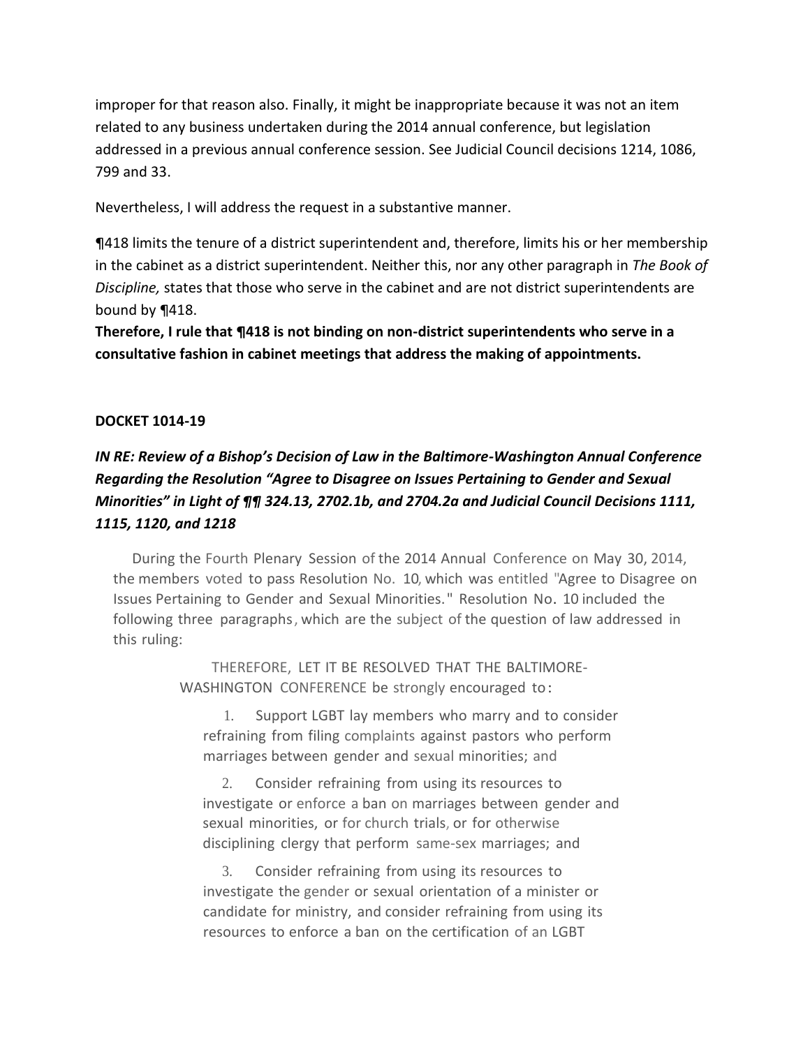improper for that reason also. Finally, it might be inappropriate because it was not an item related to any business undertaken during the 2014 annual conference, but legislation addressed in a previous annual conference session. See Judicial Council decisions 1214, 1086, 799 and 33.

Nevertheless, I will address the request in a substantive manner.

¶418 limits the tenure of a district superintendent and, therefore, limits his or her membership in the cabinet as a district superintendent. Neither this, nor any other paragraph in *The Book of Discipline,* states that those who serve in the cabinet and are not district superintendents are bound by ¶418.

**Therefore, I rule that ¶418 is not binding on non-district superintendents who serve in a consultative fashion in cabinet meetings that address the making of appointments.**

**DOCKET 1014-19**

***IN RE: Review of a Bishop's Decision of Law in the Baltimore-Washington Annual Conference Regarding the Resolution "Agree to Disagree on Issues Pertaining to Gender and Sexual Minorities" in Light of ¶¶ 324.13, 2702.1b, and 2704.2a and Judicial Council Decisions 1111, 1115, 1120, and 1218***

During the Fourth Plenary Session of the 2014 Annual Conference on May 30, 2014, the members voted to pass Resolution No. 10, which was entitled "Agree to Disagree on Issues Pertaining to Gender and Sexual Minorities." Resolution No. 10 included the following three paragraphs, which are the subject of the question of law addressed in this ruling:

> THEREFORE, LET IT BE RESOLVED THAT THE BALTIMORE-WASHINGTON CONFERENCE be strongly encouraged to:
>
> 1. Support LGBT lay members who marry and to consider refraining from filing complaints against pastors who perform marriages between gender and sexual minorities; and
>
> 2. Consider refraining from using its resources to investigate or enforce a ban on marriages between gender and sexual minorities, or for church trials, or for otherwise disciplining clergy that perform same-sex marriages; and
>
> 3. Consider refraining from using its resources to investigate the gender or sexual orientation of a minister or candidate for ministry, and consider refraining from using its resources to enforce a ban on the certification of an LGBT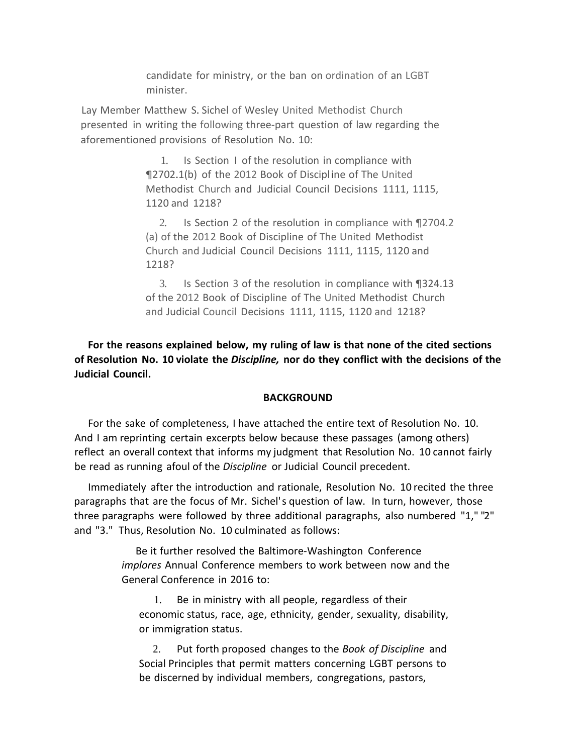candidate for ministry, or the ban on ordination of an LGBT minister.

Lay Member Matthew S. Sichel of Wesley United Methodist Church presented in writing the following three-part question of law regarding the aforementioned provisions of Resolution No. 10:

> 1. Is Section I of the resolution in compliance with ¶2702.1(b) of the 2012 Book of Discipline of The United Methodist Church and Judicial Council Decisions 1111, 1115, 1120 and 1218?
>
> 2. Is Section 2 of the resolution in compliance with ¶2704.2 (a) of the 2012 Book of Discipline of The United Methodist Church and Judicial Council Decisions 1111, 1115, 1120 and 1218?
>
> 3. Is Section 3 of the resolution in compliance with ¶324.13 of the 2012 Book of Discipline of The United Methodist Church and Judicial Council Decisions 1111, 1115, 1120 and 1218?

**For the reasons explained below, my ruling of law is that none of the cited sections of Resolution No. 10 violate the *Discipline,* nor do they conflict with the decisions of the Judicial Council.**

**BACKGROUND**

For the sake of completeness, I have attached the entire text of Resolution No. 10. And I am reprinting certain excerpts below because these passages (among others) reflect an overall context that informs my judgment that Resolution No. 10 cannot fairly be read as running afoul of the *Discipline* or Judicial Council precedent.

Immediately after the introduction and rationale, Resolution No. 10 recited the three paragraphs that are the focus of Mr. Sichel's question of law. In turn, however, those three paragraphs were followed by three additional paragraphs, also numbered "1," "2" and "3." Thus, Resolution No. 10 culminated as follows:

> Be it further resolved the Baltimore-Washington Conference *implores* Annual Conference members to work between now and the General Conference in 2016 to:
>
> 1. Be in ministry with all people, regardless of their economic status, race, age, ethnicity, gender, sexuality, disability, or immigration status.
>
> 2. Put forth proposed changes to the *Book of Discipline* and Social Principles that permit matters concerning LGBT persons to be discerned by individual members, congregations, pastors,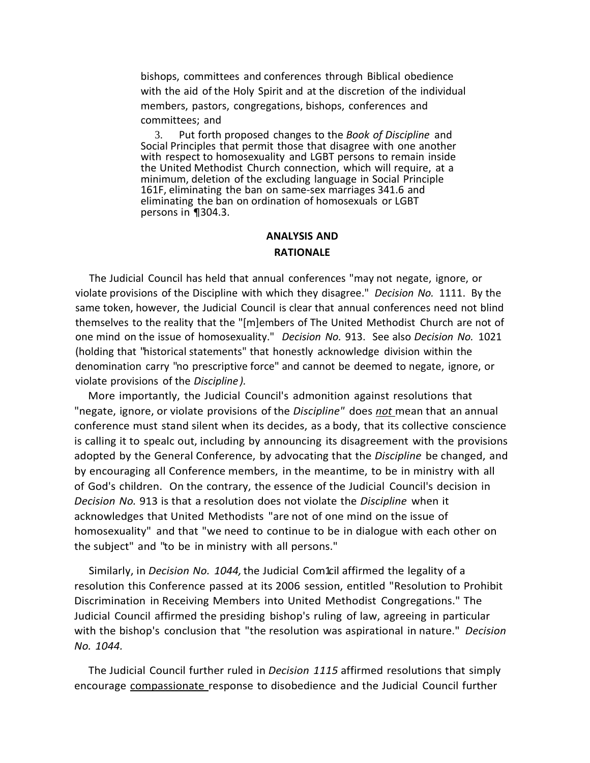bishops, committees and conferences through Biblical obedience with the aid of the Holy Spirit and at the discretion of the individual members, pastors, congregations, bishops, conferences and committees; and

3. Put forth proposed changes to the *Book of Discipline* and Social Principles that permit those that disagree with one another with respect to homosexuality and LGBT persons to remain inside the United Methodist Church connection, which will require, at a minimum, deletion of the excluding language in Social Principle 161F, eliminating the ban on same-sex marriages 341.6 and eliminating the ban on ordination of homosexuals or LGBT persons in ¶304.3.

**ANALYSIS AND RATIONALE**

The Judicial Council has held that annual conferences "may not negate, ignore, or violate provisions of the Discipline with which they disagree." *Decision No.* 1111. By the same token, however, the Judicial Council is clear that annual conferences need not blind themselves to the reality that the "[m]embers of The United Methodist Church are not of one mind on the issue of homosexuality." *Decision No.* 913. See also *Decision No.* 1021 (holding that "historical statements" that honestly acknowledge division within the denomination carry "no prescriptive force" and cannot be deemed to negate, ignore, or violate provisions of the *Discipline).*

More importantly, the Judicial Council's admonition against resolutions that "negate, ignore, or violate provisions of the *Discipline"* does <u>not</u> mean that an annual conference must stand silent when its decides, as a body, that its collective conscience is calling it to spealc out, including by announcing its disagreement with the provisions adopted by the General Conference, by advocating that the *Discipline* be changed, and by encouraging all Conference members, in the meantime, to be in ministry with all of God's children. On the contrary, the essence of the Judicial Council's decision in *Decision No.* 913 is that a resolution does not violate the *Discipline* when it acknowledges that United Methodists "are not of one mind on the issue of homosexuality" and that "we need to continue to be in dialogue with each other on the subject" and "to be in ministry with all persons."

Similarly, in *Decision No. 1044,* the Judicial Com1cil affirmed the legality of a resolution this Conference passed at its 2006 session, entitled "Resolution to Prohibit Discrimination in Receiving Members into United Methodist Congregations." The Judicial Council affirmed the presiding bishop's ruling of law, agreeing in particular with the bishop's conclusion that "the resolution was aspirational in nature." *Decision No. 1044.*

The Judicial Council further ruled in *Decision 1115* affirmed resolutions that simply encourage <u>compassionate</u> response to disobedience and the Judicial Council further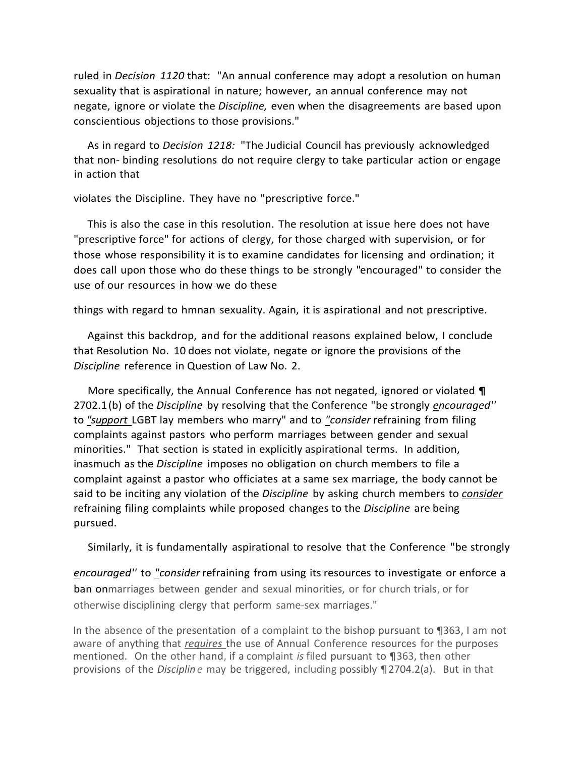ruled in *Decision 1120* that: "An annual conference may adopt a resolution on human sexuality that is aspirational in nature; however, an annual conference may not negate, ignore or violate the *Discipline,* even when the disagreements are based upon conscientious objections to those provisions."

As in regard to *Decision 1218:* "The Judicial Council has previously acknowledged that non- binding resolutions do not require clergy to take particular action or engage in action that

violates the Discipline. They have no "prescriptive force."

This is also the case in this resolution. The resolution at issue here does not have "prescriptive force" for actions of clergy, for those charged with supervision, or for those whose responsibility it is to examine candidates for licensing and ordination; it does call upon those who do these things to be strongly "encouraged" to consider the use of our resources in how we do these

things with regard to hmnan sexuality. Again, it is aspirational and not prescriptive.

Against this backdrop, and for the additional reasons explained below, I conclude that Resolution No. 10 does not violate, negate or ignore the provisions of the *Discipline* reference in Question of Law No. 2.

More specifically, the Annual Conference has not negated, ignored or violated ¶ 2702.1(b) of the *Discipline* by resolving that the Conference "be strongly *encouraged''* to *"support* LGBT lay members who marry" and to *"consider* refraining from filing complaints against pastors who perform marriages between gender and sexual minorities." That section is stated in explicitly aspirational terms. In addition, inasmuch as the *Discipline* imposes no obligation on church members to file a complaint against a pastor who officiates at a same sex marriage, the body cannot be said to be inciting any violation of the *Discipline* by asking church members to *consider* refraining filing complaints while proposed changes to the *Discipline* are being pursued.

Similarly, it is fundamentally aspirational to resolve that the Conference "be strongly

*encouraged''* to *"consider* refraining from using its resources to investigate or enforce a ban onmarriages between gender and sexual minorities, or for church trials, or for otherwise disciplining clergy that perform same-sex marriages."

In the absence of the presentation of a complaint to the bishop pursuant to ¶363, I am not aware of anything that *requires* the use of Annual Conference resources for the purposes mentioned. On the other hand, if a complaint *is* filed pursuant to ¶363, then other provisions of the *Disciplin e* may be triggered, including possibly ¶2704.2(a). But in that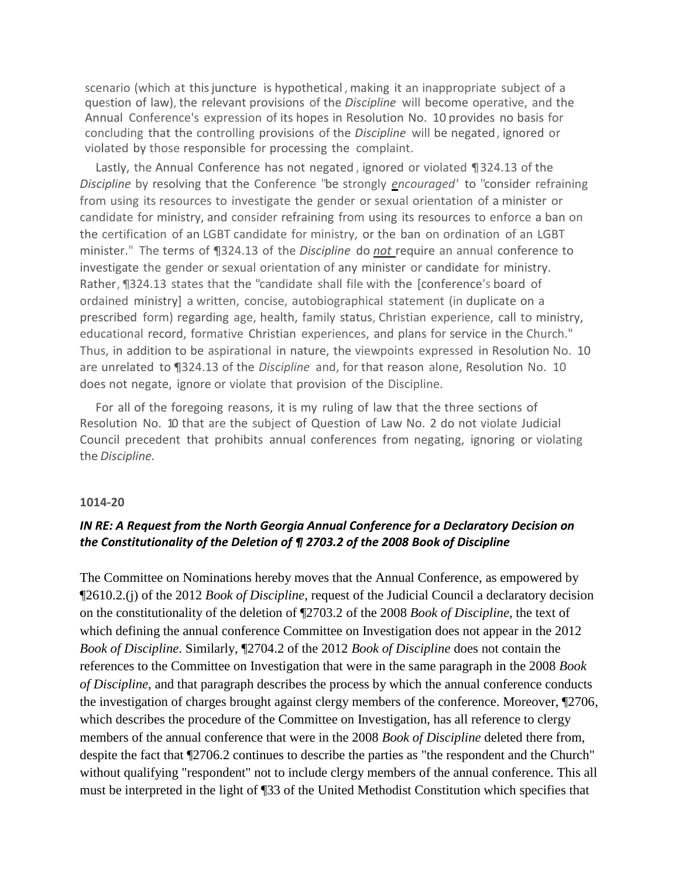scenario (which at this juncture is hypothetical, making it an inappropriate subject of a question of law), the relevant provisions of the *Discipline* will become operative, and the Annual Conference's expression of its hopes in Resolution No. 10 provides no basis for concluding that the controlling provisions of the *Discipline* will be negated, ignored or violated by those responsible for processing the complaint.

Lastly, the Annual Conference has not negated, ignored or violated ¶324.13 of the *Discipline* by resolving that the Conference "be strongly *encouraged'* to "consider refraining from using its resources to investigate the gender or sexual orientation of a minister or candidate for ministry, and consider refraining from using its resources to enforce a ban on the certification of an LGBT candidate for ministry, or the ban on ordination of an LGBT minister." The terms of ¶324.13 of the *Discipline* do *not* require an annual conference to investigate the gender or sexual orientation of any minister or candidate for ministry. Rather, ¶324.13 states that the "candidate shall file with the [conference's board of ordained ministry] a written, concise, autobiographical statement (in duplicate on a prescribed form) regarding age, health, family status, Christian experience, call to ministry, educational record, formative Christian experiences, and plans for service in the Church." Thus, in addition to be aspirational in nature, the viewpoints expressed in Resolution No. 10 are unrelated to ¶324.13 of the *Discipline* and, for that reason alone, Resolution No. 10 does not negate, ignore or violate that provision of the Discipline.

For all of the foregoing reasons, it is my ruling of law that the three sections of Resolution No. 10 that are the subject of Question of Law No. 2 do not violate Judicial Council precedent that prohibits annual conferences from negating, ignoring or violating the *Discipline.*

**1014-20**

### *IN RE: A Request from the North Georgia Annual Conference for a Declaratory Decision on the Constitutionality of the Deletion of ¶ 2703.2 of the 2008 Book of Discipline*

The Committee on Nominations hereby moves that the Annual Conference, as empowered by ¶2610.2.(j) of the 2012 *Book of Discipline*, request of the Judicial Council a declaratory decision on the constitutionality of the deletion of ¶2703.2 of the 2008 *Book of Discipline*, the text of which defining the annual conference Committee on Investigation does not appear in the 2012 *Book of Discipline*. Similarly, ¶2704.2 of the 2012 *Book of Discipline* does not contain the references to the Committee on Investigation that were in the same paragraph in the 2008 *Book of Discipline*, and that paragraph describes the process by which the annual conference conducts the investigation of charges brought against clergy members of the conference. Moreover, ¶2706, which describes the procedure of the Committee on Investigation, has all reference to clergy members of the annual conference that were in the 2008 *Book of Discipline* deleted there from, despite the fact that ¶2706.2 continues to describe the parties as "the respondent and the Church" without qualifying "respondent" not to include clergy members of the annual conference. This all must be interpreted in the light of ¶33 of the United Methodist Constitution which specifies that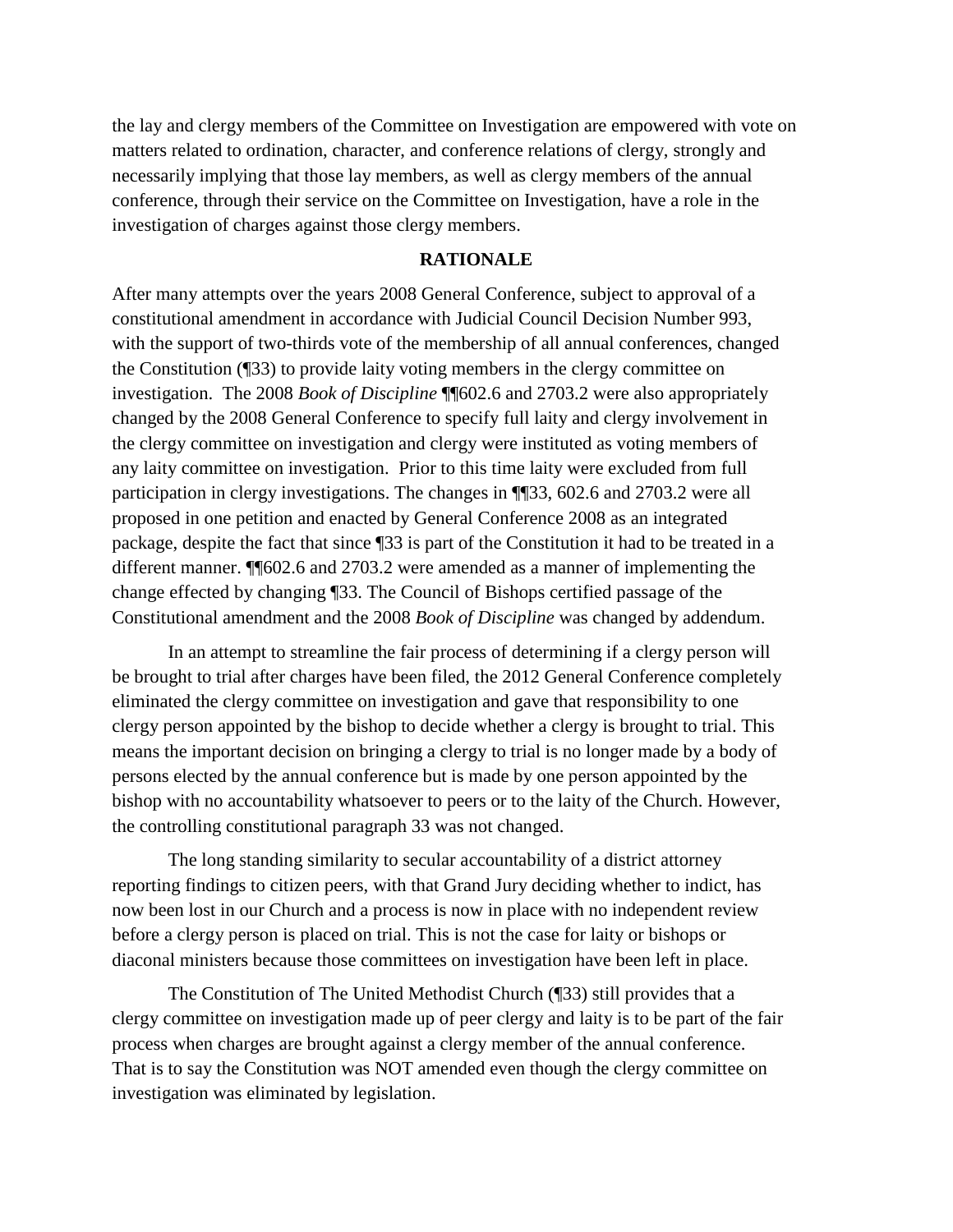the lay and clergy members of the Committee on Investigation are empowered with vote on matters related to ordination, character, and conference relations of clergy, strongly and necessarily implying that those lay members, as well as clergy members of the annual conference, through their service on the Committee on Investigation, have a role in the investigation of charges against those clergy members.

**RATIONALE**

After many attempts over the years 2008 General Conference, subject to approval of a constitutional amendment in accordance with Judicial Council Decision Number 993, with the support of two-thirds vote of the membership of all annual conferences, changed the Constitution (¶33) to provide laity voting members in the clergy committee on investigation. The 2008 *Book of Discipline* ¶¶602.6 and 2703.2 were also appropriately changed by the 2008 General Conference to specify full laity and clergy involvement in the clergy committee on investigation and clergy were instituted as voting members of any laity committee on investigation. Prior to this time laity were excluded from full participation in clergy investigations. The changes in ¶¶33, 602.6 and 2703.2 were all proposed in one petition and enacted by General Conference 2008 as an integrated package, despite the fact that since ¶33 is part of the Constitution it had to be treated in a different manner. ¶¶602.6 and 2703.2 were amended as a manner of implementing the change effected by changing ¶33. The Council of Bishops certified passage of the Constitutional amendment and the 2008 *Book of Discipline* was changed by addendum.

In an attempt to streamline the fair process of determining if a clergy person will be brought to trial after charges have been filed, the 2012 General Conference completely eliminated the clergy committee on investigation and gave that responsibility to one clergy person appointed by the bishop to decide whether a clergy is brought to trial. This means the important decision on bringing a clergy to trial is no longer made by a body of persons elected by the annual conference but is made by one person appointed by the bishop with no accountability whatsoever to peers or to the laity of the Church. However, the controlling constitutional paragraph 33 was not changed.

The long standing similarity to secular accountability of a district attorney reporting findings to citizen peers, with that Grand Jury deciding whether to indict, has now been lost in our Church and a process is now in place with no independent review before a clergy person is placed on trial. This is not the case for laity or bishops or diaconal ministers because those committees on investigation have been left in place.

The Constitution of The United Methodist Church (¶33) still provides that a clergy committee on investigation made up of peer clergy and laity is to be part of the fair process when charges are brought against a clergy member of the annual conference. That is to say the Constitution was NOT amended even though the clergy committee on investigation was eliminated by legislation.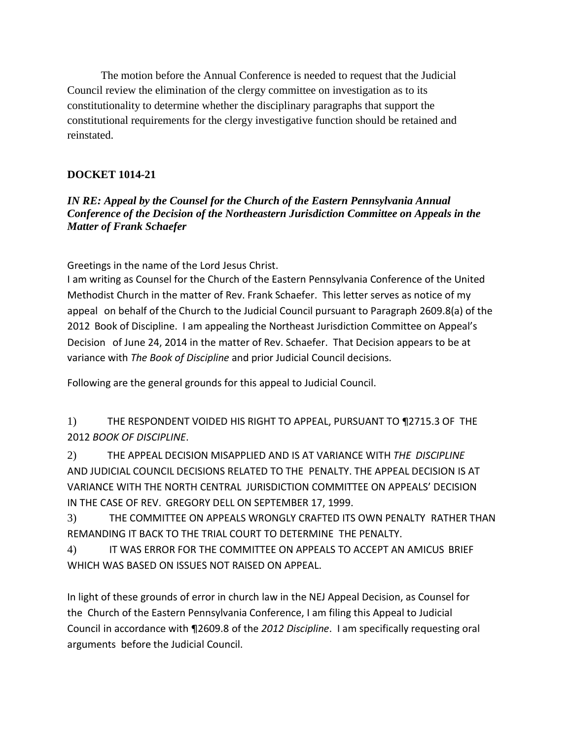The motion before the Annual Conference is needed to request that the Judicial Council review the elimination of the clergy committee on investigation as to its constitutionality to determine whether the disciplinary paragraphs that support the constitutional requirements for the clergy investigative function should be retained and reinstated.

## DOCKET 1014-21

***IN RE: Appeal by the Counsel for the Church of the Eastern Pennsylvania Annual Conference of the Decision of the Northeastern Jurisdiction Committee on Appeals in the Matter of Frank Schaefer***

Greetings in the name of the Lord Jesus Christ.
I am writing as Counsel for the Church of the Eastern Pennsylvania Conference of the United Methodist Church in the matter of Rev. Frank Schaefer. This letter serves as notice of my appeal on behalf of the Church to the Judicial Council pursuant to Paragraph 2609.8(a) of the 2012 Book of Discipline. I am appealing the Northeast Jurisdiction Committee on Appeal's Decision of June 24, 2014 in the matter of Rev. Schaefer. That Decision appears to be at variance with *The Book of Discipline* and prior Judicial Council decisions.

Following are the general grounds for this appeal to Judicial Council.

1) THE RESPONDENT VOIDED HIS RIGHT TO APPEAL, PURSUANT TO ¶2715.3 OF THE 2012 *BOOK OF DISCIPLINE*.

2) THE APPEAL DECISION MISAPPLIED AND IS AT VARIANCE WITH *THE DISCIPLINE* AND JUDICIAL COUNCIL DECISIONS RELATED TO THE PENALTY. THE APPEAL DECISION IS AT VARIANCE WITH THE NORTH CENTRAL JURISDICTION COMMITTEE ON APPEALS' DECISION IN THE CASE OF REV. GREGORY DELL ON SEPTEMBER 17, 1999.

3) THE COMMITTEE ON APPEALS WRONGLY CRAFTED ITS OWN PENALTY RATHER THAN REMANDING IT BACK TO THE TRIAL COURT TO DETERMINE THE PENALTY.

4) IT WAS ERROR FOR THE COMMITTEE ON APPEALS TO ACCEPT AN AMICUS BRIEF WHICH WAS BASED ON ISSUES NOT RAISED ON APPEAL.

In light of these grounds of error in church law in the NEJ Appeal Decision, as Counsel for the Church of the Eastern Pennsylvania Conference, I am filing this Appeal to Judicial Council in accordance with ¶2609.8 of the *2012 Discipline*. I am specifically requesting oral arguments before the Judicial Council.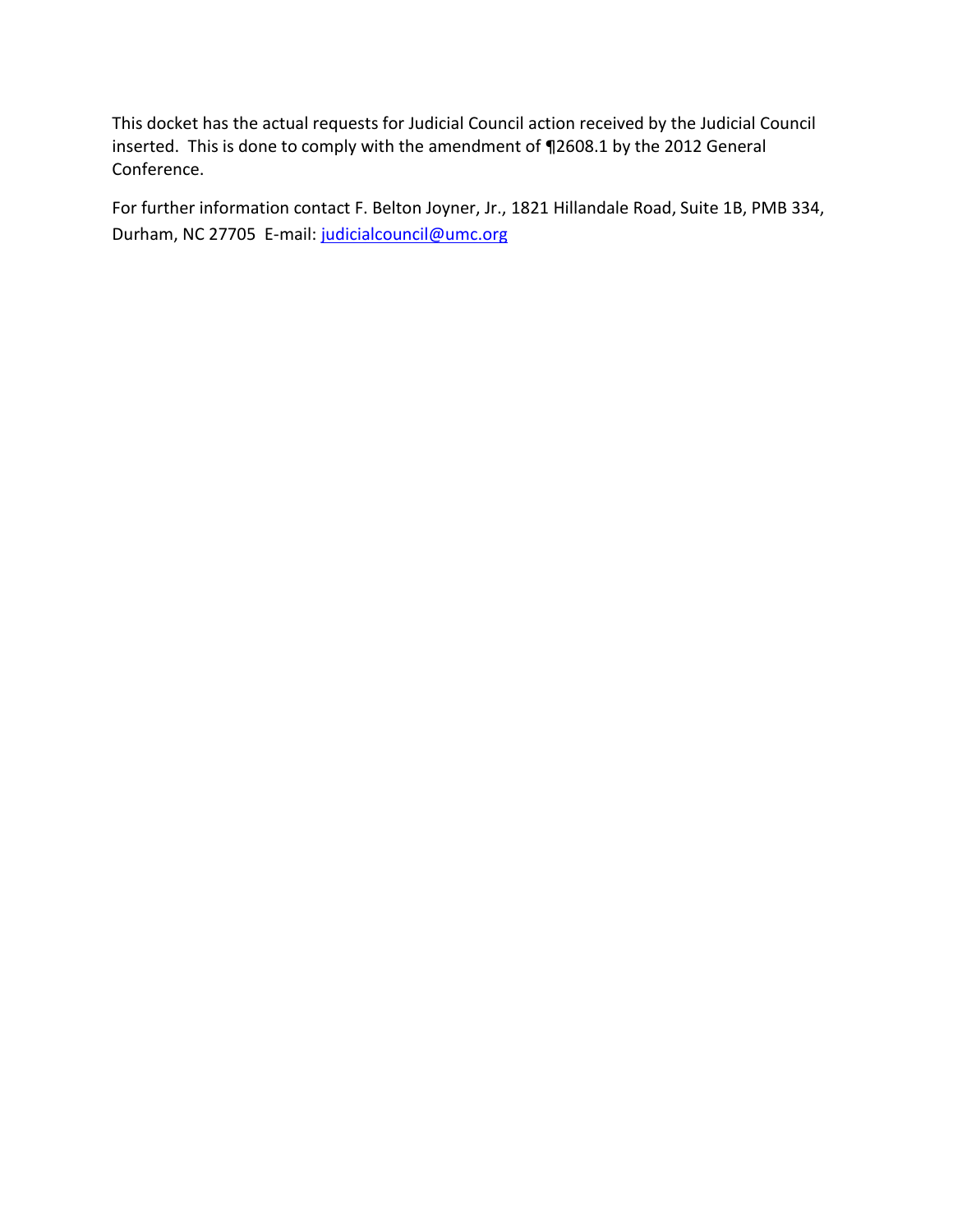This docket has the actual requests for Judicial Council action received by the Judicial Council inserted. This is done to comply with the amendment of ¶2608.1 by the 2012 General Conference.

For further information contact F. Belton Joyner, Jr., 1821 Hillandale Road, Suite 1B, PMB 334, Durham, NC 27705 E-mail: judicialcouncil@umc.org